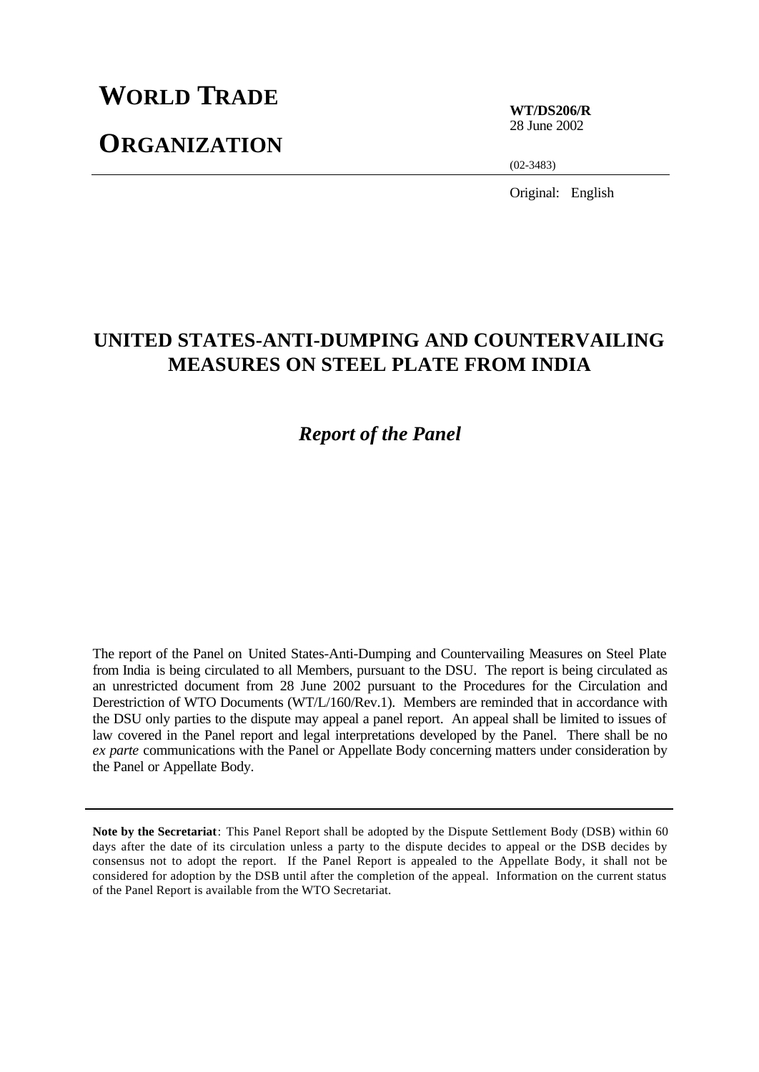# WORLD TRADE ORGANIZATION

**WT/DS206/R**
28 June 2002

(02-3483)

Original: English

## UNITED STATES-ANTI-DUMPING AND COUNTERVAILING MEASURES ON STEEL PLATE FROM INDIA

### *Report of the Panel*

The report of the Panel on United States-Anti-Dumping and Countervailing Measures on Steel Plate from India is being circulated to all Members, pursuant to the DSU. The report is being circulated as an unrestricted document from 28 June 2002 pursuant to the Procedures for the Circulation and Derestriction of WTO Documents (WT/L/160/Rev.1). Members are reminded that in accordance with the DSU only parties to the dispute may appeal a panel report. An appeal shall be limited to issues of law covered in the Panel report and legal interpretations developed by the Panel. There shall be no *ex parte* communications with the Panel or Appellate Body concerning matters under consideration by the Panel or Appellate Body.

---

**Note by the Secretariat**: This Panel Report shall be adopted by the Dispute Settlement Body (DSB) within 60 days after the date of its circulation unless a party to the dispute decides to appeal or the DSB decides by consensus not to adopt the report. If the Panel Report is appealed to the Appellate Body, it shall not be considered for adoption by the DSB until after the completion of the appeal. Information on the current status of the Panel Report is available from the WTO Secretariat.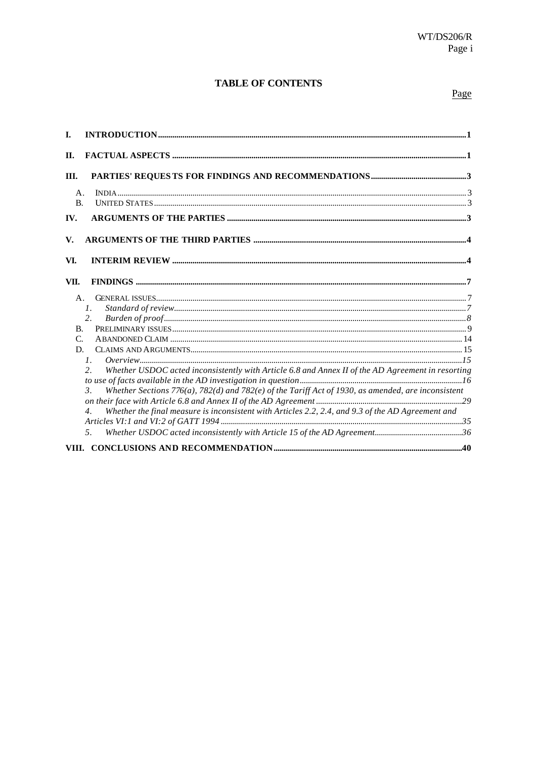# TABLE OF CONTENTS

| | | Page |
|---|---|---|
| **I.** | **INTRODUCTION** | **1** |
| **II.** | **FACTUAL ASPECTS** | **1** |
| **III.** | **PARTIES' REQUESTS FOR FINDINGS AND RECOMMENDATIONS** | **3** |
| A. | INDIA | 3 |
| B. | UNITED STATES | 3 |
| **IV.** | **ARGUMENTS OF THE PARTIES** | **3** |
| **V.** | **ARGUMENTS OF THE THIRD PARTIES** | **4** |
| **VI.** | **INTERIM REVIEW** | **4** |
| **VII.** | **FINDINGS** | **7** |
| A. | GENERAL ISSUES | 7 |
| *1.* | *Standard of review* | *7* |
| *2.* | *Burden of proof* | *8* |
| B. | PRELIMINARY ISSUES | 9 |
| C. | ABANDONED CLAIM | 14 |
| D. | CLAIMS AND ARGUMENTS | 15 |
| *1.* | *Overview* | *15* |
| *2.* | *Whether USDOC acted inconsistently with Article 6.8 and Annex II of the AD Agreement in resorting to use of facts available in the AD investigation in question* | *16* |
| *3.* | *Whether Sections 776(a), 782(d) and 782(e) of the Tariff Act of 1930, as amended, are inconsistent on their face with Article 6.8 and Annex II of the AD Agreement* | *29* |
| *4.* | *Whether the final measure is inconsistent with Articles 2.2, 2.4, and 9.3 of the AD Agreement and Articles VI:1 and VI:2 of GATT 1994* | *35* |
| *5.* | *Whether USDOC acted inconsistently with Article 15 of the AD Agreement* | *36* |
| **VIII.** | **CONCLUSIONS AND RECOMMENDATION** | **40** |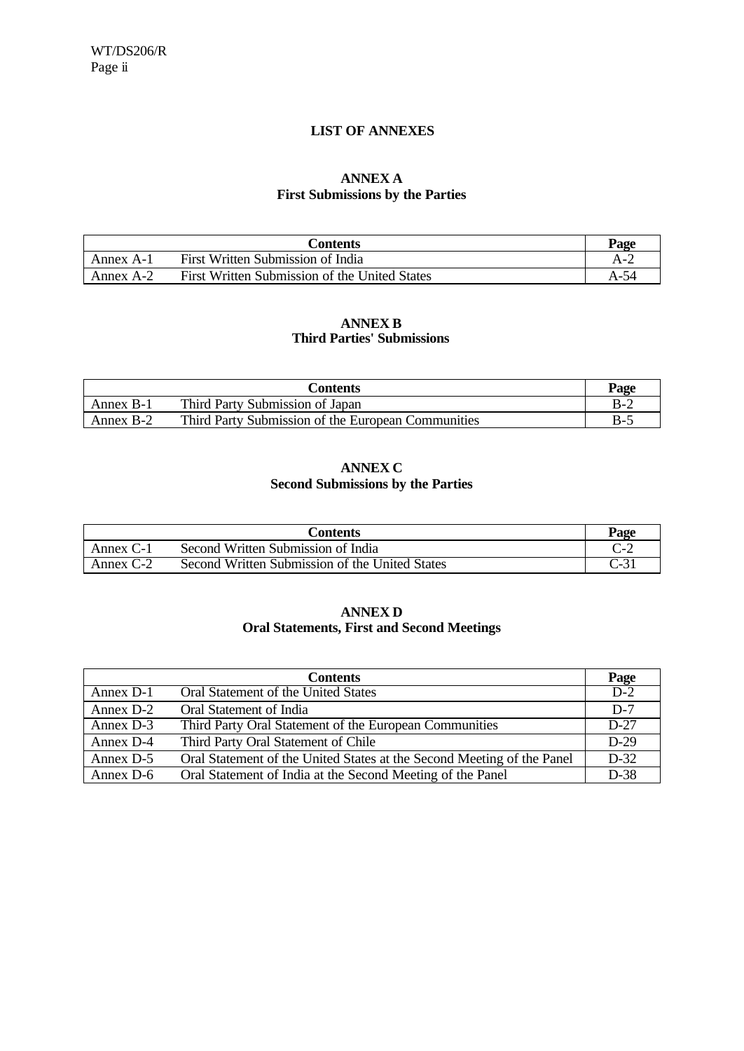# LIST OF ANNEXES

## ANNEX A
## First Submissions by the Parties

| | Contents | Page |
|---|---|---|
| Annex A-1 | First Written Submission of India | A-2 |
| Annex A-2 | First Written Submission of the United States | A-54 |

## ANNEX B
## Third Parties' Submissions

| | Contents | Page |
|---|---|---|
| Annex B-1 | Third Party Submission of Japan | B-2 |
| Annex B-2 | Third Party Submission of the European Communities | B-5 |

## ANNEX C
## Second Submissions by the Parties

| | Contents | Page |
|---|---|---|
| Annex C-1 | Second Written Submission of India | C-2 |
| Annex C-2 | Second Written Submission of the United States | C-31 |

## ANNEX D
## Oral Statements, First and Second Meetings

| | Contents | Page |
|---|---|---|
| Annex D-1 | Oral Statement of the United States | D-2 |
| Annex D-2 | Oral Statement of India | D-7 |
| Annex D-3 | Third Party Oral Statement of the European Communities | D-27 |
| Annex D-4 | Third Party Oral Statement of Chile | D-29 |
| Annex D-5 | Oral Statement of the United States at the Second Meeting of the Panel | D-32 |
| Annex D-6 | Oral Statement of India at the Second Meeting of the Panel | D-38 |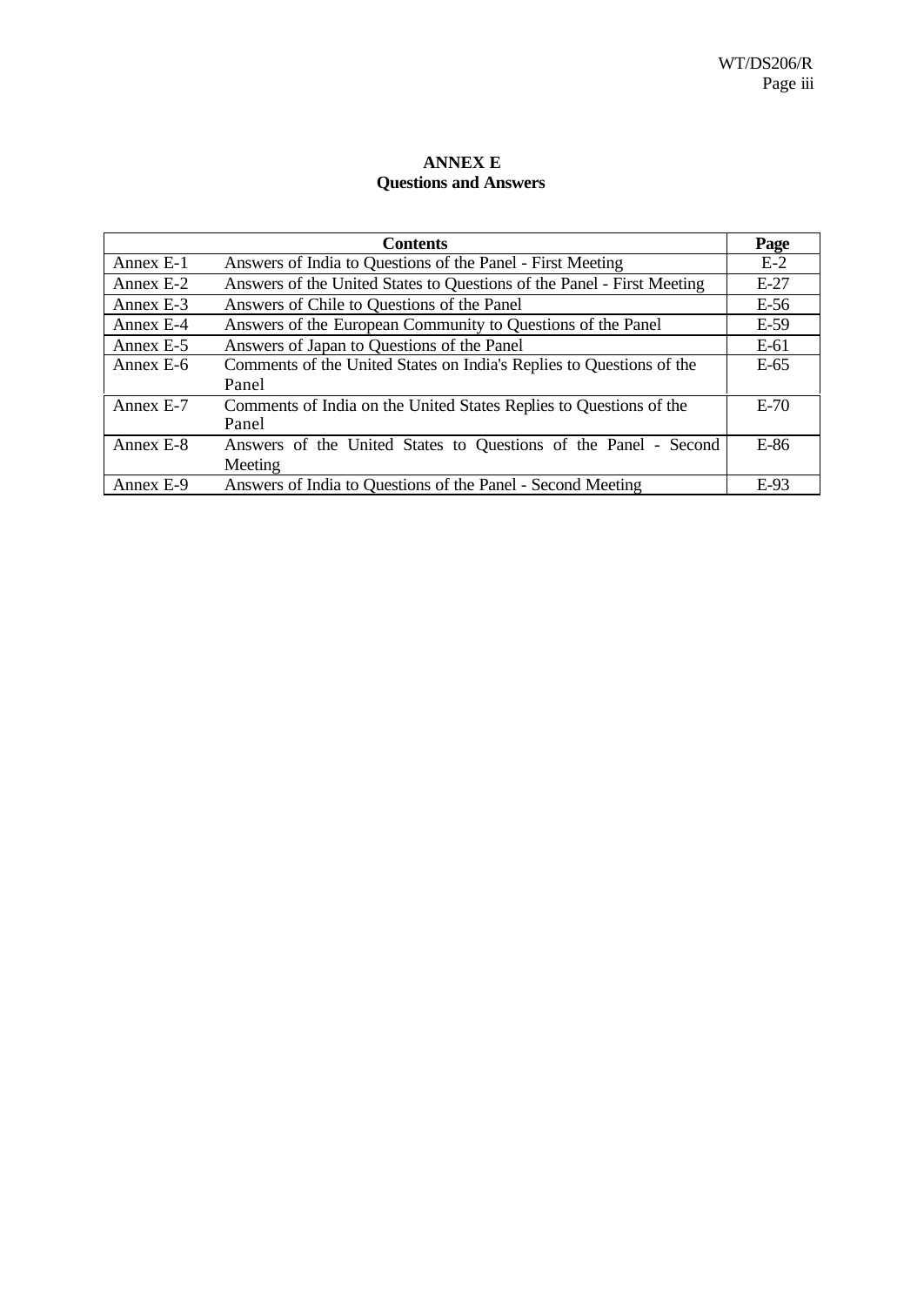# ANNEX E
## Questions and Answers

| Contents | | Page |
|---|---|---|
| Annex E-1 | Answers of India to Questions of the Panel - First Meeting | E-2 |
| Annex E-2 | Answers of the United States to Questions of the Panel - First Meeting | E-27 |
| Annex E-3 | Answers of Chile to Questions of the Panel | E-56 |
| Annex E-4 | Answers of the European Community to Questions of the Panel | E-59 |
| Annex E-5 | Answers of Japan to Questions of the Panel | E-61 |
| Annex E-6 | Comments of the United States on India's Replies to Questions of the Panel | E-65 |
| Annex E-7 | Comments of India on the United States Replies to Questions of the Panel | E-70 |
| Annex E-8 | Answers of the United States to Questions of the Panel - Second Meeting | E-86 |
| Annex E-9 | Answers of India to Questions of the Panel - Second Meeting | E-93 |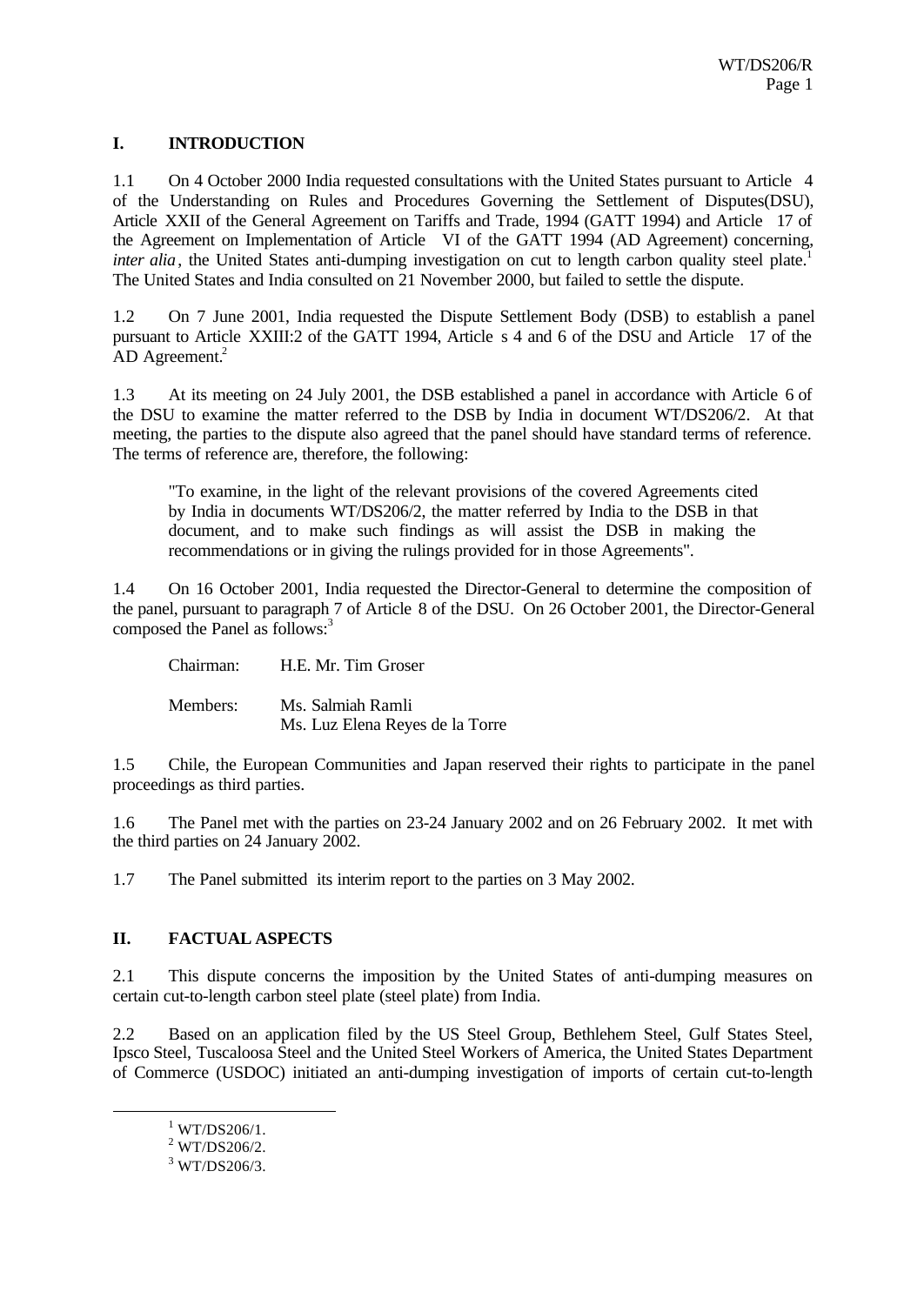## I. INTRODUCTION

1.1 On 4 October 2000 India requested consultations with the United States pursuant to Article 4 of the Understanding on Rules and Procedures Governing the Settlement of Disputes(DSU), Article XXII of the General Agreement on Tariffs and Trade, 1994 (GATT 1994) and Article 17 of the Agreement on Implementation of Article VI of the GATT 1994 (AD Agreement) concerning, *inter alia*, the United States anti-dumping investigation on cut to length carbon quality steel plate.[1] The United States and India consulted on 21 November 2000, but failed to settle the dispute.

1.2 On 7 June 2001, India requested the Dispute Settlement Body (DSB) to establish a panel pursuant to Article XXIII:2 of the GATT 1994, Article s 4 and 6 of the DSU and Article 17 of the AD Agreement.[2]

1.3 At its meeting on 24 July 2001, the DSB established a panel in accordance with Article 6 of the DSU to examine the matter referred to the DSB by India in document WT/DS206/2. At that meeting, the parties to the dispute also agreed that the panel should have standard terms of reference. The terms of reference are, therefore, the following:

> "To examine, in the light of the relevant provisions of the covered Agreements cited by India in documents WT/DS206/2, the matter referred by India to the DSB in that document, and to make such findings as will assist the DSB in making the recommendations or in giving the rulings provided for in those Agreements".

1.4 On 16 October 2001, India requested the Director-General to determine the composition of the panel, pursuant to paragraph 7 of Article 8 of the DSU. On 26 October 2001, the Director-General composed the Panel as follows:[3]

Chairman: H.E. Mr. Tim Groser

Members: Ms. Salmiah Ramli
Ms. Luz Elena Reyes de la Torre

1.5 Chile, the European Communities and Japan reserved their rights to participate in the panel proceedings as third parties.

1.6 The Panel met with the parties on 23-24 January 2002 and on 26 February 2002. It met with the third parties on 24 January 2002.

1.7 The Panel submitted its interim report to the parties on 3 May 2002.

## II. FACTUAL ASPECTS

2.1 This dispute concerns the imposition by the United States of anti-dumping measures on certain cut-to-length carbon steel plate (steel plate) from India.

2.2 Based on an application filed by the US Steel Group, Bethlehem Steel, Gulf States Steel, Ipsco Steel, Tuscaloosa Steel and the United Steel Workers of America, the United States Department of Commerce (USDOC) initiated an anti-dumping investigation of imports of certain cut-to-length

---

[1] WT/DS206/1.

[2] WT/DS206/2.

[3] WT/DS206/3.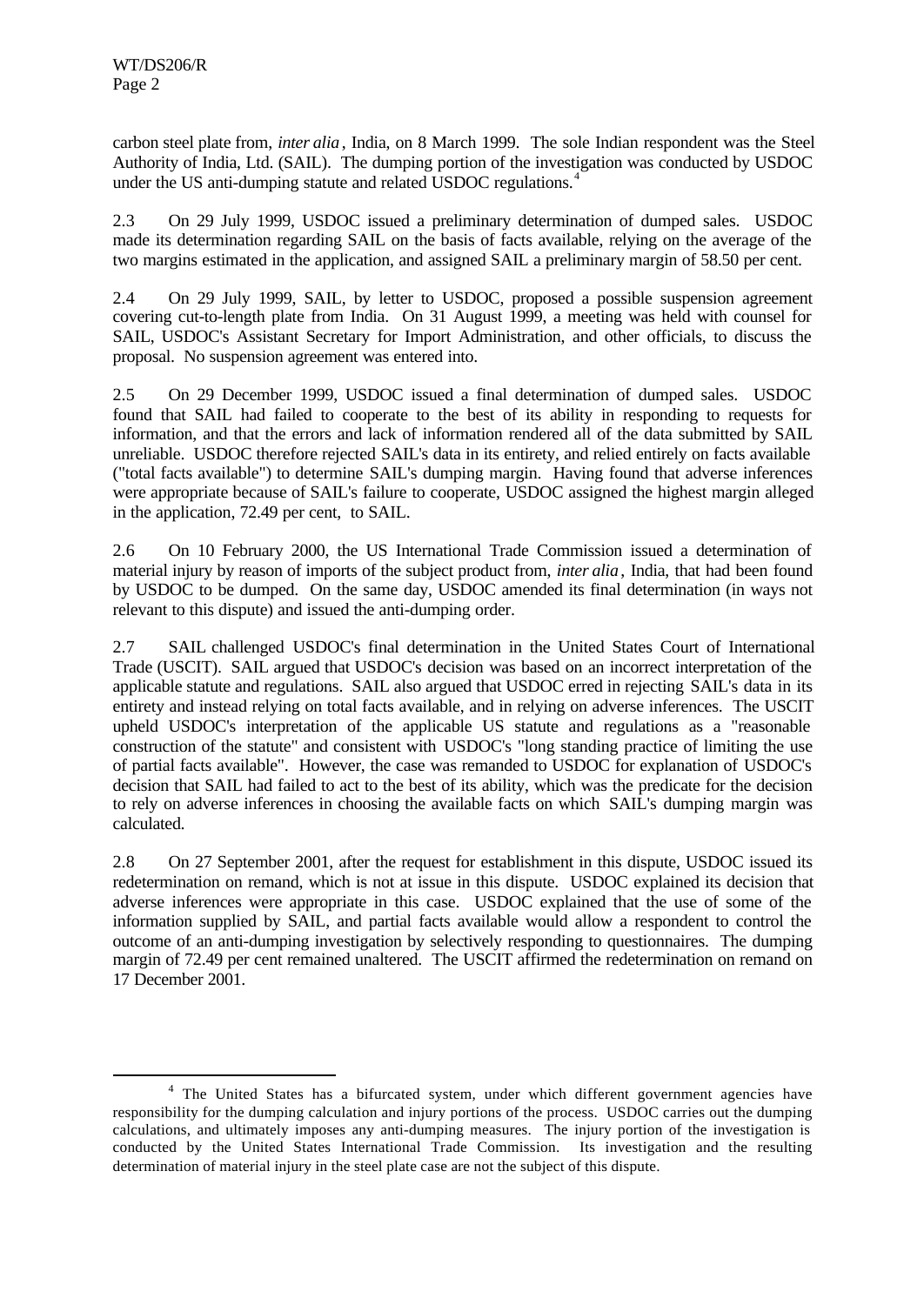carbon steel plate from, *inter alia*, India, on 8 March 1999. The sole Indian respondent was the Steel Authority of India, Ltd. (SAIL). The dumping portion of the investigation was conducted by USDOC under the US anti-dumping statute and related USDOC regulations.[4]

2.3 On 29 July 1999, USDOC issued a preliminary determination of dumped sales. USDOC made its determination regarding SAIL on the basis of facts available, relying on the average of the two margins estimated in the application, and assigned SAIL a preliminary margin of 58.50 per cent.

2.4 On 29 July 1999, SAIL, by letter to USDOC, proposed a possible suspension agreement covering cut-to-length plate from India. On 31 August 1999, a meeting was held with counsel for SAIL, USDOC's Assistant Secretary for Import Administration, and other officials, to discuss the proposal. No suspension agreement was entered into.

2.5 On 29 December 1999, USDOC issued a final determination of dumped sales. USDOC found that SAIL had failed to cooperate to the best of its ability in responding to requests for information, and that the errors and lack of information rendered all of the data submitted by SAIL unreliable. USDOC therefore rejected SAIL's data in its entirety, and relied entirely on facts available ("total facts available") to determine SAIL's dumping margin. Having found that adverse inferences were appropriate because of SAIL's failure to cooperate, USDOC assigned the highest margin alleged in the application, 72.49 per cent, to SAIL.

2.6 On 10 February 2000, the US International Trade Commission issued a determination of material injury by reason of imports of the subject product from, *inter alia*, India, that had been found by USDOC to be dumped. On the same day, USDOC amended its final determination (in ways not relevant to this dispute) and issued the anti-dumping order.

2.7 SAIL challenged USDOC's final determination in the United States Court of International Trade (USCIT). SAIL argued that USDOC's decision was based on an incorrect interpretation of the applicable statute and regulations. SAIL also argued that USDOC erred in rejecting SAIL's data in its entirety and instead relying on total facts available, and in relying on adverse inferences. The USCIT upheld USDOC's interpretation of the applicable US statute and regulations as a "reasonable construction of the statute" and consistent with USDOC's "long standing practice of limiting the use of partial facts available". However, the case was remanded to USDOC for explanation of USDOC's decision that SAIL had failed to act to the best of its ability, which was the predicate for the decision to rely on adverse inferences in choosing the available facts on which SAIL's dumping margin was calculated.

2.8 On 27 September 2001, after the request for establishment in this dispute, USDOC issued its redetermination on remand, which is not at issue in this dispute. USDOC explained its decision that adverse inferences were appropriate in this case. USDOC explained that the use of some of the information supplied by SAIL, and partial facts available would allow a respondent to control the outcome of an anti-dumping investigation by selectively responding to questionnaires. The dumping margin of 72.49 per cent remained unaltered. The USCIT affirmed the redetermination on remand on 17 December 2001.

---

[4] The United States has a bifurcated system, under which different government agencies have responsibility for the dumping calculation and injury portions of the process. USDOC carries out the dumping calculations, and ultimately imposes any anti-dumping measures. The injury portion of the investigation is conducted by the United States International Trade Commission. Its investigation and the resulting determination of material injury in the steel plate case are not the subject of this dispute.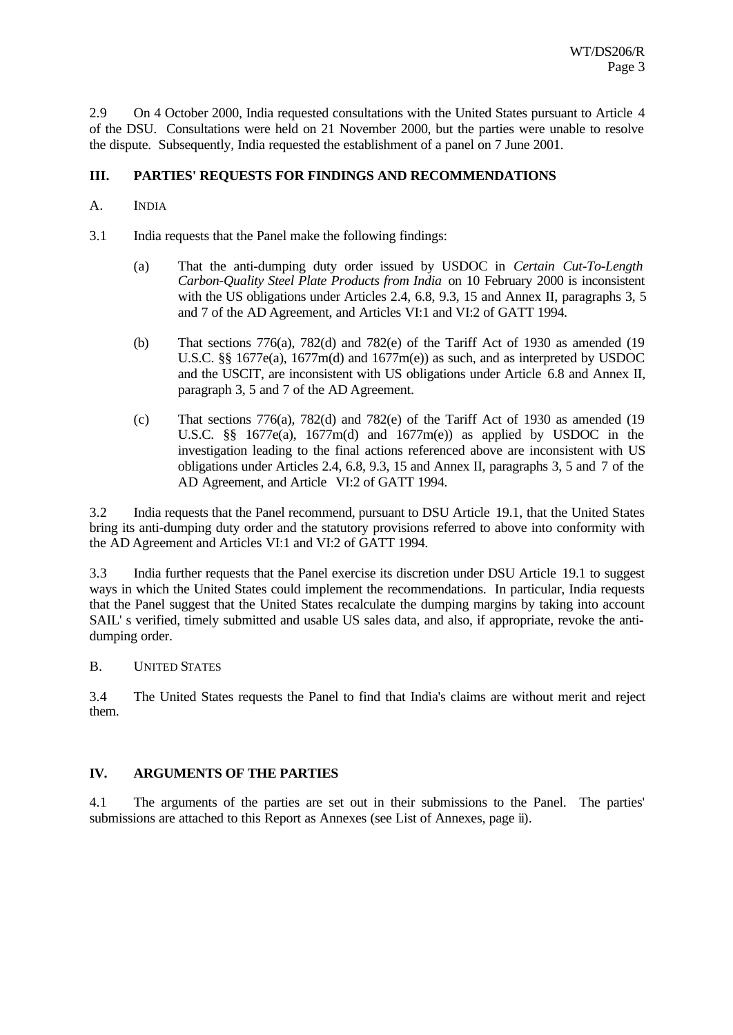2.9 On 4 October 2000, India requested consultations with the United States pursuant to Article 4 of the DSU. Consultations were held on 21 November 2000, but the parties were unable to resolve the dispute. Subsequently, India requested the establishment of a panel on 7 June 2001.

## III. PARTIES' REQUESTS FOR FINDINGS AND RECOMMENDATIONS

### A. INDIA

3.1 India requests that the Panel make the following findings:

(a) That the anti-dumping duty order issued by USDOC in *Certain Cut-To-Length Carbon-Quality Steel Plate Products from India* on 10 February 2000 is inconsistent with the US obligations under Articles 2.4, 6.8, 9.3, 15 and Annex II, paragraphs 3, 5 and 7 of the AD Agreement, and Articles VI:1 and VI:2 of GATT 1994.

(b) That sections 776(a), 782(d) and 782(e) of the Tariff Act of 1930 as amended (19 U.S.C. §§ 1677e(a), 1677m(d) and 1677m(e)) as such, and as interpreted by USDOC and the USCIT, are inconsistent with US obligations under Article 6.8 and Annex II, paragraph 3, 5 and 7 of the AD Agreement.

(c) That sections 776(a), 782(d) and 782(e) of the Tariff Act of 1930 as amended (19 U.S.C. §§ 1677e(a), 1677m(d) and 1677m(e)) as applied by USDOC in the investigation leading to the final actions referenced above are inconsistent with US obligations under Articles 2.4, 6.8, 9.3, 15 and Annex II, paragraphs 3, 5 and 7 of the AD Agreement, and Article VI:2 of GATT 1994.

3.2 India requests that the Panel recommend, pursuant to DSU Article 19.1, that the United States bring its anti-dumping duty order and the statutory provisions referred to above into conformity with the AD Agreement and Articles VI:1 and VI:2 of GATT 1994.

3.3 India further requests that the Panel exercise its discretion under DSU Article 19.1 to suggest ways in which the United States could implement the recommendations. In particular, India requests that the Panel suggest that the United States recalculate the dumping margins by taking into account SAIL' s verified, timely submitted and usable US sales data, and also, if appropriate, revoke the anti-dumping order.

### B. UNITED STATES

3.4 The United States requests the Panel to find that India's claims are without merit and reject them.

## IV. ARGUMENTS OF THE PARTIES

4.1 The arguments of the parties are set out in their submissions to the Panel. The parties' submissions are attached to this Report as Annexes (see List of Annexes, page ii).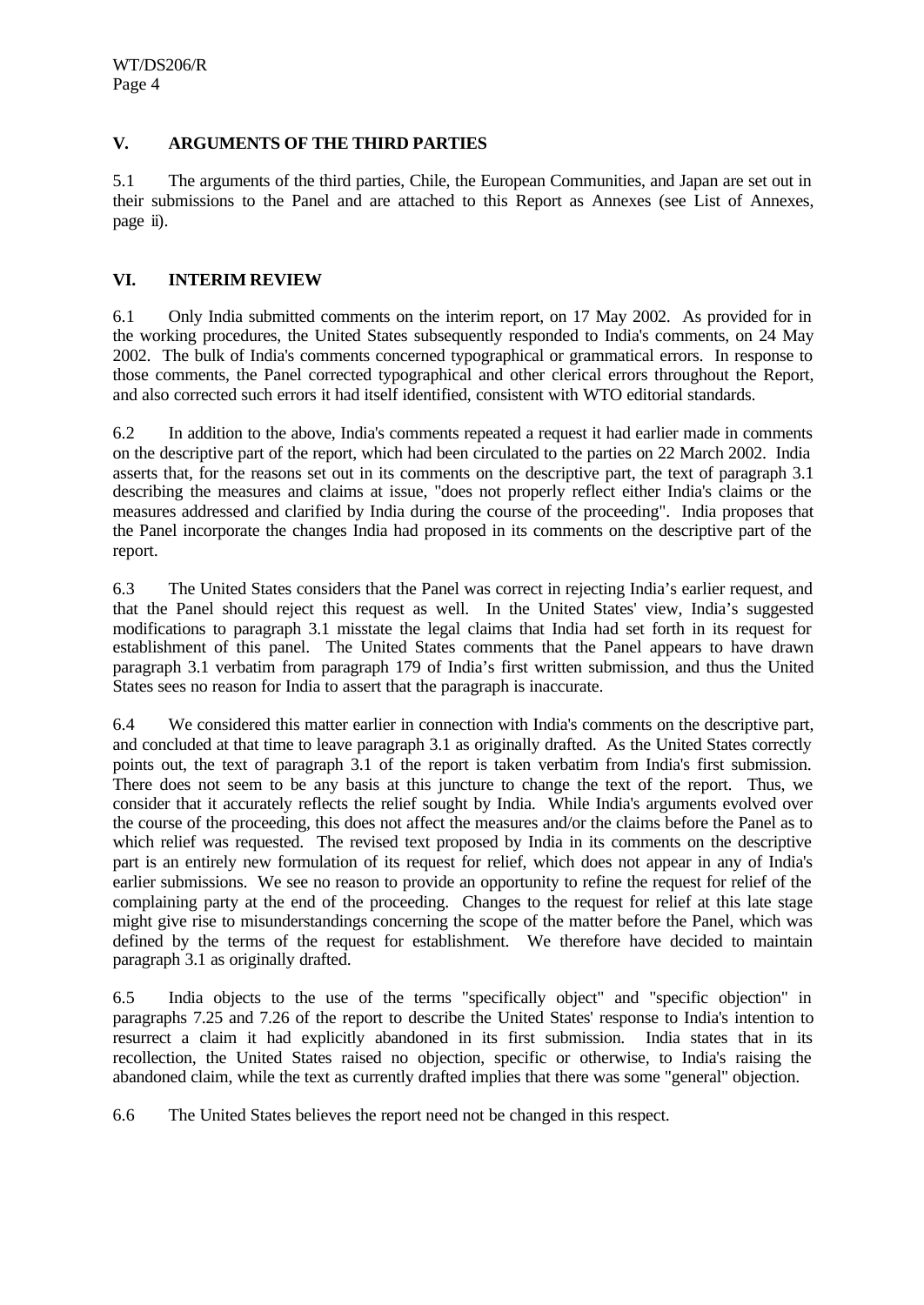## V. ARGUMENTS OF THE THIRD PARTIES

5.1 The arguments of the third parties, Chile, the European Communities, and Japan are set out in their submissions to the Panel and are attached to this Report as Annexes (see List of Annexes, page ii).

## VI. INTERIM REVIEW

6.1 Only India submitted comments on the interim report, on 17 May 2002. As provided for in the working procedures, the United States subsequently responded to India's comments, on 24 May 2002. The bulk of India's comments concerned typographical or grammatical errors. In response to those comments, the Panel corrected typographical and other clerical errors throughout the Report, and also corrected such errors it had itself identified, consistent with WTO editorial standards.

6.2 In addition to the above, India's comments repeated a request it had earlier made in comments on the descriptive part of the report, which had been circulated to the parties on 22 March 2002. India asserts that, for the reasons set out in its comments on the descriptive part, the text of paragraph 3.1 describing the measures and claims at issue, "does not properly reflect either India's claims or the measures addressed and clarified by India during the course of the proceeding". India proposes that the Panel incorporate the changes India had proposed in its comments on the descriptive part of the report.

6.3 The United States considers that the Panel was correct in rejecting India's earlier request, and that the Panel should reject this request as well. In the United States' view, India's suggested modifications to paragraph 3.1 misstate the legal claims that India had set forth in its request for establishment of this panel. The United States comments that the Panel appears to have drawn paragraph 3.1 verbatim from paragraph 179 of India's first written submission, and thus the United States sees no reason for India to assert that the paragraph is inaccurate.

6.4 We considered this matter earlier in connection with India's comments on the descriptive part, and concluded at that time to leave paragraph 3.1 as originally drafted. As the United States correctly points out, the text of paragraph 3.1 of the report is taken verbatim from India's first submission. There does not seem to be any basis at this juncture to change the text of the report. Thus, we consider that it accurately reflects the relief sought by India. While India's arguments evolved over the course of the proceeding, this does not affect the measures and/or the claims before the Panel as to which relief was requested. The revised text proposed by India in its comments on the descriptive part is an entirely new formulation of its request for relief, which does not appear in any of India's earlier submissions. We see no reason to provide an opportunity to refine the request for relief of the complaining party at the end of the proceeding. Changes to the request for relief at this late stage might give rise to misunderstandings concerning the scope of the matter before the Panel, which was defined by the terms of the request for establishment. We therefore have decided to maintain paragraph 3.1 as originally drafted.

6.5 India objects to the use of the terms "specifically object" and "specific objection" in paragraphs 7.25 and 7.26 of the report to describe the United States' response to India's intention to resurrect a claim it had explicitly abandoned in its first submission. India states that in its recollection, the United States raised no objection, specific or otherwise, to India's raising the abandoned claim, while the text as currently drafted implies that there was some "general" objection.

6.6 The United States believes the report need not be changed in this respect.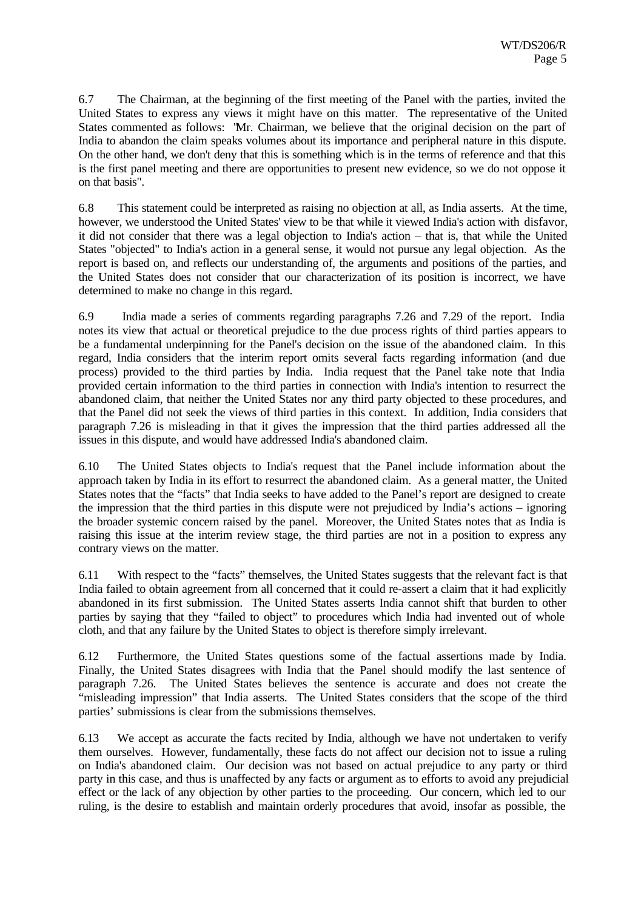6.7 The Chairman, at the beginning of the first meeting of the Panel with the parties, invited the United States to express any views it might have on this matter. The representative of the United States commented as follows: "Mr. Chairman, we believe that the original decision on the part of India to abandon the claim speaks volumes about its importance and peripheral nature in this dispute. On the other hand, we don't deny that this is something which is in the terms of reference and that this is the first panel meeting and there are opportunities to present new evidence, so we do not oppose it on that basis".

6.8 This statement could be interpreted as raising no objection at all, as India asserts. At the time, however, we understood the United States' view to be that while it viewed India's action with disfavor, it did not consider that there was a legal objection to India's action – that is, that while the United States "objected" to India's action in a general sense, it would not pursue any legal objection. As the report is based on, and reflects our understanding of, the arguments and positions of the parties, and the United States does not consider that our characterization of its position is incorrect, we have determined to make no change in this regard.

6.9 India made a series of comments regarding paragraphs 7.26 and 7.29 of the report. India notes its view that actual or theoretical prejudice to the due process rights of third parties appears to be a fundamental underpinning for the Panel's decision on the issue of the abandoned claim. In this regard, India considers that the interim report omits several facts regarding information (and due process) provided to the third parties by India. India request that the Panel take note that India provided certain information to the third parties in connection with India's intention to resurrect the abandoned claim, that neither the United States nor any third party objected to these procedures, and that the Panel did not seek the views of third parties in this context. In addition, India considers that paragraph 7.26 is misleading in that it gives the impression that the third parties addressed all the issues in this dispute, and would have addressed India's abandoned claim.

6.10 The United States objects to India's request that the Panel include information about the approach taken by India in its effort to resurrect the abandoned claim. As a general matter, the United States notes that the "facts" that India seeks to have added to the Panel's report are designed to create the impression that the third parties in this dispute were not prejudiced by India's actions – ignoring the broader systemic concern raised by the panel. Moreover, the United States notes that as India is raising this issue at the interim review stage, the third parties are not in a position to express any contrary views on the matter.

6.11 With respect to the "facts" themselves, the United States suggests that the relevant fact is that India failed to obtain agreement from all concerned that it could re-assert a claim that it had explicitly abandoned in its first submission. The United States asserts India cannot shift that burden to other parties by saying that they "failed to object" to procedures which India had invented out of whole cloth, and that any failure by the United States to object is therefore simply irrelevant.

6.12 Furthermore, the United States questions some of the factual assertions made by India. Finally, the United States disagrees with India that the Panel should modify the last sentence of paragraph 7.26. The United States believes the sentence is accurate and does not create the "misleading impression" that India asserts. The United States considers that the scope of the third parties' submissions is clear from the submissions themselves.

6.13 We accept as accurate the facts recited by India, although we have not undertaken to verify them ourselves. However, fundamentally, these facts do not affect our decision not to issue a ruling on India's abandoned claim. Our decision was not based on actual prejudice to any party or third party in this case, and thus is unaffected by any facts or argument as to efforts to avoid any prejudicial effect or the lack of any objection by other parties to the proceeding. Our concern, which led to our ruling, is the desire to establish and maintain orderly procedures that avoid, insofar as possible, the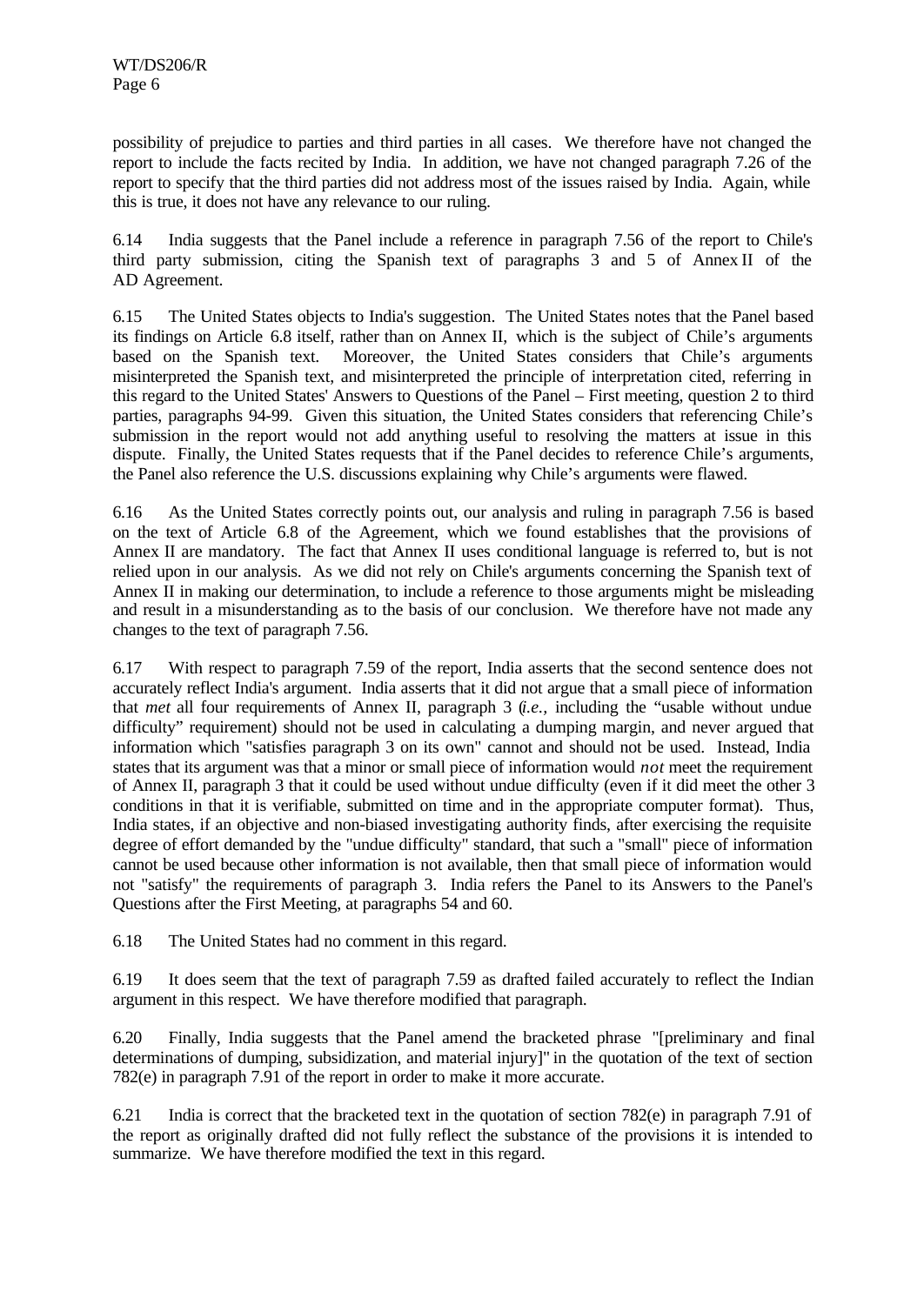possibility of prejudice to parties and third parties in all cases. We therefore have not changed the report to include the facts recited by India. In addition, we have not changed paragraph 7.26 of the report to specify that the third parties did not address most of the issues raised by India. Again, while this is true, it does not have any relevance to our ruling.

6.14 India suggests that the Panel include a reference in paragraph 7.56 of the report to Chile's third party submission, citing the Spanish text of paragraphs 3 and 5 of Annex II of the AD Agreement.

6.15 The United States objects to India's suggestion. The United States notes that the Panel based its findings on Article 6.8 itself, rather than on Annex II, which is the subject of Chile's arguments based on the Spanish text. Moreover, the United States considers that Chile's arguments misinterpreted the Spanish text, and misinterpreted the principle of interpretation cited, referring in this regard to the United States' Answers to Questions of the Panel – First meeting, question 2 to third parties, paragraphs 94-99. Given this situation, the United States considers that referencing Chile's submission in the report would not add anything useful to resolving the matters at issue in this dispute. Finally, the United States requests that if the Panel decides to reference Chile's arguments, the Panel also reference the U.S. discussions explaining why Chile's arguments were flawed.

6.16 As the United States correctly points out, our analysis and ruling in paragraph 7.56 is based on the text of Article 6.8 of the Agreement, which we found establishes that the provisions of Annex II are mandatory. The fact that Annex II uses conditional language is referred to, but is not relied upon in our analysis. As we did not rely on Chile's arguments concerning the Spanish text of Annex II in making our determination, to include a reference to those arguments might be misleading and result in a misunderstanding as to the basis of our conclusion. We therefore have not made any changes to the text of paragraph 7.56.

6.17 With respect to paragraph 7.59 of the report, India asserts that the second sentence does not accurately reflect India's argument. India asserts that it did not argue that a small piece of information that *met* all four requirements of Annex II, paragraph 3 (*i.e.,* including the "usable without undue difficulty" requirement) should not be used in calculating a dumping margin, and never argued that information which "satisfies paragraph 3 on its own" cannot and should not be used. Instead, India states that its argument was that a minor or small piece of information would *not* meet the requirement of Annex II, paragraph 3 that it could be used without undue difficulty (even if it did meet the other 3 conditions in that it is verifiable, submitted on time and in the appropriate computer format). Thus, India states, if an objective and non-biased investigating authority finds, after exercising the requisite degree of effort demanded by the "undue difficulty" standard, that such a "small" piece of information cannot be used because other information is not available, then that small piece of information would not "satisfy" the requirements of paragraph 3. India refers the Panel to its Answers to the Panel's Questions after the First Meeting, at paragraphs 54 and 60.

6.18 The United States had no comment in this regard.

6.19 It does seem that the text of paragraph 7.59 as drafted failed accurately to reflect the Indian argument in this respect. We have therefore modified that paragraph.

6.20 Finally, India suggests that the Panel amend the bracketed phrase "[preliminary and final determinations of dumping, subsidization, and material injury]" in the quotation of the text of section 782(e) in paragraph 7.91 of the report in order to make it more accurate.

6.21 India is correct that the bracketed text in the quotation of section 782(e) in paragraph 7.91 of the report as originally drafted did not fully reflect the substance of the provisions it is intended to summarize. We have therefore modified the text in this regard.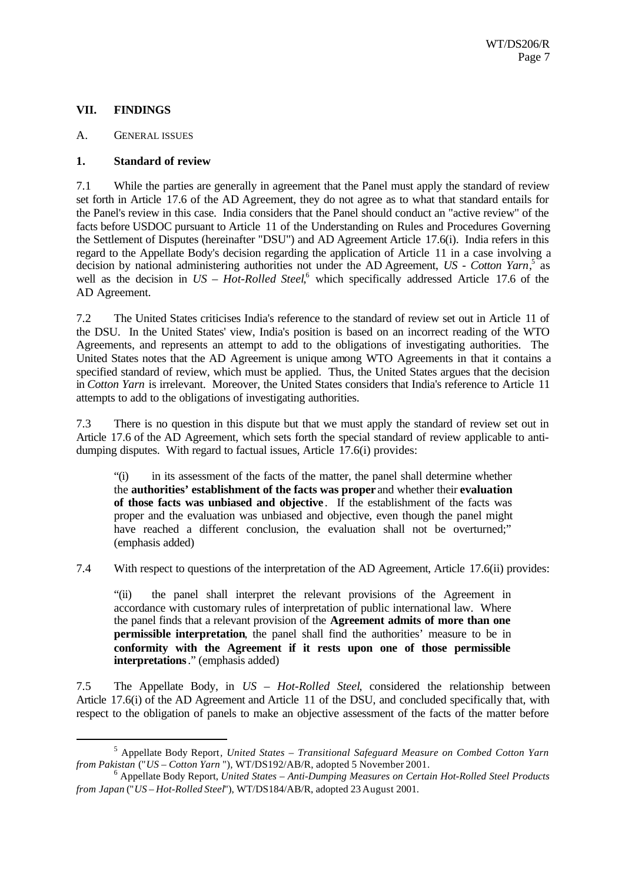## VII. FINDINGS

### A. GENERAL ISSUES

#### 1. Standard of review

7.1 While the parties are generally in agreement that the Panel must apply the standard of review set forth in Article 17.6 of the AD Agreement, they do not agree as to what that standard entails for the Panel's review in this case. India considers that the Panel should conduct an "active review" of the facts before USDOC pursuant to Article 11 of the Understanding on Rules and Procedures Governing the Settlement of Disputes (hereinafter "DSU") and AD Agreement Article 17.6(i). India refers in this regard to the Appellate Body's decision regarding the application of Article 11 in a case involving a decision by national administering authorities not under the AD Agreement, *US - Cotton Yarn*,[5] as well as the decision in *US – Hot-Rolled Steel*,[6] which specifically addressed Article 17.6 of the AD Agreement.

7.2 The United States criticises India's reference to the standard of review set out in Article 11 of the DSU. In the United States' view, India's position is based on an incorrect reading of the WTO Agreements, and represents an attempt to add to the obligations of investigating authorities. The United States notes that the AD Agreement is unique among WTO Agreements in that it contains a specified standard of review, which must be applied. Thus, the United States argues that the decision in *Cotton Yarn* is irrelevant. Moreover, the United States considers that India's reference to Article 11 attempts to add to the obligations of investigating authorities.

7.3 There is no question in this dispute but that we must apply the standard of review set out in Article 17.6 of the AD Agreement, which sets forth the special standard of review applicable to anti-dumping disputes. With regard to factual issues, Article 17.6(i) provides:

> "(i) in its assessment of the facts of the matter, the panel shall determine whether the **authorities' establishment of the facts was proper** and whether their **evaluation of those facts was unbiased and objective**. If the establishment of the facts was proper and the evaluation was unbiased and objective, even though the panel might have reached a different conclusion, the evaluation shall not be overturned;" (emphasis added)

7.4 With respect to questions of the interpretation of the AD Agreement, Article 17.6(ii) provides:

> "(ii) the panel shall interpret the relevant provisions of the Agreement in accordance with customary rules of interpretation of public international law. Where the panel finds that a relevant provision of the **Agreement admits of more than one permissible interpretation**, the panel shall find the authorities' measure to be in **conformity with the Agreement if it rests upon one of those permissible interpretations**." (emphasis added)

7.5 The Appellate Body, in *US – Hot-Rolled Steel*, considered the relationship between Article 17.6(i) of the AD Agreement and Article 11 of the DSU, and concluded specifically that, with respect to the obligation of panels to make an objective assessment of the facts of the matter before

---

[5] Appellate Body Report, *United States – Transitional Safeguard Measure on Combed Cotton Yarn from Pakistan* ("*US – Cotton Yarn* "), WT/DS192/AB/R, adopted 5 November 2001.

[6] Appellate Body Report, *United States – Anti-Dumping Measures on Certain Hot-Rolled Steel Products from Japan* ("*US – Hot-Rolled Steel*"), WT/DS184/AB/R, adopted 23 August 2001.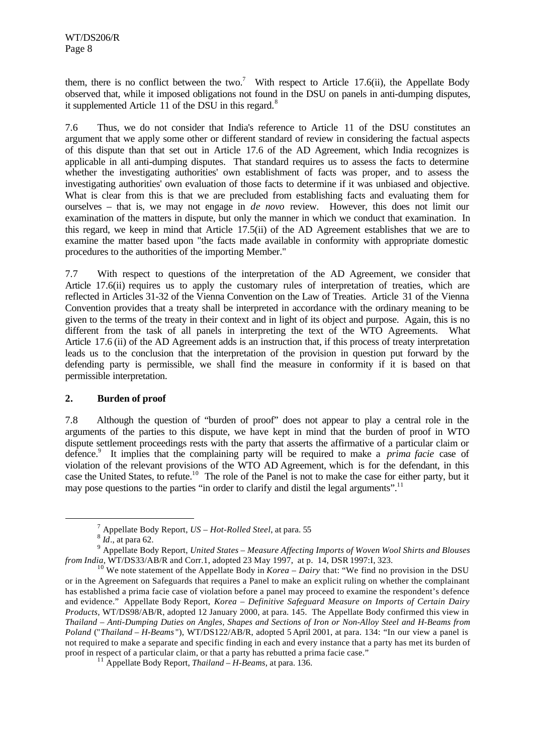them, there is no conflict between the two.[7] With respect to Article 17.6(ii), the Appellate Body observed that, while it imposed obligations not found in the DSU on panels in anti-dumping disputes, it supplemented Article 11 of the DSU in this regard.[8]

7.6 Thus, we do not consider that India's reference to Article 11 of the DSU constitutes an argument that we apply some other or different standard of review in considering the factual aspects of this dispute than that set out in Article 17.6 of the AD Agreement, which India recognizes is applicable in all anti-dumping disputes. That standard requires us to assess the facts to determine whether the investigating authorities' own establishment of facts was proper, and to assess the investigating authorities' own evaluation of those facts to determine if it was unbiased and objective. What is clear from this is that we are precluded from establishing facts and evaluating them for ourselves – that is, we may not engage in *de novo* review. However, this does not limit our examination of the matters in dispute, but only the manner in which we conduct that examination. In this regard, we keep in mind that Article 17.5(ii) of the AD Agreement establishes that we are to examine the matter based upon "the facts made available in conformity with appropriate domestic procedures to the authorities of the importing Member."

7.7 With respect to questions of the interpretation of the AD Agreement, we consider that Article 17.6(ii) requires us to apply the customary rules of interpretation of treaties, which are reflected in Articles 31-32 of the Vienna Convention on the Law of Treaties. Article 31 of the Vienna Convention provides that a treaty shall be interpreted in accordance with the ordinary meaning to be given to the terms of the treaty in their context and in light of its object and purpose. Again, this is no different from the task of all panels in interpreting the text of the WTO Agreements. What Article 17.6 (ii) of the AD Agreement adds is an instruction that, if this process of treaty interpretation leads us to the conclusion that the interpretation of the provision in question put forward by the defending party is permissible, we shall find the measure in conformity if it is based on that permissible interpretation.

## 2. Burden of proof

7.8 Although the question of "burden of proof" does not appear to play a central role in the arguments of the parties to this dispute, we have kept in mind that the burden of proof in WTO dispute settlement proceedings rests with the party that asserts the affirmative of a particular claim or defence.[9] It implies that the complaining party will be required to make a *prima facie* case of violation of the relevant provisions of the WTO AD Agreement, which is for the defendant, in this case the United States, to refute.[10] The role of the Panel is not to make the case for either party, but it may pose questions to the parties "in order to clarify and distil the legal arguments".[11]

---

[7] Appellate Body Report, *US – Hot-Rolled Steel*, at para. 55

[8] *Id*., at para 62.

[9] Appellate Body Report, *United States – Measure Affecting Imports of Woven Wool Shirts and Blouses from India*, WT/DS33/AB/R and Corr.1, adopted 23 May 1997, at p. 14, DSR 1997:I, 323.

[10] We note statement of the Appellate Body in *Korea – Dairy* that: "We find no provision in the DSU or in the Agreement on Safeguards that requires a Panel to make an explicit ruling on whether the complainant has established a prima facie case of violation before a panel may proceed to examine the respondent's defence and evidence." Appellate Body Report, *Korea – Definitive Safeguard Measure on Imports of Certain Dairy Products*, WT/DS98/AB/R, adopted 12 January 2000, at para. 145. The Appellate Body confirmed this view in *Thailand – Anti-Dumping Duties on Angles, Shapes and Sections of Iron or Non-Alloy Steel and H-Beams from Poland* ("*Thailand – H-Beams*"), WT/DS122/AB/R, adopted 5 April 2001, at para. 134: "In our view a panel is not required to make a separate and specific finding in each and every instance that a party has met its burden of proof in respect of a particular claim, or that a party has rebutted a prima facie case."

[11] Appellate Body Report, *Thailand – H-Beams*, at para. 136.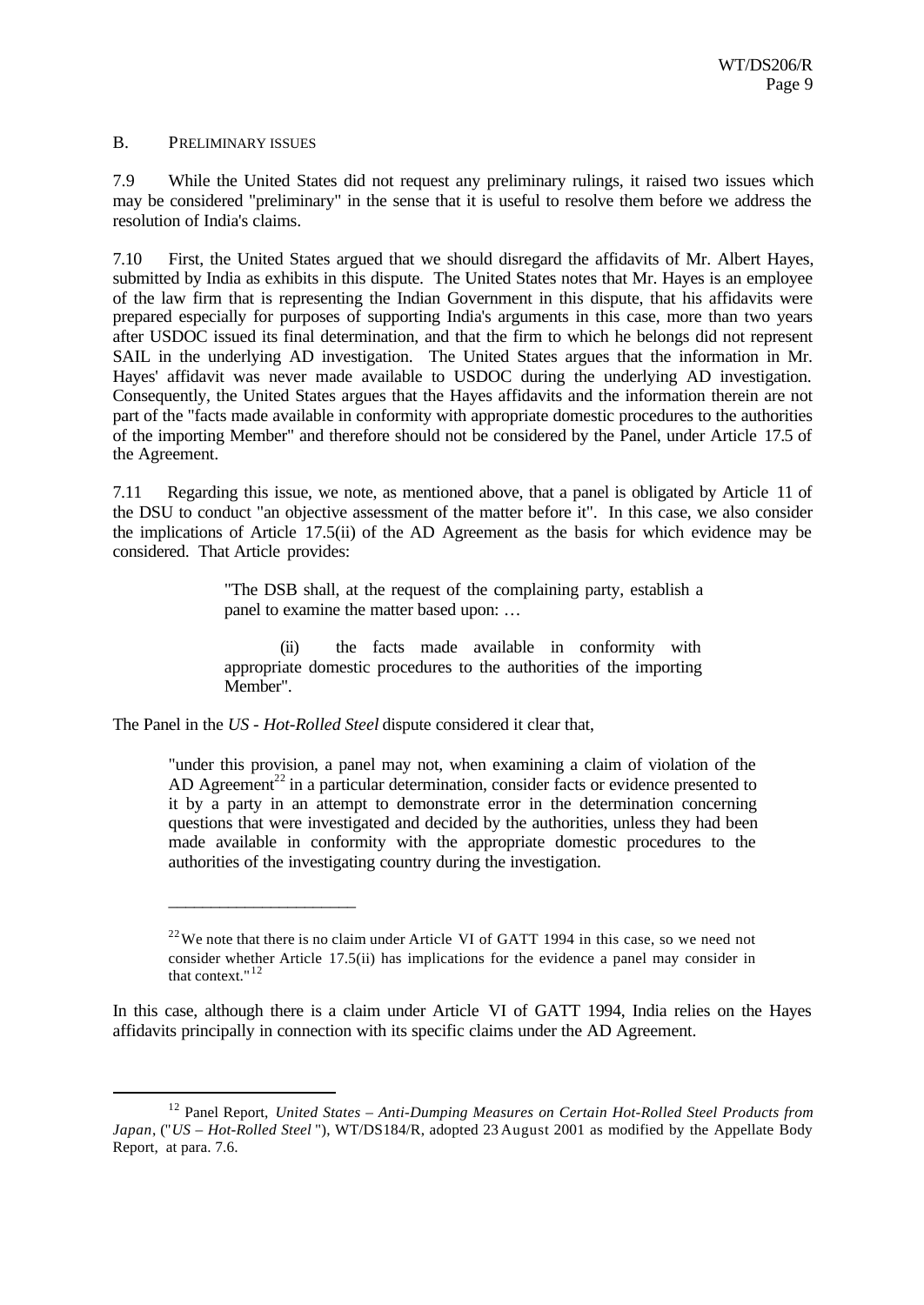## B. PRELIMINARY ISSUES

7.9 While the United States did not request any preliminary rulings, it raised two issues which may be considered "preliminary" in the sense that it is useful to resolve them before we address the resolution of India's claims.

7.10 First, the United States argued that we should disregard the affidavits of Mr. Albert Hayes, submitted by India as exhibits in this dispute. The United States notes that Mr. Hayes is an employee of the law firm that is representing the Indian Government in this dispute, that his affidavits were prepared especially for purposes of supporting India's arguments in this case, more than two years after USDOC issued its final determination, and that the firm to which he belongs did not represent SAIL in the underlying AD investigation. The United States argues that the information in Mr. Hayes' affidavit was never made available to USDOC during the underlying AD investigation. Consequently, the United States argues that the Hayes affidavits and the information therein are not part of the "facts made available in conformity with appropriate domestic procedures to the authorities of the importing Member" and therefore should not be considered by the Panel, under Article 17.5 of the Agreement.

7.11 Regarding this issue, we note, as mentioned above, that a panel is obligated by Article 11 of the DSU to conduct "an objective assessment of the matter before it". In this case, we also consider the implications of Article 17.5(ii) of the AD Agreement as the basis for which evidence may be considered. That Article provides:

> "The DSB shall, at the request of the complaining party, establish a panel to examine the matter based upon: …
>
> (ii) the facts made available in conformity with appropriate domestic procedures to the authorities of the importing Member".

The Panel in the *US - Hot-Rolled Steel* dispute considered it clear that,

> "under this provision, a panel may not, when examining a claim of violation of the AD Agreement[22] in a particular determination, consider facts or evidence presented to it by a party in an attempt to demonstrate error in the determination concerning questions that were investigated and decided by the authorities, unless they had been made available in conformity with the appropriate domestic procedures to the authorities of the investigating country during the investigation.
>
> ______________________
>
> [22] We note that there is no claim under Article VI of GATT 1994 in this case, so we need not consider whether Article 17.5(ii) has implications for the evidence a panel may consider in that context."[12]

In this case, although there is a claim under Article VI of GATT 1994, India relies on the Hayes affidavits principally in connection with its specific claims under the AD Agreement.

---

[12] Panel Report, *United States – Anti-Dumping Measures on Certain Hot-Rolled Steel Products from Japan*, ("*US – Hot-Rolled Steel* "), WT/DS184/R, adopted 23 August 2001 as modified by the Appellate Body Report, at para. 7.6.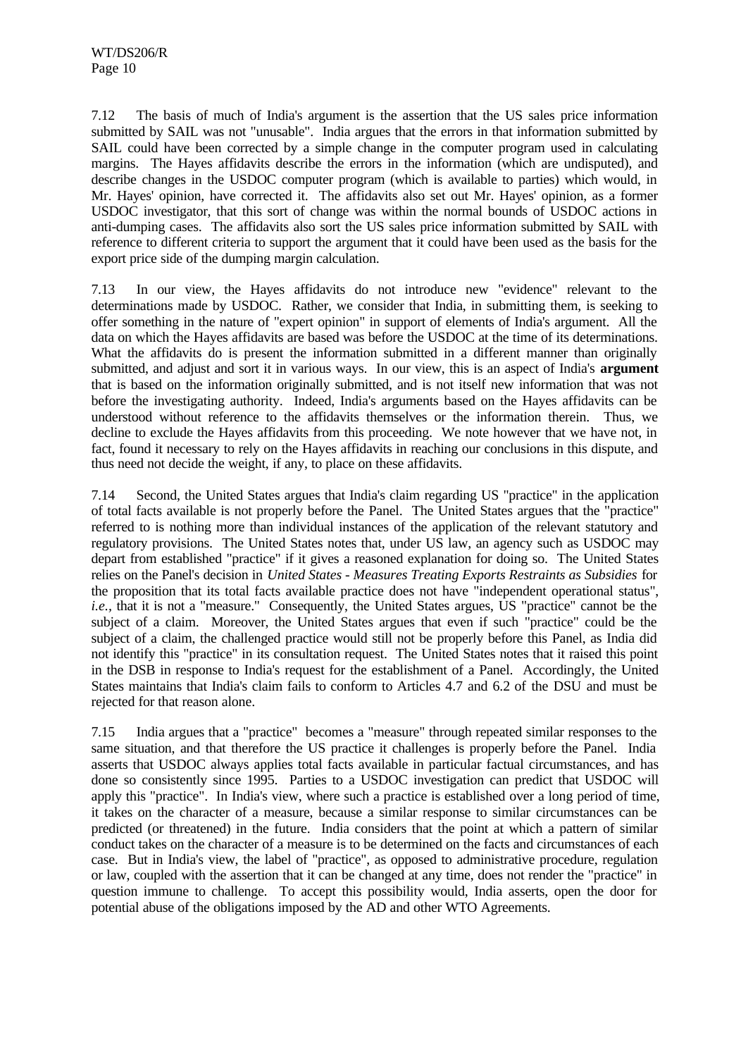7.12 The basis of much of India's argument is the assertion that the US sales price information submitted by SAIL was not "unusable". India argues that the errors in that information submitted by SAIL could have been corrected by a simple change in the computer program used in calculating margins. The Hayes affidavits describe the errors in the information (which are undisputed), and describe changes in the USDOC computer program (which is available to parties) which would, in Mr. Hayes' opinion, have corrected it. The affidavits also set out Mr. Hayes' opinion, as a former USDOC investigator, that this sort of change was within the normal bounds of USDOC actions in anti-dumping cases. The affidavits also sort the US sales price information submitted by SAIL with reference to different criteria to support the argument that it could have been used as the basis for the export price side of the dumping margin calculation.

7.13 In our view, the Hayes affidavits do not introduce new "evidence" relevant to the determinations made by USDOC. Rather, we consider that India, in submitting them, is seeking to offer something in the nature of "expert opinion" in support of elements of India's argument. All the data on which the Hayes affidavits are based was before the USDOC at the time of its determinations. What the affidavits do is present the information submitted in a different manner than originally submitted, and adjust and sort it in various ways. In our view, this is an aspect of India's **argument** that is based on the information originally submitted, and is not itself new information that was not before the investigating authority. Indeed, India's arguments based on the Hayes affidavits can be understood without reference to the affidavits themselves or the information therein. Thus, we decline to exclude the Hayes affidavits from this proceeding. We note however that we have not, in fact, found it necessary to rely on the Hayes affidavits in reaching our conclusions in this dispute, and thus need not decide the weight, if any, to place on these affidavits.

7.14 Second, the United States argues that India's claim regarding US "practice" in the application of total facts available is not properly before the Panel. The United States argues that the "practice" referred to is nothing more than individual instances of the application of the relevant statutory and regulatory provisions. The United States notes that, under US law, an agency such as USDOC may depart from established "practice" if it gives a reasoned explanation for doing so. The United States relies on the Panel's decision in *United States - Measures Treating Exports Restraints as Subsidies* for the proposition that its total facts available practice does not have "independent operational status", *i.e.*, that it is not a "measure." Consequently, the United States argues, US "practice" cannot be the subject of a claim. Moreover, the United States argues that even if such "practice" could be the subject of a claim, the challenged practice would still not be properly before this Panel, as India did not identify this "practice" in its consultation request. The United States notes that it raised this point in the DSB in response to India's request for the establishment of a Panel. Accordingly, the United States maintains that India's claim fails to conform to Articles 4.7 and 6.2 of the DSU and must be rejected for that reason alone.

7.15 India argues that a "practice" becomes a "measure" through repeated similar responses to the same situation, and that therefore the US practice it challenges is properly before the Panel. India asserts that USDOC always applies total facts available in particular factual circumstances, and has done so consistently since 1995. Parties to a USDOC investigation can predict that USDOC will apply this "practice". In India's view, where such a practice is established over a long period of time, it takes on the character of a measure, because a similar response to similar circumstances can be predicted (or threatened) in the future. India considers that the point at which a pattern of similar conduct takes on the character of a measure is to be determined on the facts and circumstances of each case. But in India's view, the label of "practice", as opposed to administrative procedure, regulation or law, coupled with the assertion that it can be changed at any time, does not render the "practice" in question immune to challenge. To accept this possibility would, India asserts, open the door for potential abuse of the obligations imposed by the AD and other WTO Agreements.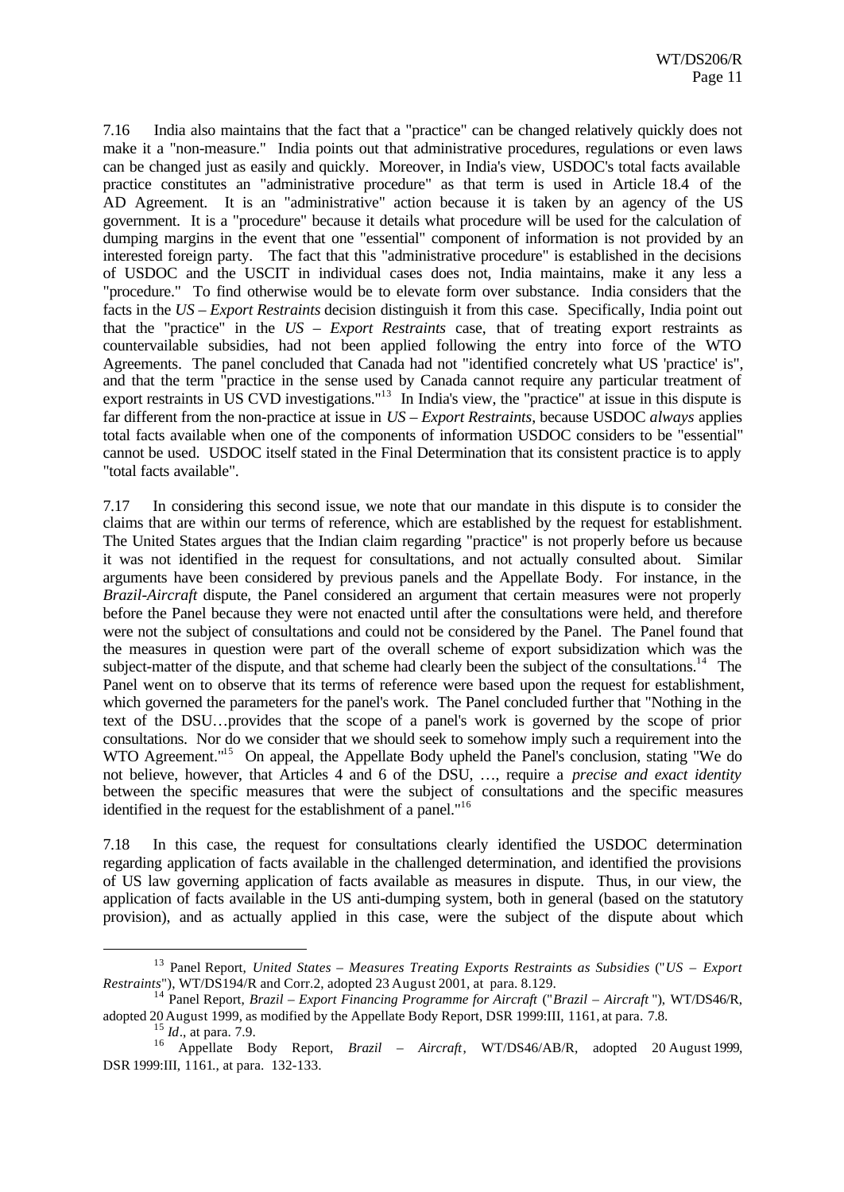7.16 India also maintains that the fact that a "practice" can be changed relatively quickly does not make it a "non-measure." India points out that administrative procedures, regulations or even laws can be changed just as easily and quickly. Moreover, in India's view, USDOC's total facts available practice constitutes an "administrative procedure" as that term is used in Article 18.4 of the AD Agreement. It is an "administrative" action because it is taken by an agency of the US government. It is a "procedure" because it details what procedure will be used for the calculation of dumping margins in the event that one "essential" component of information is not provided by an interested foreign party. The fact that this "administrative procedure" is established in the decisions of USDOC and the USCIT in individual cases does not, India maintains, make it any less a "procedure." To find otherwise would be to elevate form over substance. India considers that the facts in the *US – Export Restraints* decision distinguish it from this case. Specifically, India point out that the "practice" in the *US – Export Restraints* case, that of treating export restraints as countervailable subsidies, had not been applied following the entry into force of the WTO Agreements. The panel concluded that Canada had not "identified concretely what US 'practice' is", and that the term "practice in the sense used by Canada cannot require any particular treatment of export restraints in US CVD investigations."[13] In India's view, the "practice" at issue in this dispute is far different from the non-practice at issue in *US – Export Restraints*, because USDOC *always* applies total facts available when one of the components of information USDOC considers to be "essential" cannot be used. USDOC itself stated in the Final Determination that its consistent practice is to apply "total facts available".

7.17 In considering this second issue, we note that our mandate in this dispute is to consider the claims that are within our terms of reference, which are established by the request for establishment. The United States argues that the Indian claim regarding "practice" is not properly before us because it was not identified in the request for consultations, and not actually consulted about. Similar arguments have been considered by previous panels and the Appellate Body. For instance, in the *Brazil-Aircraft* dispute, the Panel considered an argument that certain measures were not properly before the Panel because they were not enacted until after the consultations were held, and therefore were not the subject of consultations and could not be considered by the Panel. The Panel found that the measures in question were part of the overall scheme of export subsidization which was the subject-matter of the dispute, and that scheme had clearly been the subject of the consultations.[14] The Panel went on to observe that its terms of reference were based upon the request for establishment, which governed the parameters for the panel's work. The Panel concluded further that "Nothing in the text of the DSU…provides that the scope of a panel's work is governed by the scope of prior consultations. Nor do we consider that we should seek to somehow imply such a requirement into the WTO Agreement."[15] On appeal, the Appellate Body upheld the Panel's conclusion, stating "We do not believe, however, that Articles 4 and 6 of the DSU, …, require a *precise and exact identity* between the specific measures that were the subject of consultations and the specific measures identified in the request for the establishment of a panel."[16]

7.18 In this case, the request for consultations clearly identified the USDOC determination regarding application of facts available in the challenged determination, and identified the provisions of US law governing application of facts available as measures in dispute. Thus, in our view, the application of facts available in the US anti-dumping system, both in general (based on the statutory provision), and as actually applied in this case, were the subject of the dispute about which

---

[13] Panel Report, *United States – Measures Treating Exports Restraints as Subsidies* ("*US – Export Restraints*"), WT/DS194/R and Corr.2, adopted 23 August 2001, at para. 8.129.

[14] Panel Report, *Brazil – Export Financing Programme for Aircraft* ("*Brazil – Aircraft* "), WT/DS46/R, adopted 20 August 1999, as modified by the Appellate Body Report, DSR 1999:III, 1161, at para. 7.8.

[15] *Id*., at para. 7.9.

[16] Appellate Body Report, *Brazil – Aircraft*, WT/DS46/AB/R, adopted 20 August 1999, DSR 1999:III, 1161., at para. 132-133.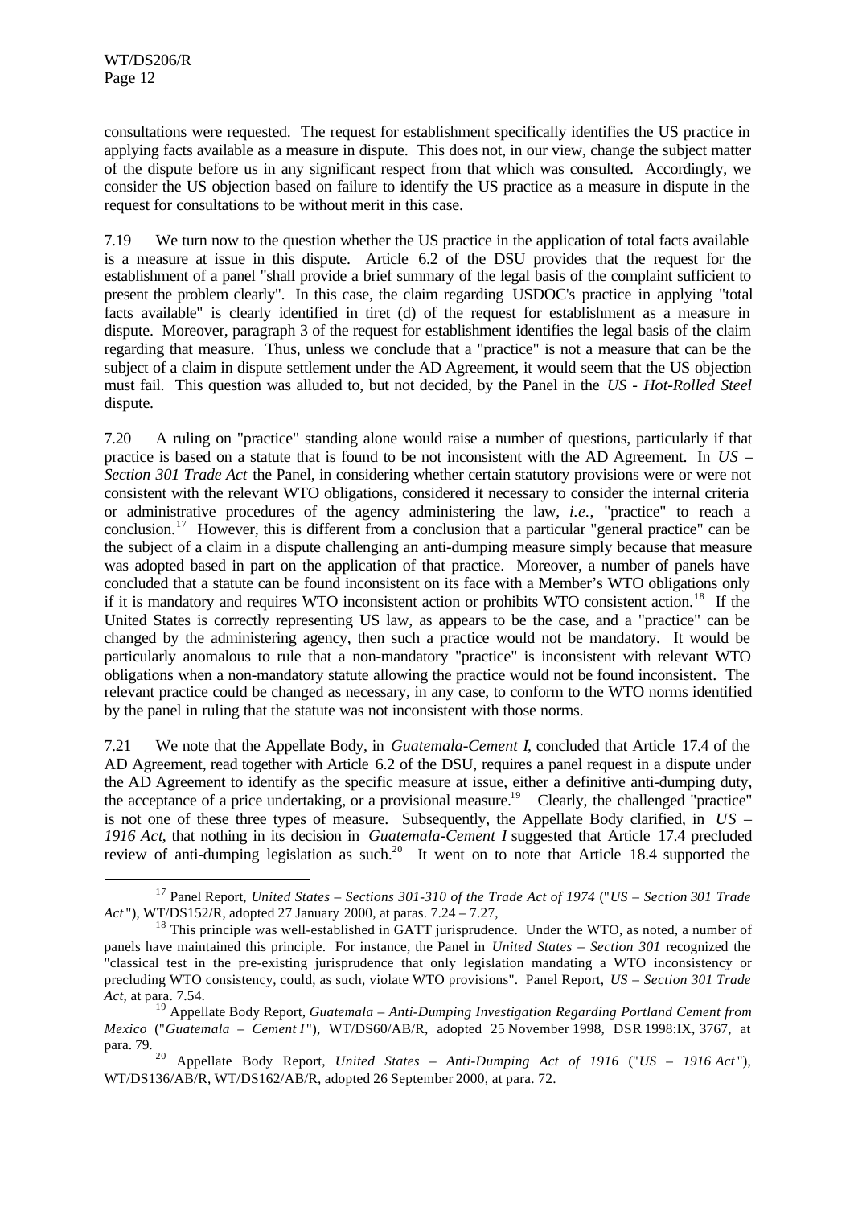consultations were requested. The request for establishment specifically identifies the US practice in applying facts available as a measure in dispute. This does not, in our view, change the subject matter of the dispute before us in any significant respect from that which was consulted. Accordingly, we consider the US objection based on failure to identify the US practice as a measure in dispute in the request for consultations to be without merit in this case.

7.19 We turn now to the question whether the US practice in the application of total facts available is a measure at issue in this dispute. Article 6.2 of the DSU provides that the request for the establishment of a panel "shall provide a brief summary of the legal basis of the complaint sufficient to present the problem clearly". In this case, the claim regarding USDOC's practice in applying "total facts available" is clearly identified in tiret (d) of the request for establishment as a measure in dispute. Moreover, paragraph 3 of the request for establishment identifies the legal basis of the claim regarding that measure. Thus, unless we conclude that a "practice" is not a measure that can be the subject of a claim in dispute settlement under the AD Agreement, it would seem that the US objection must fail. This question was alluded to, but not decided, by the Panel in the *US - Hot-Rolled Steel* dispute.

7.20 A ruling on "practice" standing alone would raise a number of questions, particularly if that practice is based on a statute that is found to be not inconsistent with the AD Agreement. In *US – Section 301 Trade Act* the Panel, in considering whether certain statutory provisions were or were not consistent with the relevant WTO obligations, considered it necessary to consider the internal criteria or administrative procedures of the agency administering the law, *i.e.*, "practice" to reach a conclusion.[17] However, this is different from a conclusion that a particular "general practice" can be the subject of a claim in a dispute challenging an anti-dumping measure simply because that measure was adopted based in part on the application of that practice. Moreover, a number of panels have concluded that a statute can be found inconsistent on its face with a Member's WTO obligations only if it is mandatory and requires WTO inconsistent action or prohibits WTO consistent action.[18] If the United States is correctly representing US law, as appears to be the case, and a "practice" can be changed by the administering agency, then such a practice would not be mandatory. It would be particularly anomalous to rule that a non-mandatory "practice" is inconsistent with relevant WTO obligations when a non-mandatory statute allowing the practice would not be found inconsistent. The relevant practice could be changed as necessary, in any case, to conform to the WTO norms identified by the panel in ruling that the statute was not inconsistent with those norms.

7.21 We note that the Appellate Body, in *Guatemala-Cement I*, concluded that Article 17.4 of the AD Agreement, read together with Article 6.2 of the DSU, requires a panel request in a dispute under the AD Agreement to identify as the specific measure at issue, either a definitive anti-dumping duty, the acceptance of a price undertaking, or a provisional measure.[19] Clearly, the challenged "practice" is not one of these three types of measure. Subsequently, the Appellate Body clarified, in *US – 1916 Act*, that nothing in its decision in *Guatemala-Cement I* suggested that Article 17.4 precluded review of anti-dumping legislation as such.[20] It went on to note that Article 18.4 supported the

---

[17] Panel Report, *United States – Sections 301-310 of the Trade Act of 1974* ("*US – Section 301 Trade Act*"), WT/DS152/R, adopted 27 January 2000, at paras. 7.24 – 7.27,

[18] This principle was well-established in GATT jurisprudence. Under the WTO, as noted, a number of panels have maintained this principle. For instance, the Panel in *United States – Section 301* recognized the "classical test in the pre-existing jurisprudence that only legislation mandating a WTO inconsistency or precluding WTO consistency, could, as such, violate WTO provisions". Panel Report, *US – Section 301 Trade Act*, at para. 7.54.

[19] Appellate Body Report, *Guatemala – Anti-Dumping Investigation Regarding Portland Cement from Mexico* ("*Guatemala – Cement I*"), WT/DS60/AB/R, adopted 25 November 1998, DSR 1998:IX, 3767, at para. 79.

[20] Appellate Body Report, *United States – Anti-Dumping Act of 1916* ("*US – 1916 Act*"), WT/DS136/AB/R, WT/DS162/AB/R, adopted 26 September 2000, at para. 72.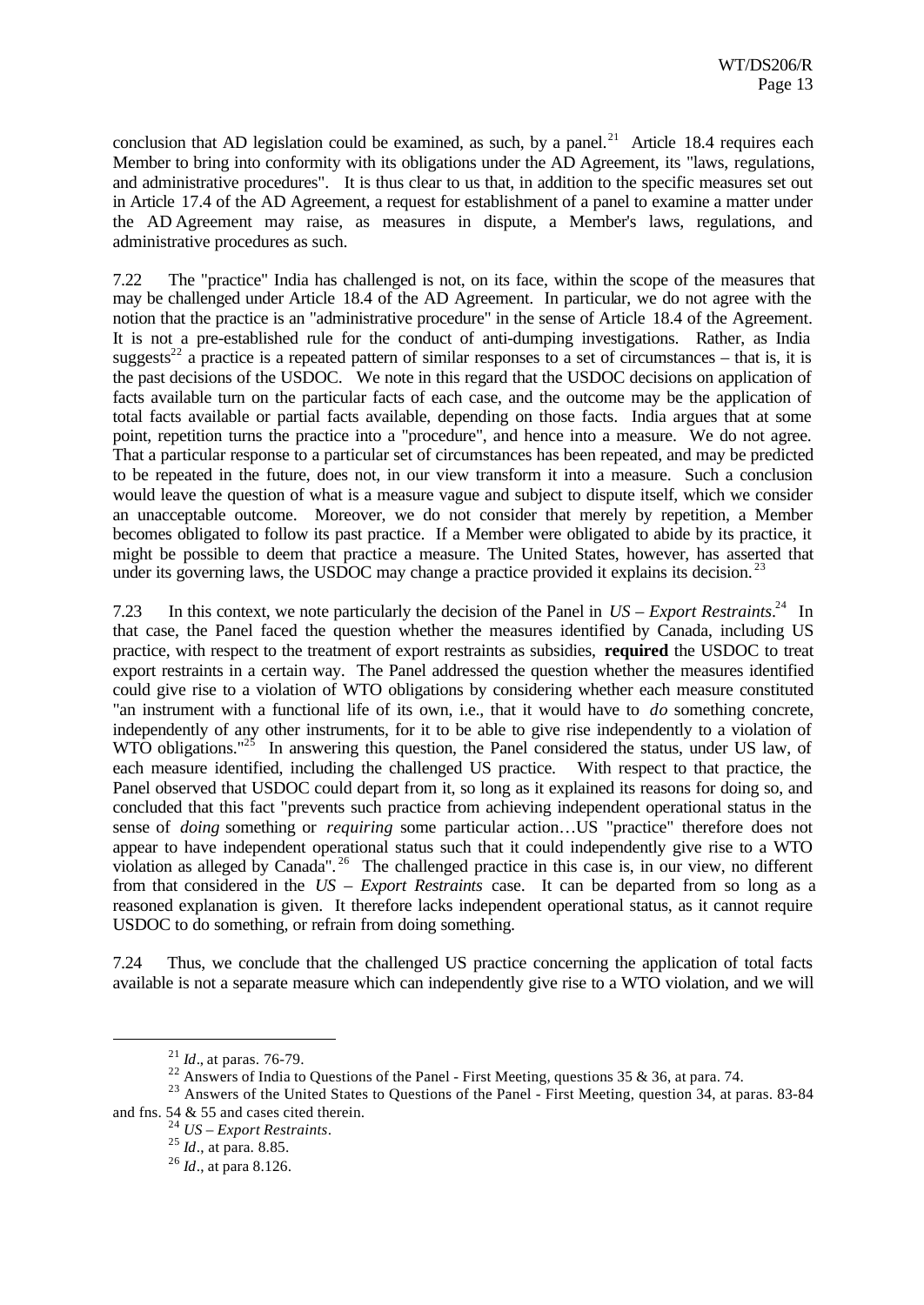conclusion that AD legislation could be examined, as such, by a panel.[21] Article 18.4 requires each Member to bring into conformity with its obligations under the AD Agreement, its "laws, regulations, and administrative procedures". It is thus clear to us that, in addition to the specific measures set out in Article 17.4 of the AD Agreement, a request for establishment of a panel to examine a matter under the AD Agreement may raise, as measures in dispute, a Member's laws, regulations, and administrative procedures as such.

7.22 The "practice" India has challenged is not, on its face, within the scope of the measures that may be challenged under Article 18.4 of the AD Agreement. In particular, we do not agree with the notion that the practice is an "administrative procedure" in the sense of Article 18.4 of the Agreement. It is not a pre-established rule for the conduct of anti-dumping investigations. Rather, as India suggests[22] a practice is a repeated pattern of similar responses to a set of circumstances – that is, it is the past decisions of the USDOC. We note in this regard that the USDOC decisions on application of facts available turn on the particular facts of each case, and the outcome may be the application of total facts available or partial facts available, depending on those facts. India argues that at some point, repetition turns the practice into a "procedure", and hence into a measure. We do not agree. That a particular response to a particular set of circumstances has been repeated, and may be predicted to be repeated in the future, does not, in our view transform it into a measure. Such a conclusion would leave the question of what is a measure vague and subject to dispute itself, which we consider an unacceptable outcome. Moreover, we do not consider that merely by repetition, a Member becomes obligated to follow its past practice. If a Member were obligated to abide by its practice, it might be possible to deem that practice a measure. The United States, however, has asserted that under its governing laws, the USDOC may change a practice provided it explains its decision.[23]

7.23 In this context, we note particularly the decision of the Panel in *US – Export Restraints*.[24] In that case, the Panel faced the question whether the measures identified by Canada, including US practice, with respect to the treatment of export restraints as subsidies, **required** the USDOC to treat export restraints in a certain way. The Panel addressed the question whether the measures identified could give rise to a violation of WTO obligations by considering whether each measure constituted "an instrument with a functional life of its own, i.e., that it would have to *do* something concrete, independently of any other instruments, for it to be able to give rise independently to a violation of WTO obligations."[25] In answering this question, the Panel considered the status, under US law, of each measure identified, including the challenged US practice. With respect to that practice, the Panel observed that USDOC could depart from it, so long as it explained its reasons for doing so, and concluded that this fact "prevents such practice from achieving independent operational status in the sense of *doing* something or *requiring* some particular action…US "practice" therefore does not appear to have independent operational status such that it could independently give rise to a WTO violation as alleged by Canada".[26] The challenged practice in this case is, in our view, no different from that considered in the *US – Export Restraints* case. It can be departed from so long as a reasoned explanation is given. It therefore lacks independent operational status, as it cannot require USDOC to do something, or refrain from doing something.

7.24 Thus, we conclude that the challenged US practice concerning the application of total facts available is not a separate measure which can independently give rise to a WTO violation, and we will

---

[21] *Id*., at paras. 76-79.

[22] Answers of India to Questions of the Panel - First Meeting, questions 35 & 36, at para. 74.

[23] Answers of the United States to Questions of the Panel - First Meeting, question 34, at paras. 83-84 and fns. 54 & 55 and cases cited therein.

[24] *US – Export Restraints*.

[25] *Id*., at para. 8.85.

[26] *Id*., at para 8.126.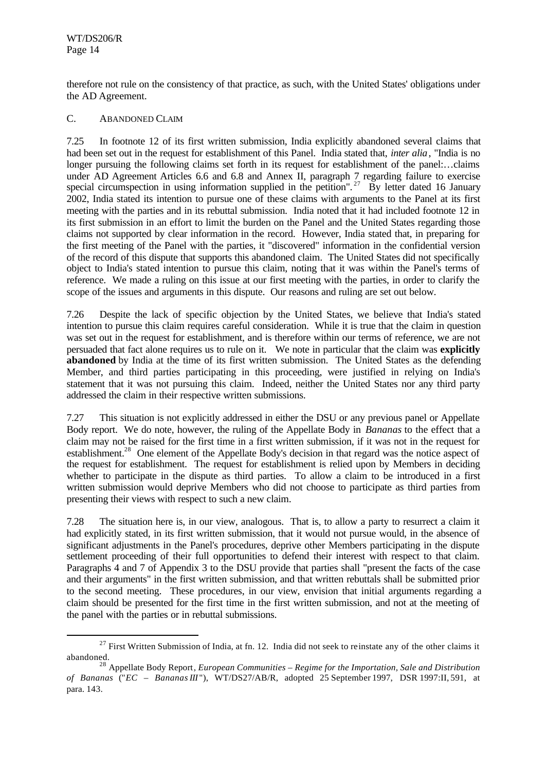therefore not rule on the consistency of that practice, as such, with the United States' obligations under the AD Agreement.

### C. ABANDONED CLAIM

7.25 In footnote 12 of its first written submission, India explicitly abandoned several claims that had been set out in the request for establishment of this Panel. India stated that, *inter alia*, "India is no longer pursuing the following claims set forth in its request for establishment of the panel:…claims under AD Agreement Articles 6.6 and 6.8 and Annex II, paragraph 7 regarding failure to exercise special circumspection in using information supplied in the petition".[27] By letter dated 16 January 2002, India stated its intention to pursue one of these claims with arguments to the Panel at its first meeting with the parties and in its rebuttal submission. India noted that it had included footnote 12 in its first submission in an effort to limit the burden on the Panel and the United States regarding those claims not supported by clear information in the record. However, India stated that, in preparing for the first meeting of the Panel with the parties, it "discovered" information in the confidential version of the record of this dispute that supports this abandoned claim. The United States did not specifically object to India's stated intention to pursue this claim, noting that it was within the Panel's terms of reference. We made a ruling on this issue at our first meeting with the parties, in order to clarify the scope of the issues and arguments in this dispute. Our reasons and ruling are set out below.

7.26 Despite the lack of specific objection by the United States, we believe that India's stated intention to pursue this claim requires careful consideration. While it is true that the claim in question was set out in the request for establishment, and is therefore within our terms of reference, we are not persuaded that fact alone requires us to rule on it. We note in particular that the claim was **explicitly abandoned** by India at the time of its first written submission. The United States as the defending Member, and third parties participating in this proceeding, were justified in relying on India's statement that it was not pursuing this claim. Indeed, neither the United States nor any third party addressed the claim in their respective written submissions.

7.27 This situation is not explicitly addressed in either the DSU or any previous panel or Appellate Body report. We do note, however, the ruling of the Appellate Body in *Bananas* to the effect that a claim may not be raised for the first time in a first written submission, if it was not in the request for establishment.[28] One element of the Appellate Body's decision in that regard was the notice aspect of the request for establishment. The request for establishment is relied upon by Members in deciding whether to participate in the dispute as third parties. To allow a claim to be introduced in a first written submission would deprive Members who did not choose to participate as third parties from presenting their views with respect to such a new claim.

7.28 The situation here is, in our view, analogous. That is, to allow a party to resurrect a claim it had explicitly stated, in its first written submission, that it would not pursue would, in the absence of significant adjustments in the Panel's procedures, deprive other Members participating in the dispute settlement proceeding of their full opportunities to defend their interest with respect to that claim. Paragraphs 4 and 7 of Appendix 3 to the DSU provide that parties shall "present the facts of the case and their arguments" in the first written submission, and that written rebuttals shall be submitted prior to the second meeting. These procedures, in our view, envision that initial arguments regarding a claim should be presented for the first time in the first written submission, and not at the meeting of the panel with the parties or in rebuttal submissions.

[27] First Written Submission of India, at fn. 12. India did not seek to reinstate any of the other claims it abandoned.

[28] Appellate Body Report, *European Communities – Regime for the Importation, Sale and Distribution of Bananas* ("*EC – Bananas III*"), WT/DS27/AB/R, adopted 25 September 1997, DSR 1997:II, 591, at para. 143.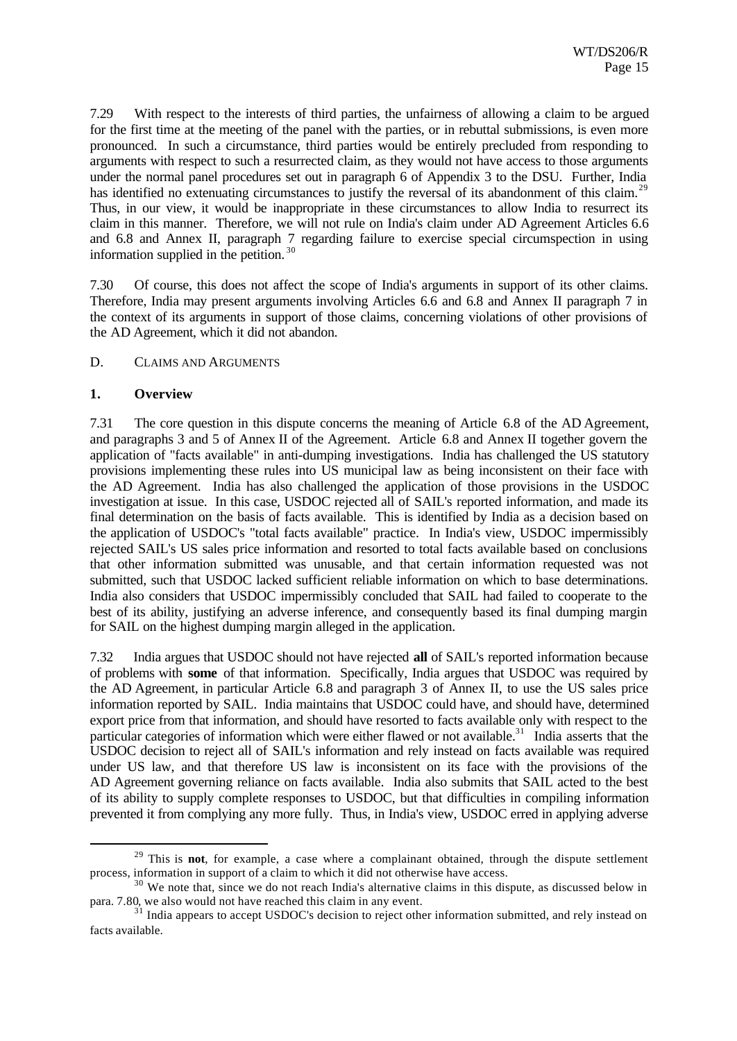7.29 With respect to the interests of third parties, the unfairness of allowing a claim to be argued for the first time at the meeting of the panel with the parties, or in rebuttal submissions, is even more pronounced. In such a circumstance, third parties would be entirely precluded from responding to arguments with respect to such a resurrected claim, as they would not have access to those arguments under the normal panel procedures set out in paragraph 6 of Appendix 3 to the DSU. Further, India has identified no extenuating circumstances to justify the reversal of its abandonment of this claim.[29] Thus, in our view, it would be inappropriate in these circumstances to allow India to resurrect its claim in this manner. Therefore, we will not rule on India's claim under AD Agreement Articles 6.6 and 6.8 and Annex II, paragraph 7 regarding failure to exercise special circumspection in using information supplied in the petition.[30]

7.30 Of course, this does not affect the scope of India's arguments in support of its other claims. Therefore, India may present arguments involving Articles 6.6 and 6.8 and Annex II paragraph 7 in the context of its arguments in support of those claims, concerning violations of other provisions of the AD Agreement, which it did not abandon.

## D. CLAIMS AND ARGUMENTS

### 1. Overview

7.31 The core question in this dispute concerns the meaning of Article 6.8 of the AD Agreement, and paragraphs 3 and 5 of Annex II of the Agreement. Article 6.8 and Annex II together govern the application of "facts available" in anti-dumping investigations. India has challenged the US statutory provisions implementing these rules into US municipal law as being inconsistent on their face with the AD Agreement. India has also challenged the application of those provisions in the USDOC investigation at issue. In this case, USDOC rejected all of SAIL's reported information, and made its final determination on the basis of facts available. This is identified by India as a decision based on the application of USDOC's "total facts available" practice. In India's view, USDOC impermissibly rejected SAIL's US sales price information and resorted to total facts available based on conclusions that other information submitted was unusable, and that certain information requested was not submitted, such that USDOC lacked sufficient reliable information on which to base determinations. India also considers that USDOC impermissibly concluded that SAIL had failed to cooperate to the best of its ability, justifying an adverse inference, and consequently based its final dumping margin for SAIL on the highest dumping margin alleged in the application.

7.32 India argues that USDOC should not have rejected **all** of SAIL's reported information because of problems with **some** of that information. Specifically, India argues that USDOC was required by the AD Agreement, in particular Article 6.8 and paragraph 3 of Annex II, to use the US sales price information reported by SAIL. India maintains that USDOC could have, and should have, determined export price from that information, and should have resorted to facts available only with respect to the particular categories of information which were either flawed or not available.[31] India asserts that the USDOC decision to reject all of SAIL's information and rely instead on facts available was required under US law, and that therefore US law is inconsistent on its face with the provisions of the AD Agreement governing reliance on facts available. India also submits that SAIL acted to the best of its ability to supply complete responses to USDOC, but that difficulties in compiling information prevented it from complying any more fully. Thus, in India's view, USDOC erred in applying adverse

---

[29] This is **not**, for example, a case where a complainant obtained, through the dispute settlement process, information in support of a claim to which it did not otherwise have access.

[30] We note that, since we do not reach India's alternative claims in this dispute, as discussed below in para. 7.80, we also would not have reached this claim in any event.

[31] India appears to accept USDOC's decision to reject other information submitted, and rely instead on facts available.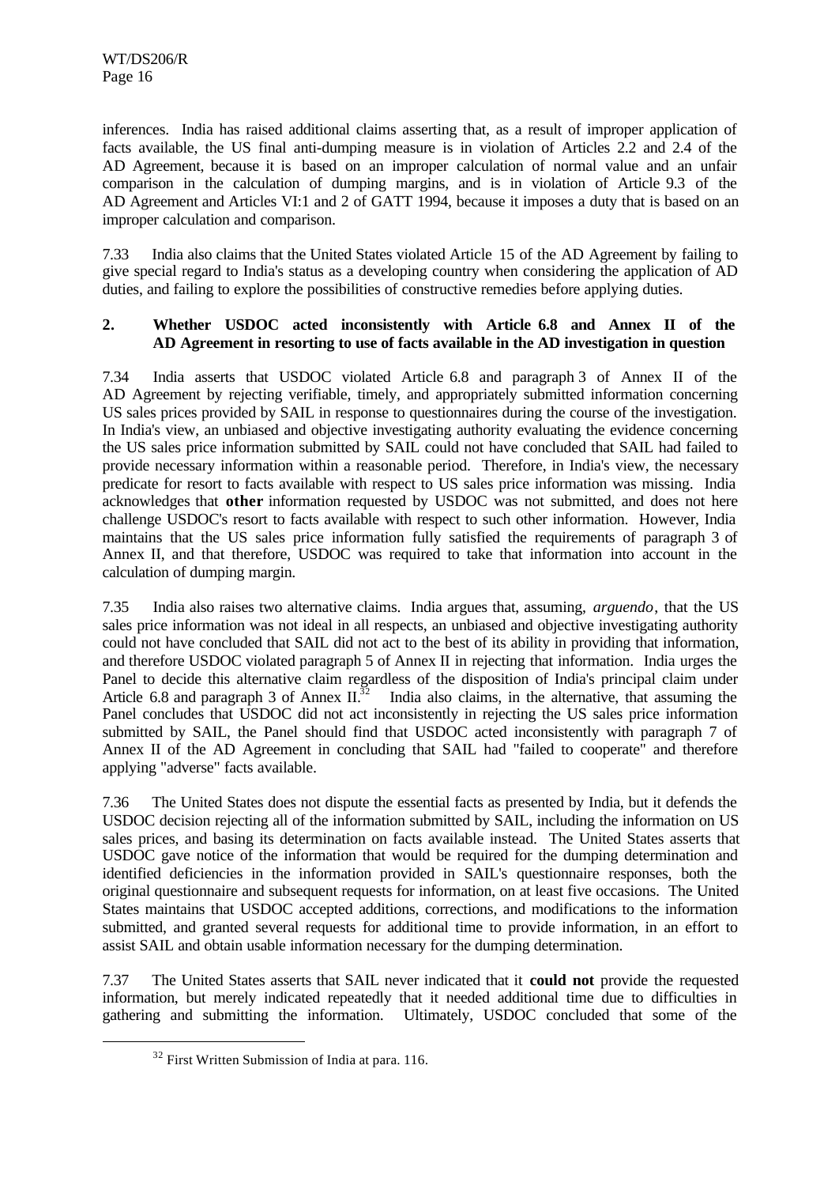inferences. India has raised additional claims asserting that, as a result of improper application of facts available, the US final anti-dumping measure is in violation of Articles 2.2 and 2.4 of the AD Agreement, because it is based on an improper calculation of normal value and an unfair comparison in the calculation of dumping margins, and is in violation of Article 9.3 of the AD Agreement and Articles VI:1 and 2 of GATT 1994, because it imposes a duty that is based on an improper calculation and comparison.

7.33 India also claims that the United States violated Article 15 of the AD Agreement by failing to give special regard to India's status as a developing country when considering the application of AD duties, and failing to explore the possibilities of constructive remedies before applying duties.

## 2. Whether USDOC acted inconsistently with Article 6.8 and Annex II of the AD Agreement in resorting to use of facts available in the AD investigation in question

7.34 India asserts that USDOC violated Article 6.8 and paragraph 3 of Annex II of the AD Agreement by rejecting verifiable, timely, and appropriately submitted information concerning US sales prices provided by SAIL in response to questionnaires during the course of the investigation. In India's view, an unbiased and objective investigating authority evaluating the evidence concerning the US sales price information submitted by SAIL could not have concluded that SAIL had failed to provide necessary information within a reasonable period. Therefore, in India's view, the necessary predicate for resort to facts available with respect to US sales price information was missing. India acknowledges that **other** information requested by USDOC was not submitted, and does not here challenge USDOC's resort to facts available with respect to such other information. However, India maintains that the US sales price information fully satisfied the requirements of paragraph 3 of Annex II, and that therefore, USDOC was required to take that information into account in the calculation of dumping margin.

7.35 India also raises two alternative claims. India argues that, assuming, *arguendo*, that the US sales price information was not ideal in all respects, an unbiased and objective investigating authority could not have concluded that SAIL did not act to the best of its ability in providing that information, and therefore USDOC violated paragraph 5 of Annex II in rejecting that information. India urges the Panel to decide this alternative claim regardless of the disposition of India's principal claim under Article 6.8 and paragraph 3 of Annex II.[32] India also claims, in the alternative, that assuming the Panel concludes that USDOC did not act inconsistently in rejecting the US sales price information submitted by SAIL, the Panel should find that USDOC acted inconsistently with paragraph 7 of Annex II of the AD Agreement in concluding that SAIL had "failed to cooperate" and therefore applying "adverse" facts available.

7.36 The United States does not dispute the essential facts as presented by India, but it defends the USDOC decision rejecting all of the information submitted by SAIL, including the information on US sales prices, and basing its determination on facts available instead. The United States asserts that USDOC gave notice of the information that would be required for the dumping determination and identified deficiencies in the information provided in SAIL's questionnaire responses, both the original questionnaire and subsequent requests for information, on at least five occasions. The United States maintains that USDOC accepted additions, corrections, and modifications to the information submitted, and granted several requests for additional time to provide information, in an effort to assist SAIL and obtain usable information necessary for the dumping determination.

7.37 The United States asserts that SAIL never indicated that it **could not** provide the requested information, but merely indicated repeatedly that it needed additional time due to difficulties in gathering and submitting the information. Ultimately, USDOC concluded that some of the

[32] First Written Submission of India at para. 116.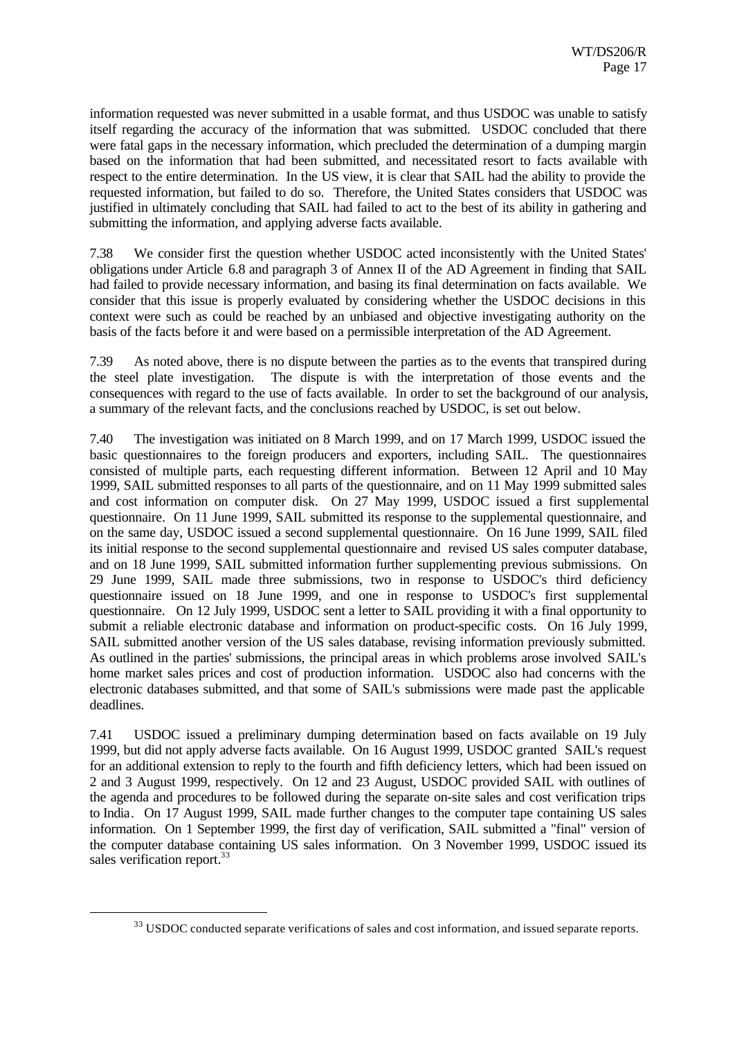information requested was never submitted in a usable format, and thus USDOC was unable to satisfy itself regarding the accuracy of the information that was submitted. USDOC concluded that there were fatal gaps in the necessary information, which precluded the determination of a dumping margin based on the information that had been submitted, and necessitated resort to facts available with respect to the entire determination. In the US view, it is clear that SAIL had the ability to provide the requested information, but failed to do so. Therefore, the United States considers that USDOC was justified in ultimately concluding that SAIL had failed to act to the best of its ability in gathering and submitting the information, and applying adverse facts available.

7.38 We consider first the question whether USDOC acted inconsistently with the United States' obligations under Article 6.8 and paragraph 3 of Annex II of the AD Agreement in finding that SAIL had failed to provide necessary information, and basing its final determination on facts available. We consider that this issue is properly evaluated by considering whether the USDOC decisions in this context were such as could be reached by an unbiased and objective investigating authority on the basis of the facts before it and were based on a permissible interpretation of the AD Agreement.

7.39 As noted above, there is no dispute between the parties as to the events that transpired during the steel plate investigation. The dispute is with the interpretation of those events and the consequences with regard to the use of facts available. In order to set the background of our analysis, a summary of the relevant facts, and the conclusions reached by USDOC, is set out below.

7.40 The investigation was initiated on 8 March 1999, and on 17 March 1999, USDOC issued the basic questionnaires to the foreign producers and exporters, including SAIL. The questionnaires consisted of multiple parts, each requesting different information. Between 12 April and 10 May 1999, SAIL submitted responses to all parts of the questionnaire, and on 11 May 1999 submitted sales and cost information on computer disk. On 27 May 1999, USDOC issued a first supplemental questionnaire. On 11 June 1999, SAIL submitted its response to the supplemental questionnaire, and on the same day, USDOC issued a second supplemental questionnaire. On 16 June 1999, SAIL filed its initial response to the second supplemental questionnaire and revised US sales computer database, and on 18 June 1999, SAIL submitted information further supplementing previous submissions. On 29 June 1999, SAIL made three submissions, two in response to USDOC's third deficiency questionnaire issued on 18 June 1999, and one in response to USDOC's first supplemental questionnaire. On 12 July 1999, USDOC sent a letter to SAIL providing it with a final opportunity to submit a reliable electronic database and information on product-specific costs. On 16 July 1999, SAIL submitted another version of the US sales database, revising information previously submitted. As outlined in the parties' submissions, the principal areas in which problems arose involved SAIL's home market sales prices and cost of production information. USDOC also had concerns with the electronic databases submitted, and that some of SAIL's submissions were made past the applicable deadlines.

7.41 USDOC issued a preliminary dumping determination based on facts available on 19 July 1999, but did not apply adverse facts available. On 16 August 1999, USDOC granted SAIL's request for an additional extension to reply to the fourth and fifth deficiency letters, which had been issued on 2 and 3 August 1999, respectively. On 12 and 23 August, USDOC provided SAIL with outlines of the agenda and procedures to be followed during the separate on-site sales and cost verification trips to India. On 17 August 1999, SAIL made further changes to the computer tape containing US sales information. On 1 September 1999, the first day of verification, SAIL submitted a "final" version of the computer database containing US sales information. On 3 November 1999, USDOC issued its sales verification report.[33]

[33] USDOC conducted separate verifications of sales and cost information, and issued separate reports.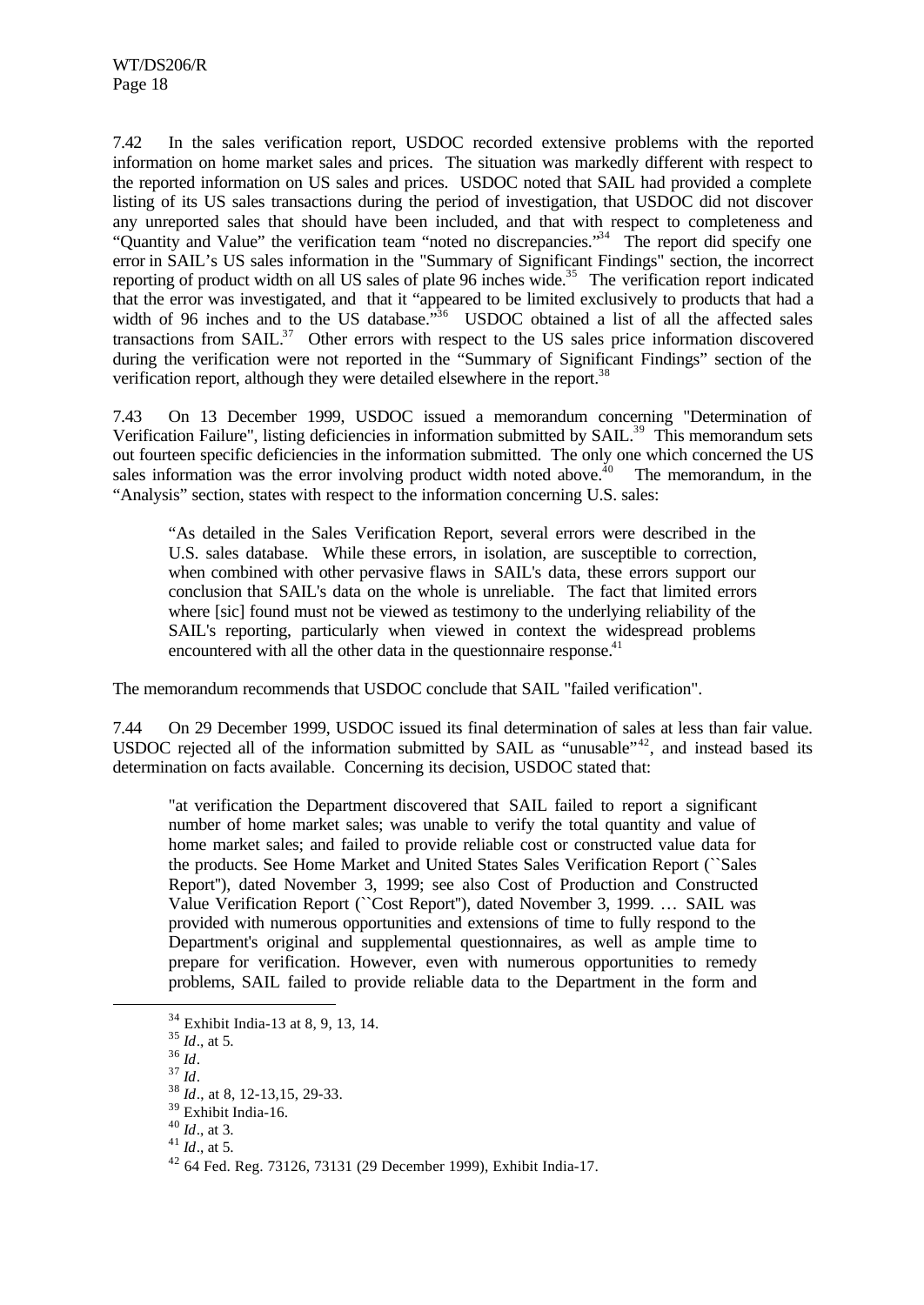7.42 In the sales verification report, USDOC recorded extensive problems with the reported information on home market sales and prices. The situation was markedly different with respect to the reported information on US sales and prices. USDOC noted that SAIL had provided a complete listing of its US sales transactions during the period of investigation, that USDOC did not discover any unreported sales that should have been included, and that with respect to completeness and "Quantity and Value" the verification team "noted no discrepancies."[34] The report did specify one error in SAIL's US sales information in the "Summary of Significant Findings" section, the incorrect reporting of product width on all US sales of plate 96 inches wide.[35] The verification report indicated that the error was investigated, and that it "appeared to be limited exclusively to products that had a width of 96 inches and to the US database."[36] USDOC obtained a list of all the affected sales transactions from SAIL.[37] Other errors with respect to the US sales price information discovered during the verification were not reported in the "Summary of Significant Findings" section of the verification report, although they were detailed elsewhere in the report.[38]

7.43 On 13 December 1999, USDOC issued a memorandum concerning "Determination of Verification Failure", listing deficiencies in information submitted by SAIL.[39] This memorandum sets out fourteen specific deficiencies in the information submitted. The only one which concerned the US sales information was the error involving product width noted above.[40] The memorandum, in the "Analysis" section, states with respect to the information concerning U.S. sales:

> "As detailed in the Sales Verification Report, several errors were described in the U.S. sales database. While these errors, in isolation, are susceptible to correction, when combined with other pervasive flaws in SAIL's data, these errors support our conclusion that SAIL's data on the whole is unreliable. The fact that limited errors where [sic] found must not be viewed as testimony to the underlying reliability of the SAIL's reporting, particularly when viewed in context the widespread problems encountered with all the other data in the questionnaire response.[41]

The memorandum recommends that USDOC conclude that SAIL "failed verification".

7.44 On 29 December 1999, USDOC issued its final determination of sales at less than fair value. USDOC rejected all of the information submitted by SAIL as "unusable"[42], and instead based its determination on facts available. Concerning its decision, USDOC stated that:

> "at verification the Department discovered that SAIL failed to report a significant number of home market sales; was unable to verify the total quantity and value of home market sales; and failed to provide reliable cost or constructed value data for the products. See Home Market and United States Sales Verification Report (``Sales Report''), dated November 3, 1999; see also Cost of Production and Constructed Value Verification Report (``Cost Report''), dated November 3, 1999. … SAIL was provided with numerous opportunities and extensions of time to fully respond to the Department's original and supplemental questionnaires, as well as ample time to prepare for verification. However, even with numerous opportunities to remedy problems, SAIL failed to provide reliable data to the Department in the form and

---

[34] Exhibit India-13 at 8, 9, 13, 14.

[35] *Id*., at 5.

[36] *Id*.

[37] *Id*.

[38] *Id*., at 8, 12-13,15, 29-33.

[39] Exhibit India-16.

[40] *Id*., at 3.

[41] *Id*., at 5.

[42] 64 Fed. Reg. 73126, 73131 (29 December 1999), Exhibit India-17.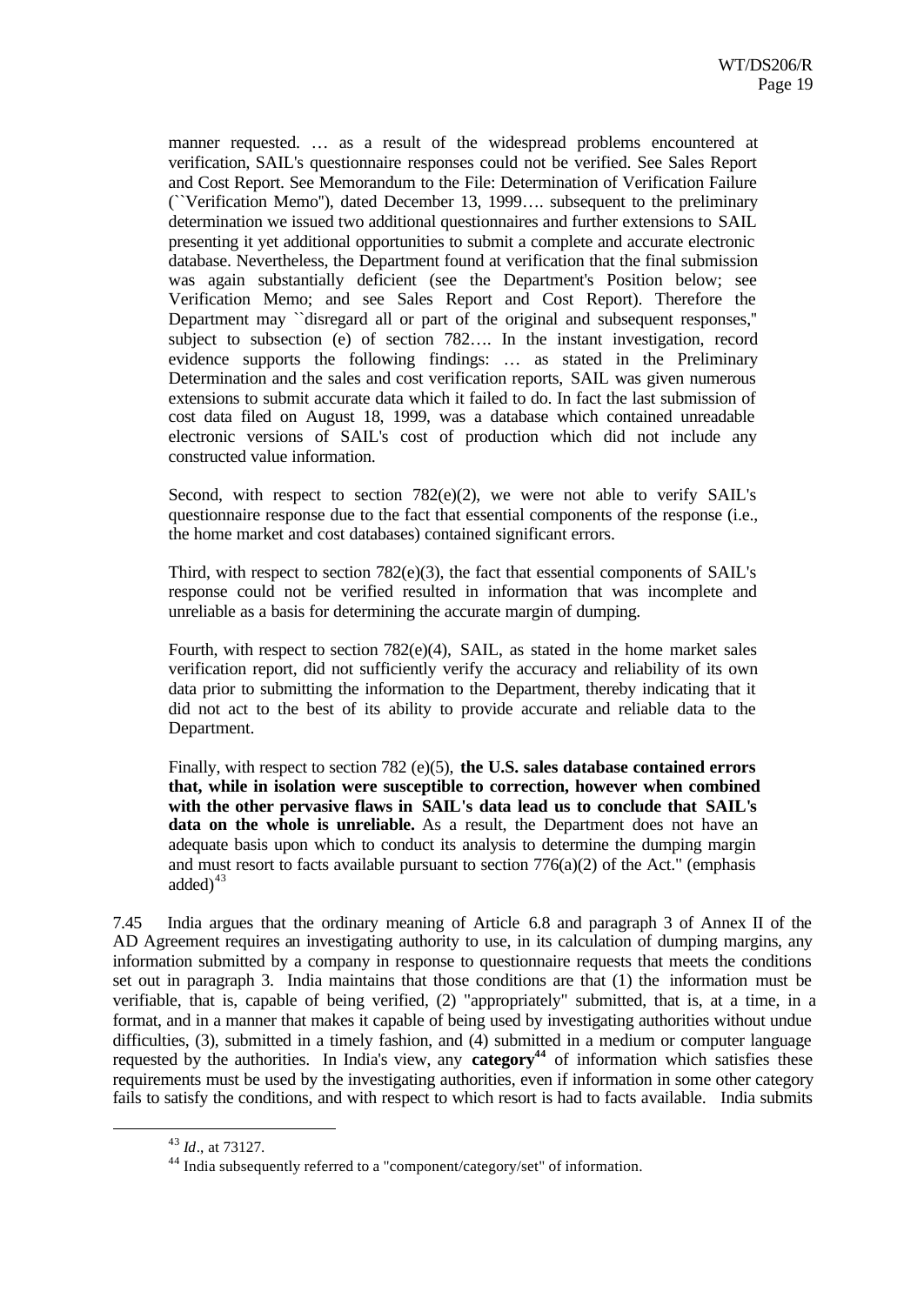manner requested. … as a result of the widespread problems encountered at verification, SAIL's questionnaire responses could not be verified. See Sales Report and Cost Report. See Memorandum to the File: Determination of Verification Failure (``Verification Memo''), dated December 13, 1999…. subsequent to the preliminary determination we issued two additional questionnaires and further extensions to SAIL presenting it yet additional opportunities to submit a complete and accurate electronic database. Nevertheless, the Department found at verification that the final submission was again substantially deficient (see the Department's Position below; see Verification Memo; and see Sales Report and Cost Report). Therefore the Department may ``disregard all or part of the original and subsequent responses,'' subject to subsection (e) of section 782…. In the instant investigation, record evidence supports the following findings: … as stated in the Preliminary Determination and the sales and cost verification reports, SAIL was given numerous extensions to submit accurate data which it failed to do. In fact the last submission of cost data filed on August 18, 1999, was a database which contained unreadable electronic versions of SAIL's cost of production which did not include any constructed value information.

Second, with respect to section 782(e)(2), we were not able to verify SAIL's questionnaire response due to the fact that essential components of the response (i.e., the home market and cost databases) contained significant errors.

Third, with respect to section 782(e)(3), the fact that essential components of SAIL's response could not be verified resulted in information that was incomplete and unreliable as a basis for determining the accurate margin of dumping.

Fourth, with respect to section 782(e)(4), SAIL, as stated in the home market sales verification report, did not sufficiently verify the accuracy and reliability of its own data prior to submitting the information to the Department, thereby indicating that it did not act to the best of its ability to provide accurate and reliable data to the Department.

Finally, with respect to section 782 (e)(5), **the U.S. sales database contained errors that, while in isolation were susceptible to correction, however when combined with the other pervasive flaws in SAIL's data lead us to conclude that SAIL's data on the whole is unreliable.** As a result, the Department does not have an adequate basis upon which to conduct its analysis to determine the dumping margin and must resort to facts available pursuant to section 776(a)(2) of the Act." (emphasis added)[43]

7.45 India argues that the ordinary meaning of Article 6.8 and paragraph 3 of Annex II of the AD Agreement requires an investigating authority to use, in its calculation of dumping margins, any information submitted by a company in response to questionnaire requests that meets the conditions set out in paragraph 3. India maintains that those conditions are that (1) the information must be verifiable, that is, capable of being verified, (2) "appropriately" submitted, that is, at a time, in a format, and in a manner that makes it capable of being used by investigating authorities without undue difficulties, (3), submitted in a timely fashion, and (4) submitted in a medium or computer language requested by the authorities. In India's view, any **category**[44] of information which satisfies these requirements must be used by the investigating authorities, even if information in some other category fails to satisfy the conditions, and with respect to which resort is had to facts available. India submits

[43] *Id*., at 73127.

[44] India subsequently referred to a "component/category/set" of information.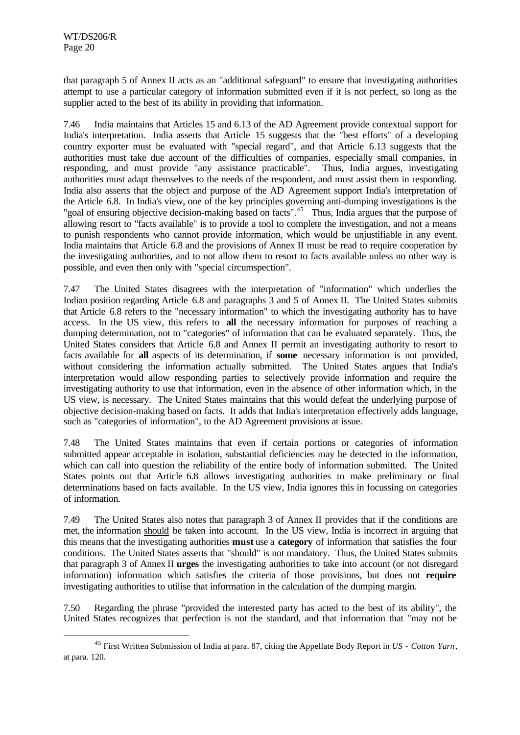that paragraph 5 of Annex II acts as an "additional safeguard" to ensure that investigating authorities attempt to use a particular category of information submitted even if it is not perfect, so long as the supplier acted to the best of its ability in providing that information.

7.46 India maintains that Articles 15 and 6.13 of the AD Agreement provide contextual support for India's interpretation. India asserts that Article 15 suggests that the "best efforts" of a developing country exporter must be evaluated with "special regard", and that Article 6.13 suggests that the authorities must take due account of the difficulties of companies, especially small companies, in responding, and must provide "any assistance practicable". Thus, India argues, investigating authorities must adapt themselves to the needs of the respondent, and must assist them in responding. India also asserts that the object and purpose of the AD Agreement support India's interpretation of the Article 6.8. In India's view, one of the key principles governing anti-dumping investigations is the "goal of ensuring objective decision-making based on facts".[45] Thus, India argues that the purpose of allowing resort to "facts available" is to provide a tool to complete the investigation, and not a means to punish respondents who cannot provide information, which would be unjustifiable in any event. India maintains that Article 6.8 and the provisions of Annex II must be read to require cooperation by the investigating authorities, and to not allow them to resort to facts available unless no other way is possible, and even then only with "special circumspection".

7.47 The United States disagrees with the interpretation of "information" which underlies the Indian position regarding Article 6.8 and paragraphs 3 and 5 of Annex II. The United States submits that Article 6.8 refers to the "necessary information" to which the investigating authority has to have access. In the US view, this refers to **all** the necessary information for purposes of reaching a dumping determination, not to "categories" of information that can be evaluated separately. Thus, the United States considers that Article 6.8 and Annex II permit an investigating authority to resort to facts available for **all** aspects of its determination, if **some** necessary information is not provided, without considering the information actually submitted. The United States argues that India's interpretation would allow responding parties to selectively provide information and require the investigating authority to use that information, even in the absence of other information which, in the US view, is necessary. The United States maintains that this would defeat the underlying purpose of objective decision-making based on facts. It adds that India's interpretation effectively adds language, such as "categories of information", to the AD Agreement provisions at issue.

7.48 The United States maintains that even if certain portions or categories of information submitted appear acceptable in isolation, substantial deficiencies may be detected in the information, which can call into question the reliability of the entire body of information submitted. The United States points out that Article 6.8 allows investigating authorities to make preliminary or final determinations based on facts available. In the US view, India ignores this in focussing on categories of information.

7.49 The United States also notes that paragraph 3 of Annex II provides that if the conditions are met, the information <u>should</u> be taken into account. In the US view, India is incorrect in arguing that this means that the investigating authorities **must** use a **category** of information that satisfies the four conditions. The United States asserts that "should" is not mandatory. Thus, the United States submits that paragraph 3 of Annex II **urges** the investigating authorities to take into account (or not disregard information) information which satisfies the criteria of those provisions, but does not **require** investigating authorities to utilise that information in the calculation of the dumping margin.

7.50 Regarding the phrase "provided the interested party has acted to the best of its ability", the United States recognizes that perfection is not the standard, and that information that "may not be

---

[45] First Written Submission of India at para. 87, citing the Appellate Body Report in *US - Cotton Yarn*, at para. 120.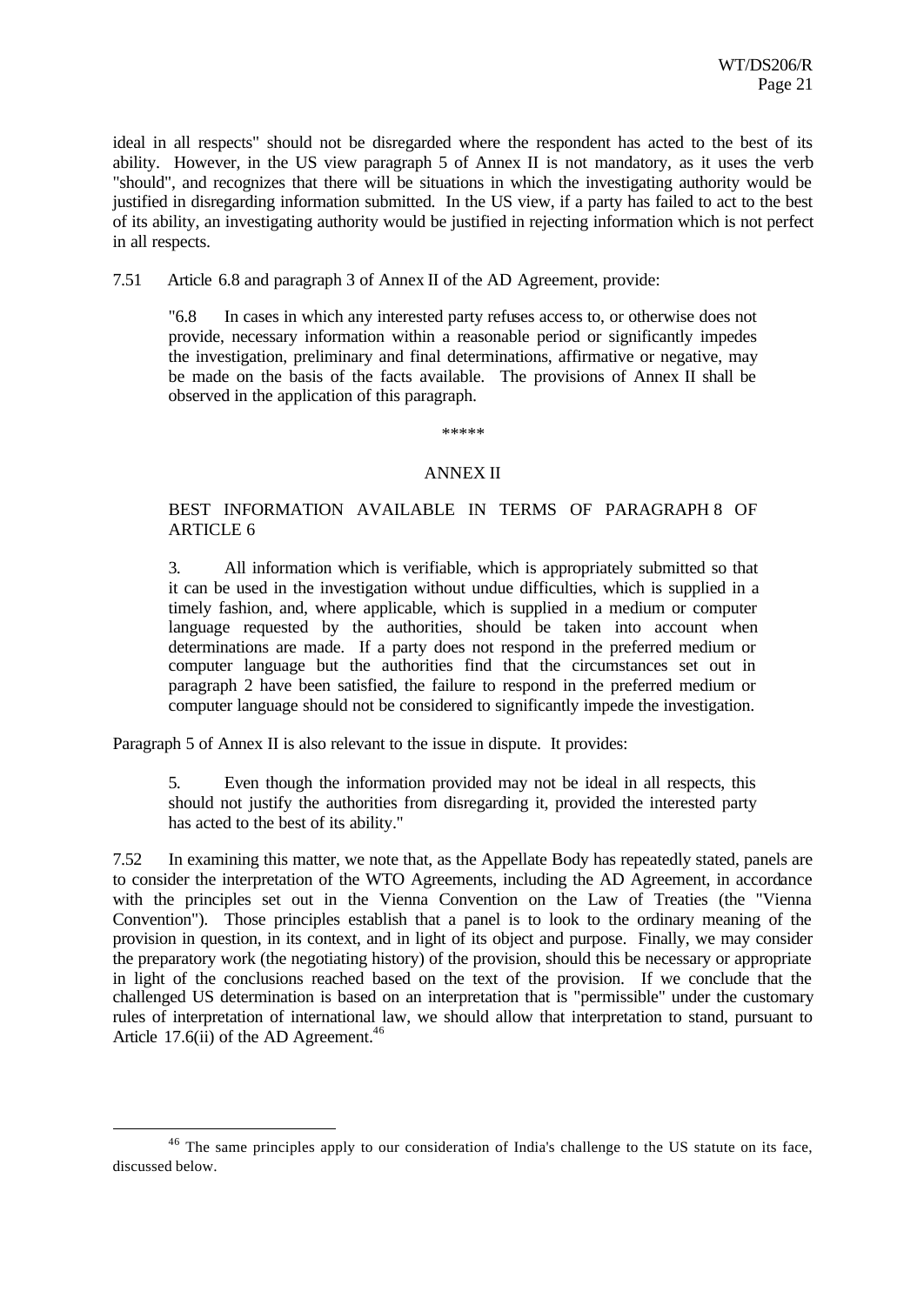ideal in all respects" should not be disregarded where the respondent has acted to the best of its ability. However, in the US view paragraph 5 of Annex II is not mandatory, as it uses the verb "should", and recognizes that there will be situations in which the investigating authority would be justified in disregarding information submitted. In the US view, if a party has failed to act to the best of its ability, an investigating authority would be justified in rejecting information which is not perfect in all respects.

7.51 Article 6.8 and paragraph 3 of Annex II of the AD Agreement, provide:

> "6.8 In cases in which any interested party refuses access to, or otherwise does not provide, necessary information within a reasonable period or significantly impedes the investigation, preliminary and final determinations, affirmative or negative, may be made on the basis of the facts available. The provisions of Annex II shall be observed in the application of this paragraph.
>
> *****
>
> ANNEX II
>
> BEST INFORMATION AVAILABLE IN TERMS OF PARAGRAPH 8 OF ARTICLE 6
>
> 3. All information which is verifiable, which is appropriately submitted so that it can be used in the investigation without undue difficulties, which is supplied in a timely fashion, and, where applicable, which is supplied in a medium or computer language requested by the authorities, should be taken into account when determinations are made. If a party does not respond in the preferred medium or computer language but the authorities find that the circumstances set out in paragraph 2 have been satisfied, the failure to respond in the preferred medium or computer language should not be considered to significantly impede the investigation.

Paragraph 5 of Annex II is also relevant to the issue in dispute. It provides:

> 5. Even though the information provided may not be ideal in all respects, this should not justify the authorities from disregarding it, provided the interested party has acted to the best of its ability."

7.52 In examining this matter, we note that, as the Appellate Body has repeatedly stated, panels are to consider the interpretation of the WTO Agreements, including the AD Agreement, in accordance with the principles set out in the Vienna Convention on the Law of Treaties (the "Vienna Convention"). Those principles establish that a panel is to look to the ordinary meaning of the provision in question, in its context, and in light of its object and purpose. Finally, we may consider the preparatory work (the negotiating history) of the provision, should this be necessary or appropriate in light of the conclusions reached based on the text of the provision. If we conclude that the challenged US determination is based on an interpretation that is "permissible" under the customary rules of interpretation of international law, we should allow that interpretation to stand, pursuant to Article 17.6(ii) of the AD Agreement.[46]

[46] The same principles apply to our consideration of India's challenge to the US statute on its face, discussed below.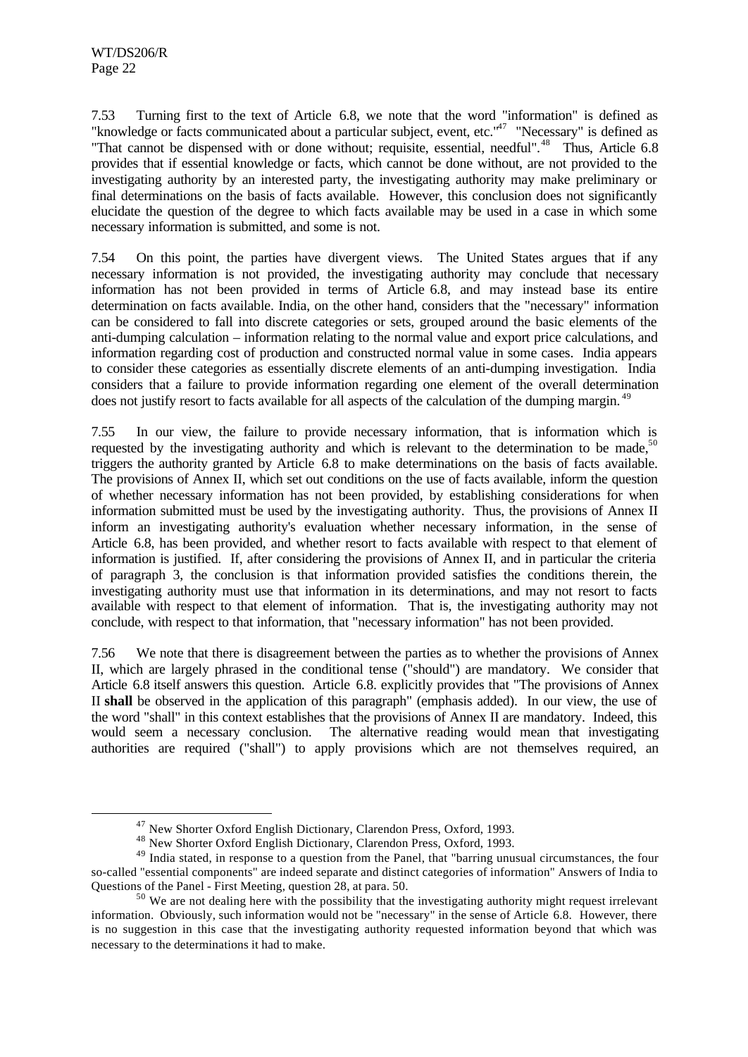7.53 Turning first to the text of Article 6.8, we note that the word "information" is defined as "knowledge or facts communicated about a particular subject, event, etc."[47] "Necessary" is defined as "That cannot be dispensed with or done without; requisite, essential, needful".[48] Thus, Article 6.8 provides that if essential knowledge or facts, which cannot be done without, are not provided to the investigating authority by an interested party, the investigating authority may make preliminary or final determinations on the basis of facts available. However, this conclusion does not significantly elucidate the question of the degree to which facts available may be used in a case in which some necessary information is submitted, and some is not.

7.54 On this point, the parties have divergent views. The United States argues that if any necessary information is not provided, the investigating authority may conclude that necessary information has not been provided in terms of Article 6.8, and may instead base its entire determination on facts available. India, on the other hand, considers that the "necessary" information can be considered to fall into discrete categories or sets, grouped around the basic elements of the anti-dumping calculation – information relating to the normal value and export price calculations, and information regarding cost of production and constructed normal value in some cases. India appears to consider these categories as essentially discrete elements of an anti-dumping investigation. India considers that a failure to provide information regarding one element of the overall determination does not justify resort to facts available for all aspects of the calculation of the dumping margin.[49]

7.55 In our view, the failure to provide necessary information, that is information which is requested by the investigating authority and which is relevant to the determination to be made,[50] triggers the authority granted by Article 6.8 to make determinations on the basis of facts available. The provisions of Annex II, which set out conditions on the use of facts available, inform the question of whether necessary information has not been provided, by establishing considerations for when information submitted must be used by the investigating authority. Thus, the provisions of Annex II inform an investigating authority's evaluation whether necessary information, in the sense of Article 6.8, has been provided, and whether resort to facts available with respect to that element of information is justified. If, after considering the provisions of Annex II, and in particular the criteria of paragraph 3, the conclusion is that information provided satisfies the conditions therein, the investigating authority must use that information in its determinations, and may not resort to facts available with respect to that element of information. That is, the investigating authority may not conclude, with respect to that information, that "necessary information" has not been provided.

7.56 We note that there is disagreement between the parties as to whether the provisions of Annex II, which are largely phrased in the conditional tense ("should") are mandatory. We consider that Article 6.8 itself answers this question. Article 6.8. explicitly provides that "The provisions of Annex II **shall** be observed in the application of this paragraph" (emphasis added). In our view, the use of the word "shall" in this context establishes that the provisions of Annex II are mandatory. Indeed, this would seem a necessary conclusion. The alternative reading would mean that investigating authorities are required ("shall") to apply provisions which are not themselves required, an

---

[47] New Shorter Oxford English Dictionary, Clarendon Press, Oxford, 1993.

[48] New Shorter Oxford English Dictionary, Clarendon Press, Oxford, 1993.

[49] India stated, in response to a question from the Panel, that "barring unusual circumstances, the four so-called "essential components" are indeed separate and distinct categories of information" Answers of India to Questions of the Panel - First Meeting, question 28, at para. 50.

[50] We are not dealing here with the possibility that the investigating authority might request irrelevant information. Obviously, such information would not be "necessary" in the sense of Article 6.8. However, there is no suggestion in this case that the investigating authority requested information beyond that which was necessary to the determinations it had to make.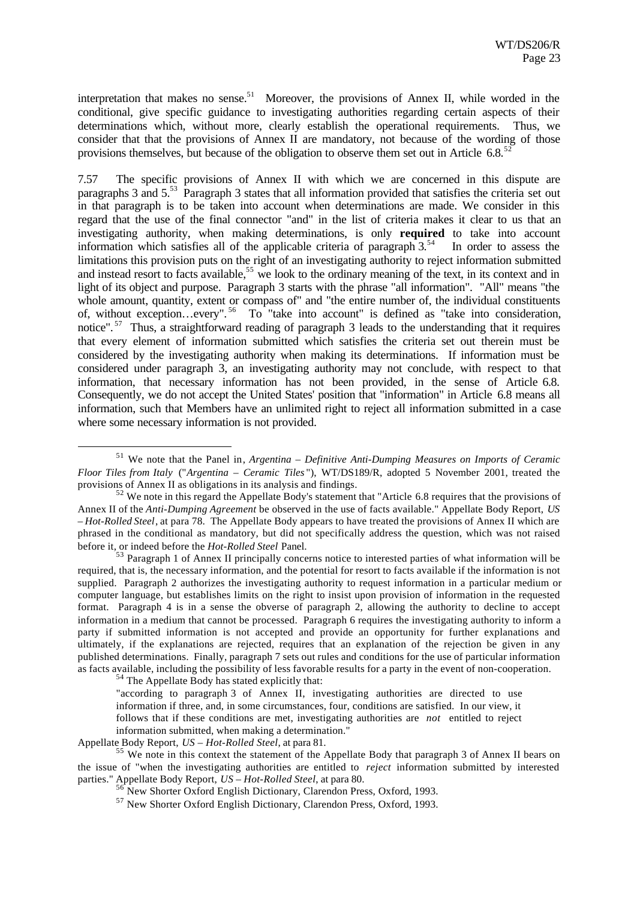interpretation that makes no sense.[51] Moreover, the provisions of Annex II, while worded in the conditional, give specific guidance to investigating authorities regarding certain aspects of their determinations which, without more, clearly establish the operational requirements. Thus, we consider that the provisions of Annex II are mandatory, not because of the wording of those provisions themselves, but because of the obligation to observe them set out in Article 6.8.[52]

7.57 The specific provisions of Annex II with which we are concerned in this dispute are paragraphs 3 and 5.[53] Paragraph 3 states that all information provided that satisfies the criteria set out in that paragraph is to be taken into account when determinations are made. We consider in this regard that the use of the final connector "and" in the list of criteria makes it clear to us that an investigating authority, when making determinations, is only **required** to take into account information which satisfies all of the applicable criteria of paragraph 3.[54] In order to assess the limitations this provision puts on the right of an investigating authority to reject information submitted and instead resort to facts available,[55] we look to the ordinary meaning of the text, in its context and in light of its object and purpose. Paragraph 3 starts with the phrase "all information". "All" means "the whole amount, quantity, extent or compass of" and "the entire number of, the individual constituents of, without exception…every".[56] To "take into account" is defined as "take into consideration, notice".[57] Thus, a straightforward reading of paragraph 3 leads to the understanding that it requires that every element of information submitted which satisfies the criteria set out therein must be considered by the investigating authority when making its determinations. If information must be considered under paragraph 3, an investigating authority may not conclude, with respect to that information, that necessary information has not been provided, in the sense of Article 6.8. Consequently, we do not accept the United States' position that "information" in Article 6.8 means all information, such that Members have an unlimited right to reject all information submitted in a case where some necessary information is not provided.

---

[51] We note that the Panel in, *Argentina – Definitive Anti-Dumping Measures on Imports of Ceramic Floor Tiles from Italy* ("*Argentina – Ceramic Tiles*"), WT/DS189/R, adopted 5 November 2001, treated the provisions of Annex II as obligations in its analysis and findings.

[52] We note in this regard the Appellate Body's statement that "Article 6.8 requires that the provisions of Annex II of the *Anti-Dumping Agreement* be observed in the use of facts available." Appellate Body Report, *US – Hot-Rolled Steel*, at para 78. The Appellate Body appears to have treated the provisions of Annex II which are phrased in the conditional as mandatory, but did not specifically address the question, which was not raised before it, or indeed before the *Hot-Rolled Steel* Panel.

[53] Paragraph 1 of Annex II principally concerns notice to interested parties of what information will be required, that is, the necessary information, and the potential for resort to facts available if the information is not supplied. Paragraph 2 authorizes the investigating authority to request information in a particular medium or computer language, but establishes limits on the right to insist upon provision of information in the requested format. Paragraph 4 is in a sense the obverse of paragraph 2, allowing the authority to decline to accept information in a medium that cannot be processed. Paragraph 6 requires the investigating authority to inform a party if submitted information is not accepted and provide an opportunity for further explanations and ultimately, if the explanations are rejected, requires that an explanation of the rejection be given in any published determinations. Finally, paragraph 7 sets out rules and conditions for the use of particular information as facts available, including the possibility of less favorable results for a party in the event of non-cooperation.

[54] The Appellate Body has stated explicitly that:

> "according to paragraph 3 of Annex II, investigating authorities are directed to use information if three, and, in some circumstances, four, conditions are satisfied. In our view, it follows that if these conditions are met, investigating authorities are *not* entitled to reject information submitted, when making a determination."

Appellate Body Report, *US – Hot-Rolled Steel*, at para 81.

[55] We note in this context the statement of the Appellate Body that paragraph 3 of Annex II bears on the issue of "when the investigating authorities are entitled to *reject* information submitted by interested parties." Appellate Body Report, *US – Hot-Rolled Steel*, at para 80.

[56] New Shorter Oxford English Dictionary, Clarendon Press, Oxford, 1993.

[57] New Shorter Oxford English Dictionary, Clarendon Press, Oxford, 1993.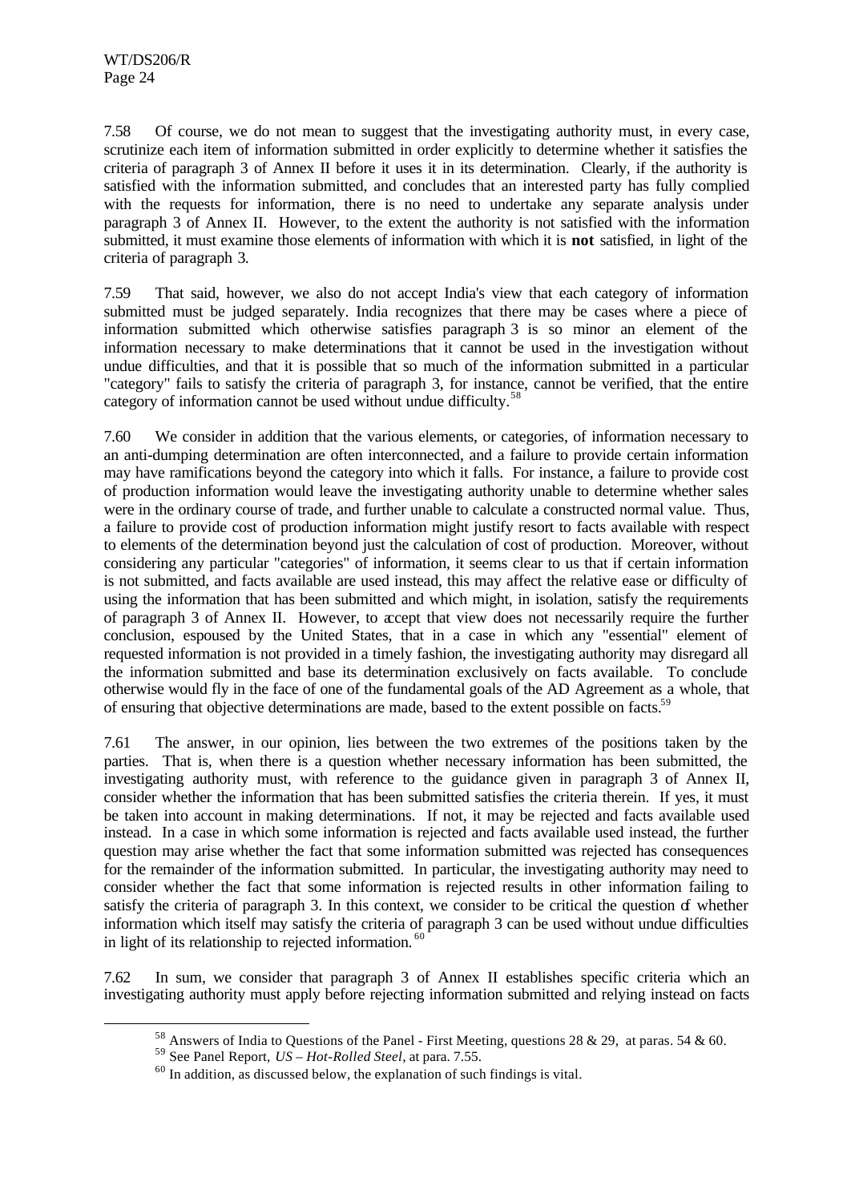7.58 Of course, we do not mean to suggest that the investigating authority must, in every case, scrutinize each item of information submitted in order explicitly to determine whether it satisfies the criteria of paragraph 3 of Annex II before it uses it in its determination. Clearly, if the authority is satisfied with the information submitted, and concludes that an interested party has fully complied with the requests for information, there is no need to undertake any separate analysis under paragraph 3 of Annex II. However, to the extent the authority is not satisfied with the information submitted, it must examine those elements of information with which it is **not** satisfied, in light of the criteria of paragraph 3.

7.59 That said, however, we also do not accept India's view that each category of information submitted must be judged separately. India recognizes that there may be cases where a piece of information submitted which otherwise satisfies paragraph 3 is so minor an element of the information necessary to make determinations that it cannot be used in the investigation without undue difficulties, and that it is possible that so much of the information submitted in a particular "category" fails to satisfy the criteria of paragraph 3, for instance, cannot be verified, that the entire category of information cannot be used without undue difficulty.[58]

7.60 We consider in addition that the various elements, or categories, of information necessary to an anti-dumping determination are often interconnected, and a failure to provide certain information may have ramifications beyond the category into which it falls. For instance, a failure to provide cost of production information would leave the investigating authority unable to determine whether sales were in the ordinary course of trade, and further unable to calculate a constructed normal value. Thus, a failure to provide cost of production information might justify resort to facts available with respect to elements of the determination beyond just the calculation of cost of production. Moreover, without considering any particular "categories" of information, it seems clear to us that if certain information is not submitted, and facts available are used instead, this may affect the relative ease or difficulty of using the information that has been submitted and which might, in isolation, satisfy the requirements of paragraph 3 of Annex II. However, to accept that view does not necessarily require the further conclusion, espoused by the United States, that in a case in which any "essential" element of requested information is not provided in a timely fashion, the investigating authority may disregard all the information submitted and base its determination exclusively on facts available. To conclude otherwise would fly in the face of one of the fundamental goals of the AD Agreement as a whole, that of ensuring that objective determinations are made, based to the extent possible on facts.[59]

7.61 The answer, in our opinion, lies between the two extremes of the positions taken by the parties. That is, when there is a question whether necessary information has been submitted, the investigating authority must, with reference to the guidance given in paragraph 3 of Annex II, consider whether the information that has been submitted satisfies the criteria therein. If yes, it must be taken into account in making determinations. If not, it may be rejected and facts available used instead. In a case in which some information is rejected and facts available used instead, the further question may arise whether the fact that some information submitted was rejected has consequences for the remainder of the information submitted. In particular, the investigating authority may need to consider whether the fact that some information is rejected results in other information failing to satisfy the criteria of paragraph 3. In this context, we consider to be critical the question of whether information which itself may satisfy the criteria of paragraph 3 can be used without undue difficulties in light of its relationship to rejected information.[60]

7.62 In sum, we consider that paragraph 3 of Annex II establishes specific criteria which an investigating authority must apply before rejecting information submitted and relying instead on facts

---

[58] Answers of India to Questions of the Panel - First Meeting, questions 28 & 29, at paras. 54 & 60.

[59] See Panel Report, *US – Hot-Rolled Steel*, at para. 7.55.

[60] In addition, as discussed below, the explanation of such findings is vital.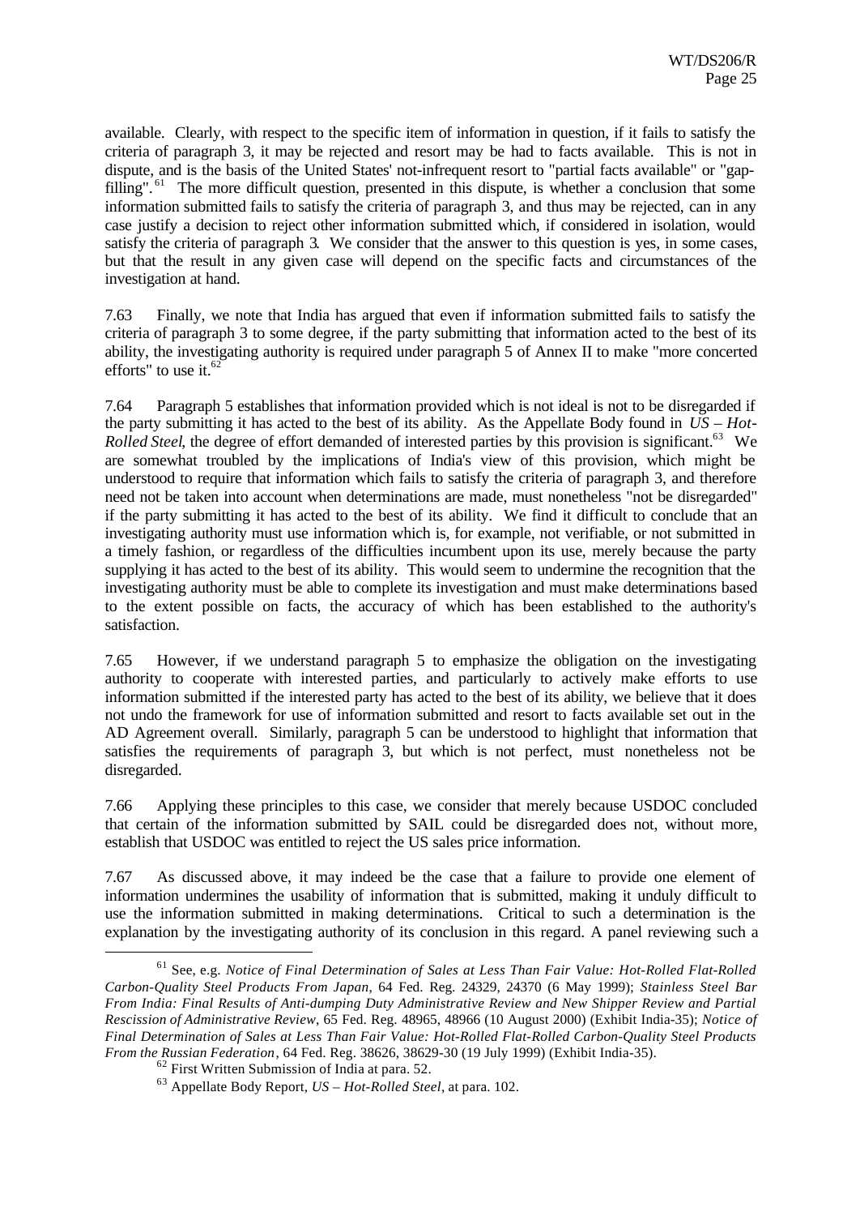available. Clearly, with respect to the specific item of information in question, if it fails to satisfy the criteria of paragraph 3, it may be rejected and resort may be had to facts available. This is not in dispute, and is the basis of the United States' not-infrequent resort to "partial facts available" or "gap-filling".[61] The more difficult question, presented in this dispute, is whether a conclusion that some information submitted fails to satisfy the criteria of paragraph 3, and thus may be rejected, can in any case justify a decision to reject other information submitted which, if considered in isolation, would satisfy the criteria of paragraph 3. We consider that the answer to this question is yes, in some cases, but that the result in any given case will depend on the specific facts and circumstances of the investigation at hand.

7.63 Finally, we note that India has argued that even if information submitted fails to satisfy the criteria of paragraph 3 to some degree, if the party submitting that information acted to the best of its ability, the investigating authority is required under paragraph 5 of Annex II to make "more concerted efforts" to use it.[62]

7.64 Paragraph 5 establishes that information provided which is not ideal is not to be disregarded if the party submitting it has acted to the best of its ability. As the Appellate Body found in *US – Hot-Rolled Steel*, the degree of effort demanded of interested parties by this provision is significant.[63] We are somewhat troubled by the implications of India's view of this provision, which might be understood to require that information which fails to satisfy the criteria of paragraph 3, and therefore need not be taken into account when determinations are made, must nonetheless "not be disregarded" if the party submitting it has acted to the best of its ability. We find it difficult to conclude that an investigating authority must use information which is, for example, not verifiable, or not submitted in a timely fashion, or regardless of the difficulties incumbent upon its use, merely because the party supplying it has acted to the best of its ability. This would seem to undermine the recognition that the investigating authority must be able to complete its investigation and must make determinations based to the extent possible on facts, the accuracy of which has been established to the authority's satisfaction.

7.65 However, if we understand paragraph 5 to emphasize the obligation on the investigating authority to cooperate with interested parties, and particularly to actively make efforts to use information submitted if the interested party has acted to the best of its ability, we believe that it does not undo the framework for use of information submitted and resort to facts available set out in the AD Agreement overall. Similarly, paragraph 5 can be understood to highlight that information that satisfies the requirements of paragraph 3, but which is not perfect, must nonetheless not be disregarded.

7.66 Applying these principles to this case, we consider that merely because USDOC concluded that certain of the information submitted by SAIL could be disregarded does not, without more, establish that USDOC was entitled to reject the US sales price information.

7.67 As discussed above, it may indeed be the case that a failure to provide one element of information undermines the usability of information that is submitted, making it unduly difficult to use the information submitted in making determinations. Critical to such a determination is the explanation by the investigating authority of its conclusion in this regard. A panel reviewing such a

---

[61] See, e.g. *Notice of Final Determination of Sales at Less Than Fair Value: Hot-Rolled Flat-Rolled Carbon-Quality Steel Products From Japan*, 64 Fed. Reg. 24329, 24370 (6 May 1999); *Stainless Steel Bar From India: Final Results of Anti-dumping Duty Administrative Review and New Shipper Review and Partial Rescission of Administrative Review*, 65 Fed. Reg. 48965, 48966 (10 August 2000) (Exhibit India-35); *Notice of Final Determination of Sales at Less Than Fair Value: Hot-Rolled Flat-Rolled Carbon-Quality Steel Products From the Russian Federation*, 64 Fed. Reg. 38626, 38629-30 (19 July 1999) (Exhibit India-35).

[62] First Written Submission of India at para. 52.

[63] Appellate Body Report, *US – Hot-Rolled Steel*, at para. 102.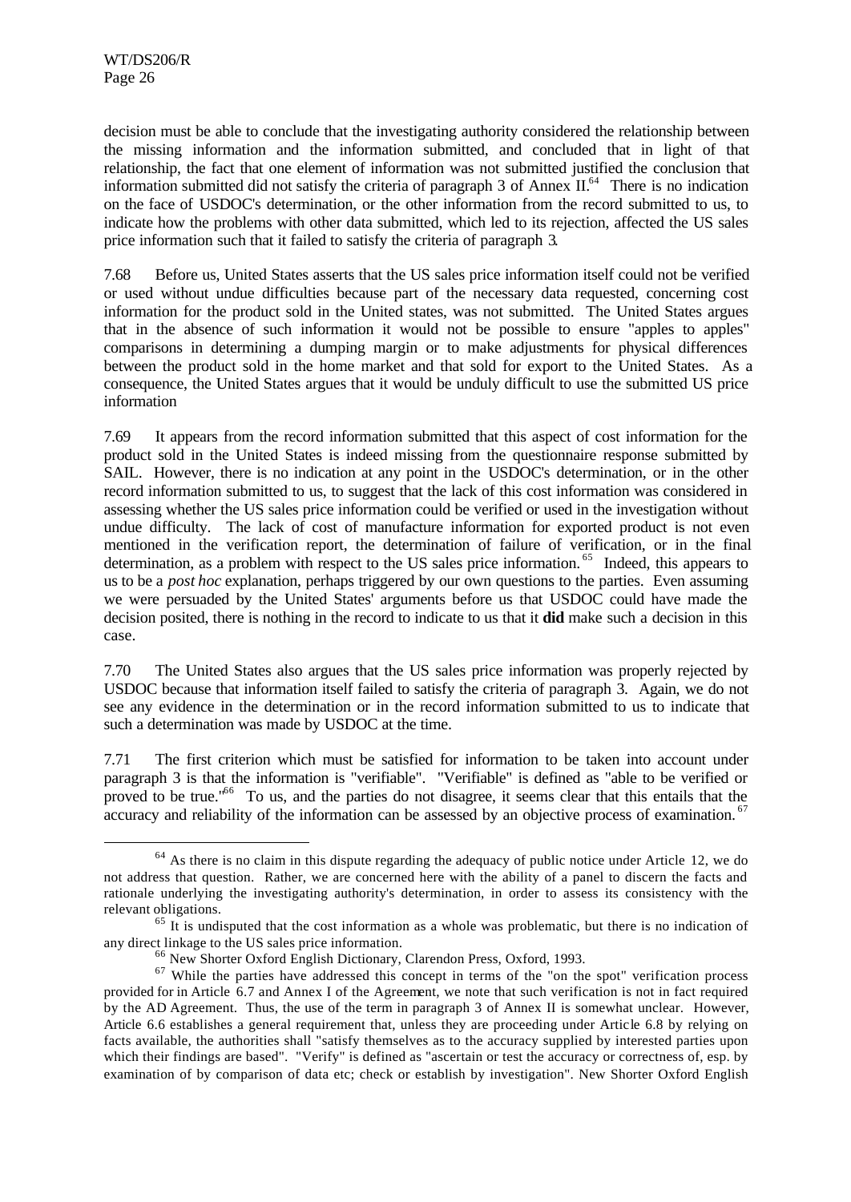decision must be able to conclude that the investigating authority considered the relationship between the missing information and the information submitted, and concluded that in light of that relationship, the fact that one element of information was not submitted justified the conclusion that information submitted did not satisfy the criteria of paragraph 3 of Annex II.[64] There is no indication on the face of USDOC's determination, or the other information from the record submitted to us, to indicate how the problems with other data submitted, which led to its rejection, affected the US sales price information such that it failed to satisfy the criteria of paragraph 3.

7.68 Before us, United States asserts that the US sales price information itself could not be verified or used without undue difficulties because part of the necessary data requested, concerning cost information for the product sold in the United states, was not submitted. The United States argues that in the absence of such information it would not be possible to ensure "apples to apples" comparisons in determining a dumping margin or to make adjustments for physical differences between the product sold in the home market and that sold for export to the United States. As a consequence, the United States argues that it would be unduly difficult to use the submitted US price information

7.69 It appears from the record information submitted that this aspect of cost information for the product sold in the United States is indeed missing from the questionnaire response submitted by SAIL. However, there is no indication at any point in the USDOC's determination, or in the other record information submitted to us, to suggest that the lack of this cost information was considered in assessing whether the US sales price information could be verified or used in the investigation without undue difficulty. The lack of cost of manufacture information for exported product is not even mentioned in the verification report, the determination of failure of verification, or in the final determination, as a problem with respect to the US sales price information.[65] Indeed, this appears to us to be a *post hoc* explanation, perhaps triggered by our own questions to the parties. Even assuming we were persuaded by the United States' arguments before us that USDOC could have made the decision posited, there is nothing in the record to indicate to us that it **did** make such a decision in this case.

7.70 The United States also argues that the US sales price information was properly rejected by USDOC because that information itself failed to satisfy the criteria of paragraph 3. Again, we do not see any evidence in the determination or in the record information submitted to us to indicate that such a determination was made by USDOC at the time.

7.71 The first criterion which must be satisfied for information to be taken into account under paragraph 3 is that the information is "verifiable". "Verifiable" is defined as "able to be verified or proved to be true."[66] To us, and the parties do not disagree, it seems clear that this entails that the accuracy and reliability of the information can be assessed by an objective process of examination.[67]

[64] As there is no claim in this dispute regarding the adequacy of public notice under Article 12, we do not address that question. Rather, we are concerned here with the ability of a panel to discern the facts and rationale underlying the investigating authority's determination, in order to assess its consistency with the relevant obligations.

[65] It is undisputed that the cost information as a whole was problematic, but there is no indication of any direct linkage to the US sales price information.

[66] New Shorter Oxford English Dictionary, Clarendon Press, Oxford, 1993.

[67] While the parties have addressed this concept in terms of the "on the spot" verification process provided for in Article 6.7 and Annex I of the Agreement, we note that such verification is not in fact required by the AD Agreement. Thus, the use of the term in paragraph 3 of Annex II is somewhat unclear. However, Article 6.6 establishes a general requirement that, unless they are proceeding under Article 6.8 by relying on facts available, the authorities shall "satisfy themselves as to the accuracy supplied by interested parties upon which their findings are based". "Verify" is defined as "ascertain or test the accuracy or correctness of, esp. by examination of by comparison of data etc; check or establish by investigation". New Shorter Oxford English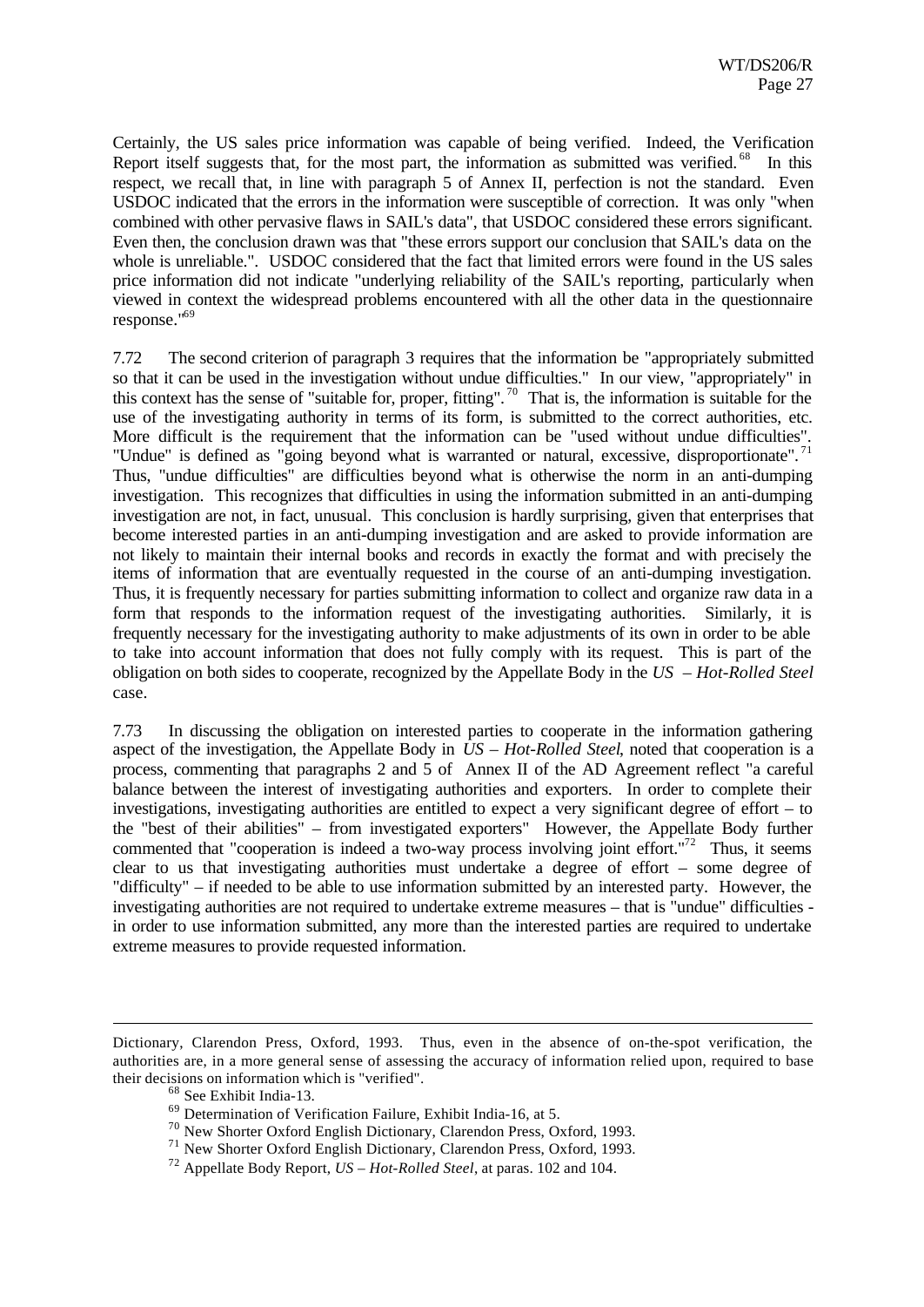Certainly, the US sales price information was capable of being verified. Indeed, the Verification Report itself suggests that, for the most part, the information as submitted was verified.[68] In this respect, we recall that, in line with paragraph 5 of Annex II, perfection is not the standard. Even USDOC indicated that the errors in the information were susceptible of correction. It was only "when combined with other pervasive flaws in SAIL's data", that USDOC considered these errors significant. Even then, the conclusion drawn was that "these errors support our conclusion that SAIL's data on the whole is unreliable.". USDOC considered that the fact that limited errors were found in the US sales price information did not indicate "underlying reliability of the SAIL's reporting, particularly when viewed in context the widespread problems encountered with all the other data in the questionnaire response."[69]

7.72 The second criterion of paragraph 3 requires that the information be "appropriately submitted so that it can be used in the investigation without undue difficulties." In our view, "appropriately" in this context has the sense of "suitable for, proper, fitting".[70] That is, the information is suitable for the use of the investigating authority in terms of its form, is submitted to the correct authorities, etc. More difficult is the requirement that the information can be "used without undue difficulties". "Undue" is defined as "going beyond what is warranted or natural, excessive, disproportionate".[71] Thus, "undue difficulties" are difficulties beyond what is otherwise the norm in an anti-dumping investigation. This recognizes that difficulties in using the information submitted in an anti-dumping investigation are not, in fact, unusual. This conclusion is hardly surprising, given that enterprises that become interested parties in an anti-dumping investigation and are asked to provide information are not likely to maintain their internal books and records in exactly the format and with precisely the items of information that are eventually requested in the course of an anti-dumping investigation. Thus, it is frequently necessary for parties submitting information to collect and organize raw data in a form that responds to the information request of the investigating authorities. Similarly, it is frequently necessary for the investigating authority to make adjustments of its own in order to be able to take into account information that does not fully comply with its request. This is part of the obligation on both sides to cooperate, recognized by the Appellate Body in the *US – Hot-Rolled Steel* case.

7.73 In discussing the obligation on interested parties to cooperate in the information gathering aspect of the investigation, the Appellate Body in *US – Hot-Rolled Steel*, noted that cooperation is a process, commenting that paragraphs 2 and 5 of Annex II of the AD Agreement reflect "a careful balance between the interest of investigating authorities and exporters. In order to complete their investigations, investigating authorities are entitled to expect a very significant degree of effort – to the "best of their abilities" – from investigated exporters" However, the Appellate Body further commented that "cooperation is indeed a two-way process involving joint effort."[72] Thus, it seems clear to us that investigating authorities must undertake a degree of effort – some degree of "difficulty" – if needed to be able to use information submitted by an interested party. However, the investigating authorities are not required to undertake extreme measures – that is "undue" difficulties - in order to use information submitted, any more than the interested parties are required to undertake extreme measures to provide requested information.

---

Dictionary, Clarendon Press, Oxford, 1993. Thus, even in the absence of on-the-spot verification, the authorities are, in a more general sense of assessing the accuracy of information relied upon, required to base their decisions on information which is "verified".

[68] See Exhibit India-13.

[69] Determination of Verification Failure, Exhibit India-16, at 5.

[70] New Shorter Oxford English Dictionary, Clarendon Press, Oxford, 1993.

[71] New Shorter Oxford English Dictionary, Clarendon Press, Oxford, 1993.

[72] Appellate Body Report, *US – Hot-Rolled Steel*, at paras. 102 and 104.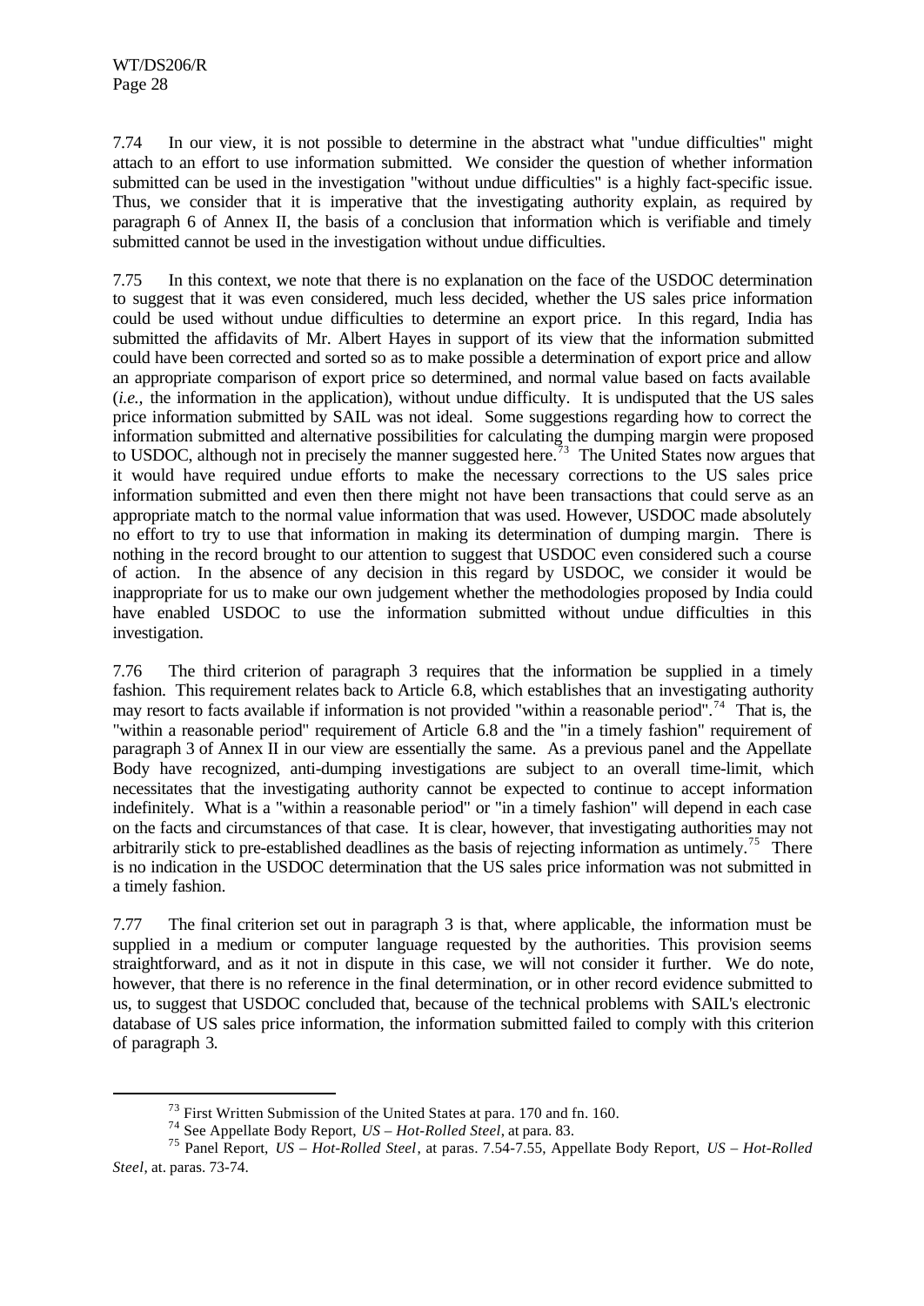7.74 In our view, it is not possible to determine in the abstract what "undue difficulties" might attach to an effort to use information submitted. We consider the question of whether information submitted can be used in the investigation "without undue difficulties" is a highly fact-specific issue. Thus, we consider that it is imperative that the investigating authority explain, as required by paragraph 6 of Annex II, the basis of a conclusion that information which is verifiable and timely submitted cannot be used in the investigation without undue difficulties.

7.75 In this context, we note that there is no explanation on the face of the USDOC determination to suggest that it was even considered, much less decided, whether the US sales price information could be used without undue difficulties to determine an export price. In this regard, India has submitted the affidavits of Mr. Albert Hayes in support of its view that the information submitted could have been corrected and sorted so as to make possible a determination of export price and allow an appropriate comparison of export price so determined, and normal value based on facts available (*i.e.,* the information in the application), without undue difficulty. It is undisputed that the US sales price information submitted by SAIL was not ideal. Some suggestions regarding how to correct the information submitted and alternative possibilities for calculating the dumping margin were proposed to USDOC, although not in precisely the manner suggested here.[73] The United States now argues that it would have required undue efforts to make the necessary corrections to the US sales price information submitted and even then there might not have been transactions that could serve as an appropriate match to the normal value information that was used. However, USDOC made absolutely no effort to try to use that information in making its determination of dumping margin. There is nothing in the record brought to our attention to suggest that USDOC even considered such a course of action. In the absence of any decision in this regard by USDOC, we consider it would be inappropriate for us to make our own judgement whether the methodologies proposed by India could have enabled USDOC to use the information submitted without undue difficulties in this investigation.

7.76 The third criterion of paragraph 3 requires that the information be supplied in a timely fashion. This requirement relates back to Article 6.8, which establishes that an investigating authority may resort to facts available if information is not provided "within a reasonable period".[74] That is, the "within a reasonable period" requirement of Article 6.8 and the "in a timely fashion" requirement of paragraph 3 of Annex II in our view are essentially the same. As a previous panel and the Appellate Body have recognized, anti-dumping investigations are subject to an overall time-limit, which necessitates that the investigating authority cannot be expected to continue to accept information indefinitely. What is a "within a reasonable period" or "in a timely fashion" will depend in each case on the facts and circumstances of that case. It is clear, however, that investigating authorities may not arbitrarily stick to pre-established deadlines as the basis of rejecting information as untimely.[75] There is no indication in the USDOC determination that the US sales price information was not submitted in a timely fashion.

7.77 The final criterion set out in paragraph 3 is that, where applicable, the information must be supplied in a medium or computer language requested by the authorities. This provision seems straightforward, and as it not in dispute in this case, we will not consider it further. We do note, however, that there is no reference in the final determination, or in other record evidence submitted to us, to suggest that USDOC concluded that, because of the technical problems with SAIL's electronic database of US sales price information, the information submitted failed to comply with this criterion of paragraph 3.

---

[73] First Written Submission of the United States at para. 170 and fn. 160.

[74] See Appellate Body Report, *US – Hot-Rolled Steel*, at para. 83.

[75] Panel Report, *US – Hot-Rolled Steel*, at paras. 7.54-7.55, Appellate Body Report, *US – Hot-Rolled Steel*, at. paras. 73-74.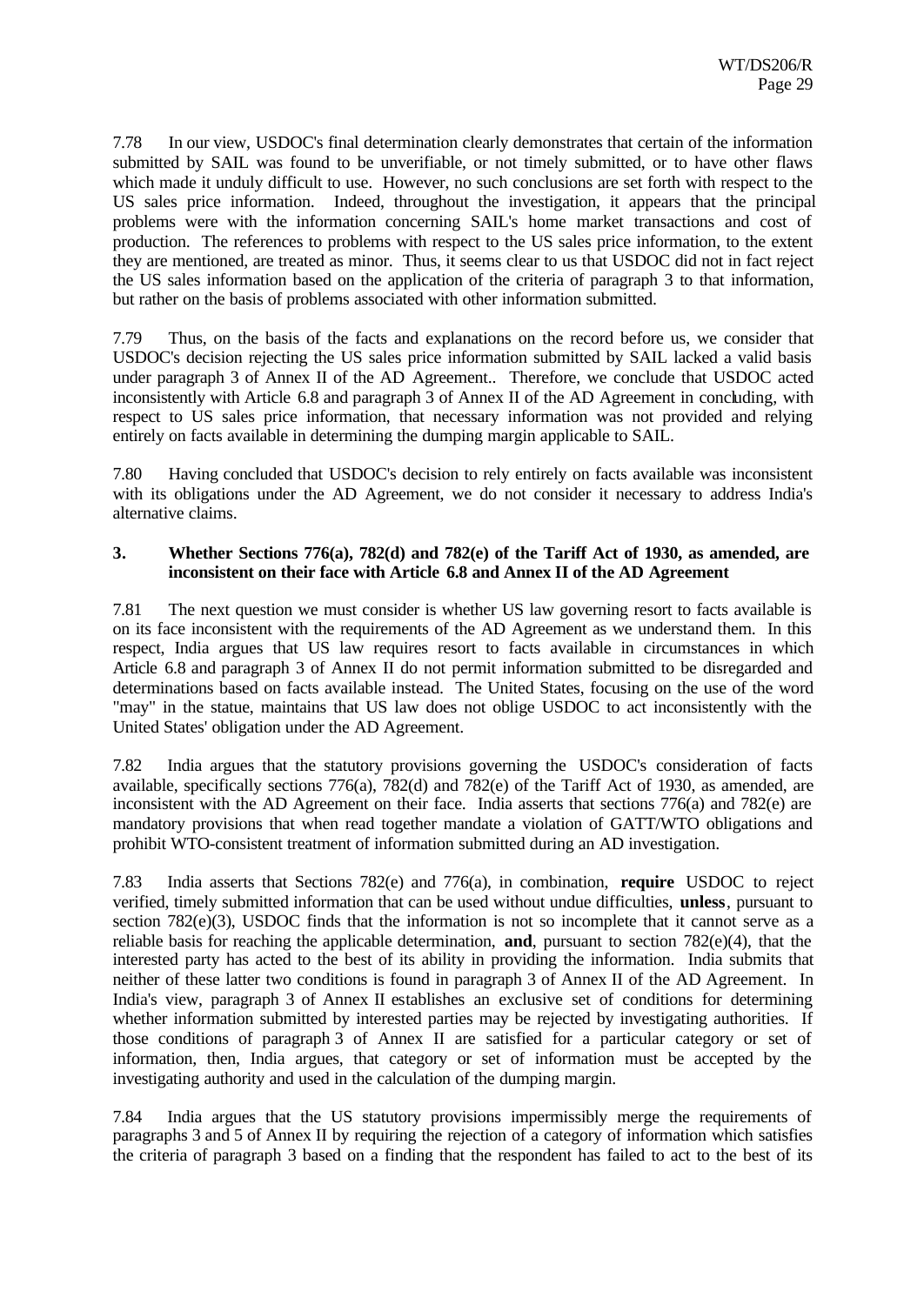7.78 In our view, USDOC's final determination clearly demonstrates that certain of the information submitted by SAIL was found to be unverifiable, or not timely submitted, or to have other flaws which made it unduly difficult to use. However, no such conclusions are set forth with respect to the US sales price information. Indeed, throughout the investigation, it appears that the principal problems were with the information concerning SAIL's home market transactions and cost of production. The references to problems with respect to the US sales price information, to the extent they are mentioned, are treated as minor. Thus, it seems clear to us that USDOC did not in fact reject the US sales information based on the application of the criteria of paragraph 3 to that information, but rather on the basis of problems associated with other information submitted.

7.79 Thus, on the basis of the facts and explanations on the record before us, we consider that USDOC's decision rejecting the US sales price information submitted by SAIL lacked a valid basis under paragraph 3 of Annex II of the AD Agreement.. Therefore, we conclude that USDOC acted inconsistently with Article 6.8 and paragraph 3 of Annex II of the AD Agreement in concluding, with respect to US sales price information, that necessary information was not provided and relying entirely on facts available in determining the dumping margin applicable to SAIL.

7.80 Having concluded that USDOC's decision to rely entirely on facts available was inconsistent with its obligations under the AD Agreement, we do not consider it necessary to address India's alternative claims.

### 3. Whether Sections 776(a), 782(d) and 782(e) of the Tariff Act of 1930, as amended, are inconsistent on their face with Article 6.8 and Annex II of the AD Agreement

7.81 The next question we must consider is whether US law governing resort to facts available is on its face inconsistent with the requirements of the AD Agreement as we understand them. In this respect, India argues that US law requires resort to facts available in circumstances in which Article 6.8 and paragraph 3 of Annex II do not permit information submitted to be disregarded and determinations based on facts available instead. The United States, focusing on the use of the word "may" in the statue, maintains that US law does not oblige USDOC to act inconsistently with the United States' obligation under the AD Agreement.

7.82 India argues that the statutory provisions governing the USDOC's consideration of facts available, specifically sections 776(a), 782(d) and 782(e) of the Tariff Act of 1930, as amended, are inconsistent with the AD Agreement on their face. India asserts that sections 776(a) and 782(e) are mandatory provisions that when read together mandate a violation of GATT/WTO obligations and prohibit WTO-consistent treatment of information submitted during an AD investigation.

7.83 India asserts that Sections 782(e) and 776(a), in combination, **require** USDOC to reject verified, timely submitted information that can be used without undue difficulties, **unless**, pursuant to section 782(e)(3), USDOC finds that the information is not so incomplete that it cannot serve as a reliable basis for reaching the applicable determination, **and**, pursuant to section 782(e)(4), that the interested party has acted to the best of its ability in providing the information. India submits that neither of these latter two conditions is found in paragraph 3 of Annex II of the AD Agreement. In India's view, paragraph 3 of Annex II establishes an exclusive set of conditions for determining whether information submitted by interested parties may be rejected by investigating authorities. If those conditions of paragraph 3 of Annex II are satisfied for a particular category or set of information, then, India argues, that category or set of information must be accepted by the investigating authority and used in the calculation of the dumping margin.

7.84 India argues that the US statutory provisions impermissibly merge the requirements of paragraphs 3 and 5 of Annex II by requiring the rejection of a category of information which satisfies the criteria of paragraph 3 based on a finding that the respondent has failed to act to the best of its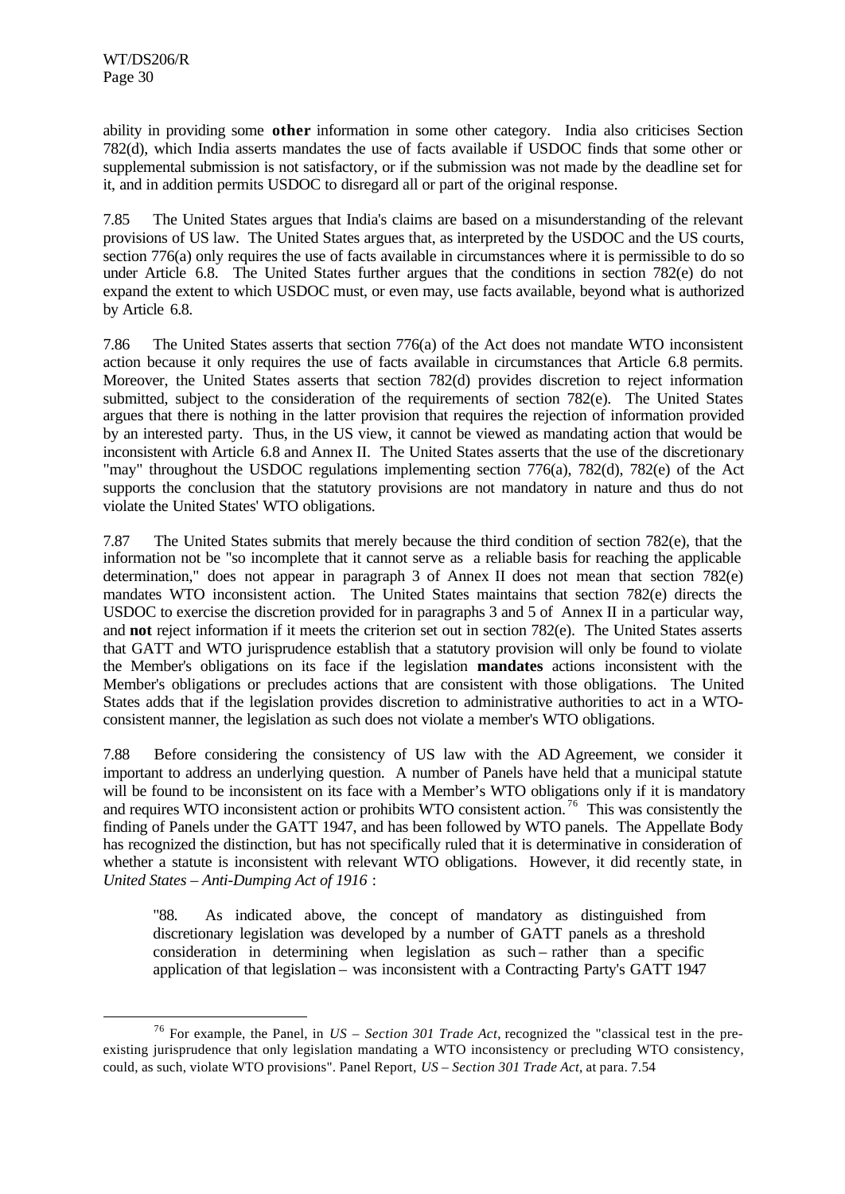ability in providing some **other** information in some other category. India also criticises Section 782(d), which India asserts mandates the use of facts available if USDOC finds that some other or supplemental submission is not satisfactory, or if the submission was not made by the deadline set for it, and in addition permits USDOC to disregard all or part of the original response.

7.85 The United States argues that India's claims are based on a misunderstanding of the relevant provisions of US law. The United States argues that, as interpreted by the USDOC and the US courts, section 776(a) only requires the use of facts available in circumstances where it is permissible to do so under Article 6.8. The United States further argues that the conditions in section 782(e) do not expand the extent to which USDOC must, or even may, use facts available, beyond what is authorized by Article 6.8.

7.86 The United States asserts that section 776(a) of the Act does not mandate WTO inconsistent action because it only requires the use of facts available in circumstances that Article 6.8 permits. Moreover, the United States asserts that section 782(d) provides discretion to reject information submitted, subject to the consideration of the requirements of section 782(e). The United States argues that there is nothing in the latter provision that requires the rejection of information provided by an interested party. Thus, in the US view, it cannot be viewed as mandating action that would be inconsistent with Article 6.8 and Annex II. The United States asserts that the use of the discretionary "may" throughout the USDOC regulations implementing section 776(a), 782(d), 782(e) of the Act supports the conclusion that the statutory provisions are not mandatory in nature and thus do not violate the United States' WTO obligations.

7.87 The United States submits that merely because the third condition of section 782(e), that the information not be "so incomplete that it cannot serve as a reliable basis for reaching the applicable determination," does not appear in paragraph 3 of Annex II does not mean that section 782(e) mandates WTO inconsistent action. The United States maintains that section 782(e) directs the USDOC to exercise the discretion provided for in paragraphs 3 and 5 of Annex II in a particular way, and **not** reject information if it meets the criterion set out in section 782(e). The United States asserts that GATT and WTO jurisprudence establish that a statutory provision will only be found to violate the Member's obligations on its face if the legislation **mandates** actions inconsistent with the Member's obligations or precludes actions that are consistent with those obligations. The United States adds that if the legislation provides discretion to administrative authorities to act in a WTO-consistent manner, the legislation as such does not violate a member's WTO obligations.

7.88 Before considering the consistency of US law with the AD Agreement, we consider it important to address an underlying question. A number of Panels have held that a municipal statute will be found to be inconsistent on its face with a Member's WTO obligations only if it is mandatory and requires WTO inconsistent action or prohibits WTO consistent action.[76] This was consistently the finding of Panels under the GATT 1947, and has been followed by WTO panels. The Appellate Body has recognized the distinction, but has not specifically ruled that it is determinative in consideration of whether a statute is inconsistent with relevant WTO obligations. However, it did recently state, in *United States – Anti-Dumping Act of 1916* :

> "88. As indicated above, the concept of mandatory as distinguished from discretionary legislation was developed by a number of GATT panels as a threshold consideration in determining when legislation as such – rather than a specific application of that legislation – was inconsistent with a Contracting Party's GATT 1947

---

[76] For example, the Panel, in *US – Section 301 Trade Act*, recognized the "classical test in the pre-existing jurisprudence that only legislation mandating a WTO inconsistency or precluding WTO consistency, could, as such, violate WTO provisions". Panel Report, *US – Section 301 Trade Act*, at para. 7.54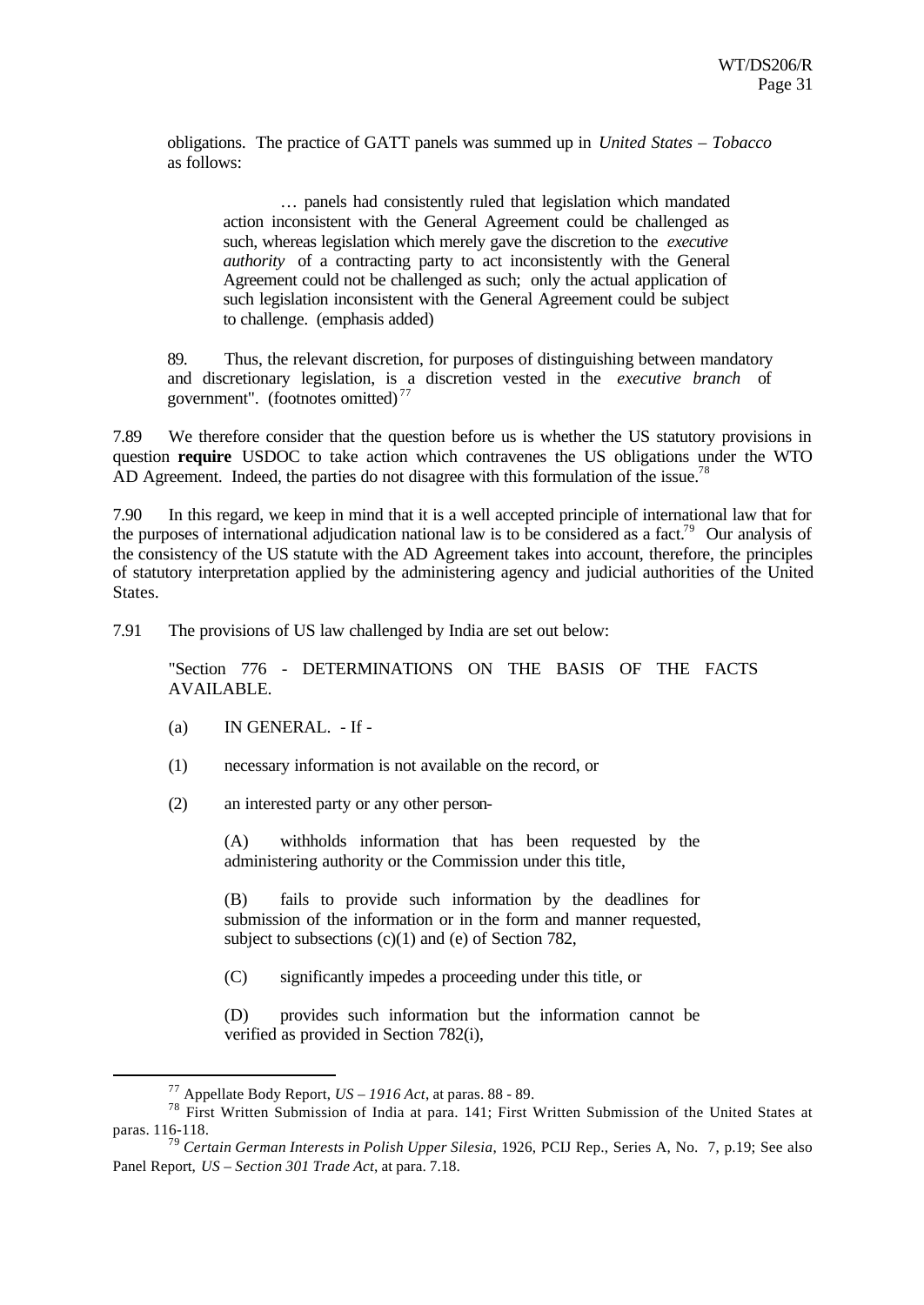obligations. The practice of GATT panels was summed up in *United States – Tobacco* as follows:

> … panels had consistently ruled that legislation which mandated action inconsistent with the General Agreement could be challenged as such, whereas legislation which merely gave the discretion to the *executive authority* of a contracting party to act inconsistently with the General Agreement could not be challenged as such; only the actual application of such legislation inconsistent with the General Agreement could be subject to challenge. (emphasis added)

89. Thus, the relevant discretion, for purposes of distinguishing between mandatory and discretionary legislation, is a discretion vested in the *executive branch* of government". (footnotes omitted)[77]

7.89 We therefore consider that the question before us is whether the US statutory provisions in question **require** USDOC to take action which contravenes the US obligations under the WTO AD Agreement. Indeed, the parties do not disagree with this formulation of the issue.[78]

7.90 In this regard, we keep in mind that it is a well accepted principle of international law that for the purposes of international adjudication national law is to be considered as a fact.[79] Our analysis of the consistency of the US statute with the AD Agreement takes into account, therefore, the principles of statutory interpretation applied by the administering agency and judicial authorities of the United States.

7.91 The provisions of US law challenged by India are set out below:

"Section 776 - DETERMINATIONS ON THE BASIS OF THE FACTS AVAILABLE.

(a) IN GENERAL. - If -

(1) necessary information is not available on the record, or

(2) an interested party or any other person-

(A) withholds information that has been requested by the administering authority or the Commission under this title,

(B) fails to provide such information by the deadlines for submission of the information or in the form and manner requested, subject to subsections (c)(1) and (e) of Section 782,

(C) significantly impedes a proceeding under this title, or

(D) provides such information but the information cannot be verified as provided in Section 782(i),

---

[77] Appellate Body Report, *US – 1916 Act*, at paras. 88 - 89.

[78] First Written Submission of India at para. 141; First Written Submission of the United States at paras. 116-118.

[79] *Certain German Interests in Polish Upper Silesia*, 1926, PCIJ Rep., Series A, No. 7, p.19; See also Panel Report, *US – Section 301 Trade Act*, at para. 7.18.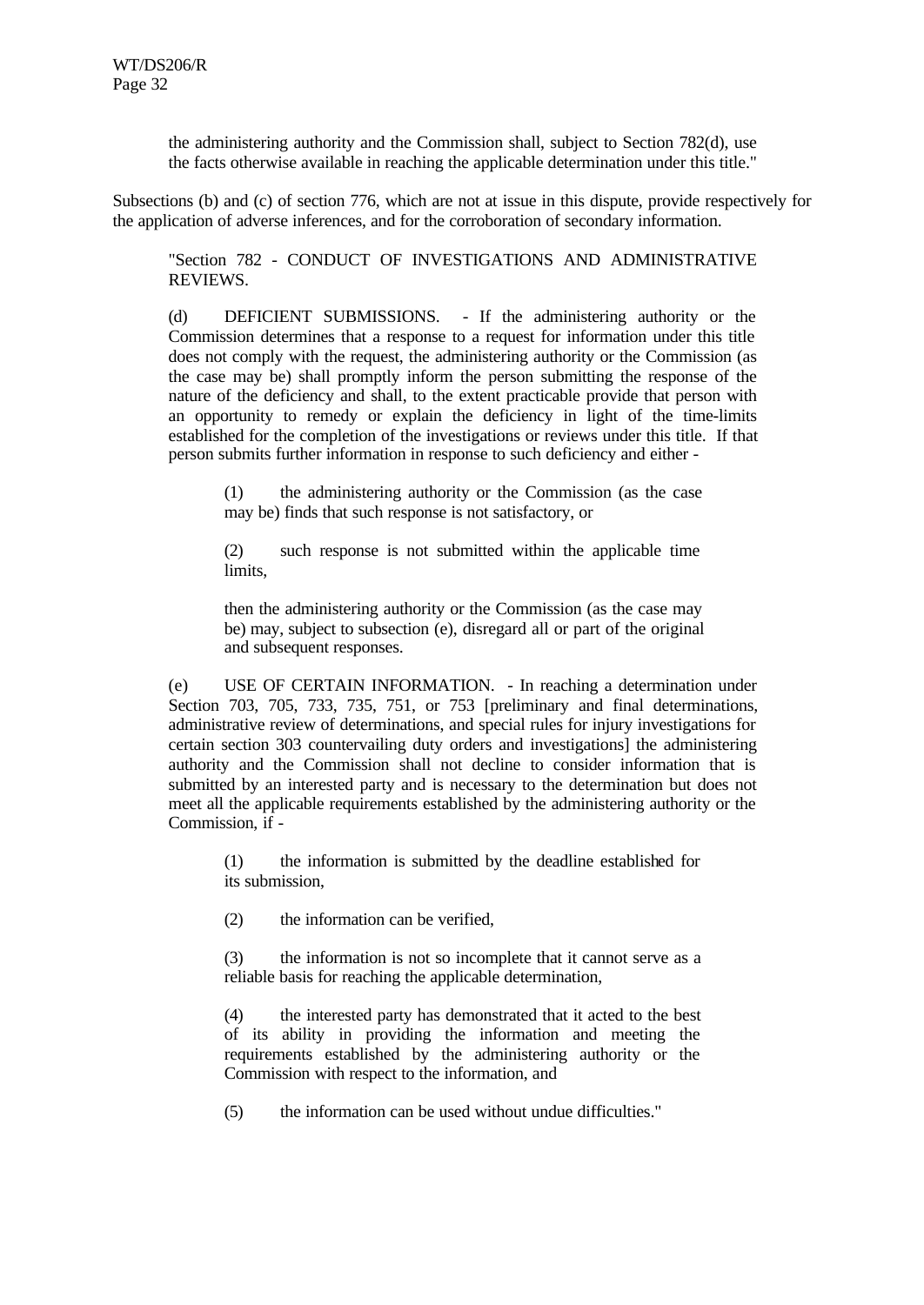the administering authority and the Commission shall, subject to Section 782(d), use the facts otherwise available in reaching the applicable determination under this title."

Subsections (b) and (c) of section 776, which are not at issue in this dispute, provide respectively for the application of adverse inferences, and for the corroboration of secondary information.

> "Section 782 - CONDUCT OF INVESTIGATIONS AND ADMINISTRATIVE REVIEWS.
>
> (d) DEFICIENT SUBMISSIONS. - If the administering authority or the Commission determines that a response to a request for information under this title does not comply with the request, the administering authority or the Commission (as the case may be) shall promptly inform the person submitting the response of the nature of the deficiency and shall, to the extent practicable provide that person with an opportunity to remedy or explain the deficiency in light of the time-limits established for the completion of the investigations or reviews under this title. If that person submits further information in response to such deficiency and either -
>
> > (1) the administering authority or the Commission (as the case may be) finds that such response is not satisfactory, or
> >
> > (2) such response is not submitted within the applicable time limits,
> >
> > then the administering authority or the Commission (as the case may be) may, subject to subsection (e), disregard all or part of the original and subsequent responses.
>
> (e) USE OF CERTAIN INFORMATION. - In reaching a determination under Section 703, 705, 733, 735, 751, or 753 [preliminary and final determinations, administrative review of determinations, and special rules for injury investigations for certain section 303 countervailing duty orders and investigations] the administering authority and the Commission shall not decline to consider information that is submitted by an interested party and is necessary to the determination but does not meet all the applicable requirements established by the administering authority or the Commission, if -
>
> > (1) the information is submitted by the deadline established for its submission,
> >
> > (2) the information can be verified,
> >
> > (3) the information is not so incomplete that it cannot serve as a reliable basis for reaching the applicable determination,
> >
> > (4) the interested party has demonstrated that it acted to the best of its ability in providing the information and meeting the requirements established by the administering authority or the Commission with respect to the information, and
> >
> > (5) the information can be used without undue difficulties."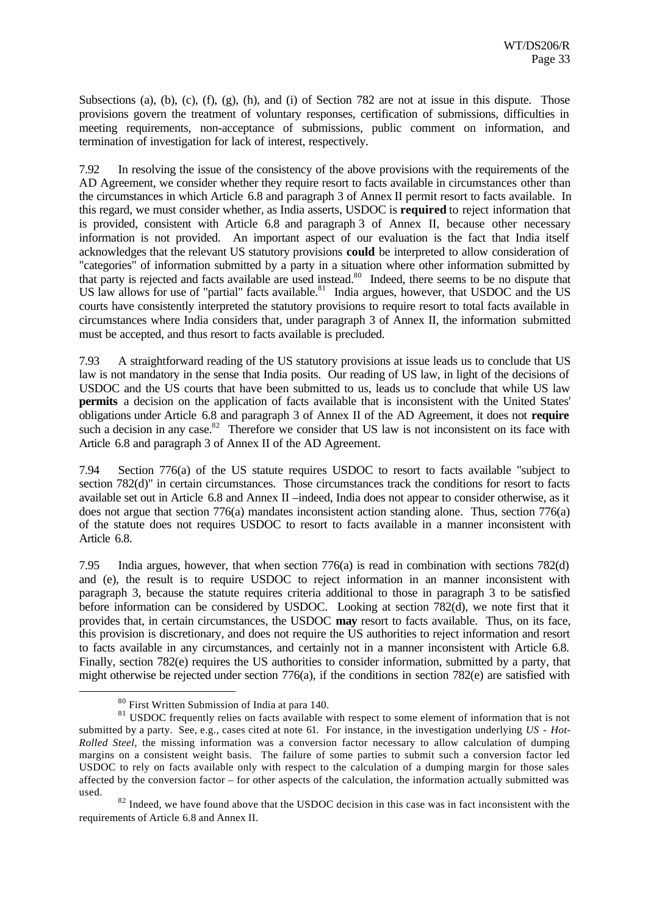Subsections (a), (b), (c), (f), (g), (h), and (i) of Section 782 are not at issue in this dispute. Those provisions govern the treatment of voluntary responses, certification of submissions, difficulties in meeting requirements, non-acceptance of submissions, public comment on information, and termination of investigation for lack of interest, respectively.

7.92 In resolving the issue of the consistency of the above provisions with the requirements of the AD Agreement, we consider whether they require resort to facts available in circumstances other than the circumstances in which Article 6.8 and paragraph 3 of Annex II permit resort to facts available. In this regard, we must consider whether, as India asserts, USDOC is **required** to reject information that is provided, consistent with Article 6.8 and paragraph 3 of Annex II, because other necessary information is not provided. An important aspect of our evaluation is the fact that India itself acknowledges that the relevant US statutory provisions **could** be interpreted to allow consideration of "categories" of information submitted by a party in a situation where other information submitted by that party is rejected and facts available are used instead.[80] Indeed, there seems to be no dispute that US law allows for use of "partial" facts available.[81] India argues, however, that USDOC and the US courts have consistently interpreted the statutory provisions to require resort to total facts available in circumstances where India considers that, under paragraph 3 of Annex II, the information submitted must be accepted, and thus resort to facts available is precluded.

7.93 A straightforward reading of the US statutory provisions at issue leads us to conclude that US law is not mandatory in the sense that India posits. Our reading of US law, in light of the decisions of USDOC and the US courts that have been submitted to us, leads us to conclude that while US law **permits** a decision on the application of facts available that is inconsistent with the United States' obligations under Article 6.8 and paragraph 3 of Annex II of the AD Agreement, it does not **require** such a decision in any case.[82] Therefore we consider that US law is not inconsistent on its face with Article 6.8 and paragraph 3 of Annex II of the AD Agreement.

7.94 Section 776(a) of the US statute requires USDOC to resort to facts available "subject to section 782(d)" in certain circumstances. Those circumstances track the conditions for resort to facts available set out in Article 6.8 and Annex II –indeed, India does not appear to consider otherwise, as it does not argue that section 776(a) mandates inconsistent action standing alone. Thus, section 776(a) of the statute does not requires USDOC to resort to facts available in a manner inconsistent with Article 6.8.

7.95 India argues, however, that when section 776(a) is read in combination with sections 782(d) and (e), the result is to require USDOC to reject information in an manner inconsistent with paragraph 3, because the statute requires criteria additional to those in paragraph 3 to be satisfied before information can be considered by USDOC. Looking at section 782(d), we note first that it provides that, in certain circumstances, the USDOC **may** resort to facts available. Thus, on its face, this provision is discretionary, and does not require the US authorities to reject information and resort to facts available in any circumstances, and certainly not in a manner inconsistent with Article 6.8. Finally, section 782(e) requires the US authorities to consider information, submitted by a party, that might otherwise be rejected under section 776(a), if the conditions in section 782(e) are satisfied with

---

[80] First Written Submission of India at para 140.

[81] USDOC frequently relies on facts available with respect to some element of information that is not submitted by a party. See, e.g., cases cited at note 61. For instance, in the investigation underlying *US - Hot-Rolled Steel*, the missing information was a conversion factor necessary to allow calculation of dumping margins on a consistent weight basis. The failure of some parties to submit such a conversion factor led USDOC to rely on facts available only with respect to the calculation of a dumping margin for those sales affected by the conversion factor – for other aspects of the calculation, the information actually submitted was used.

[82] Indeed, we have found above that the USDOC decision in this case was in fact inconsistent with the requirements of Article 6.8 and Annex II.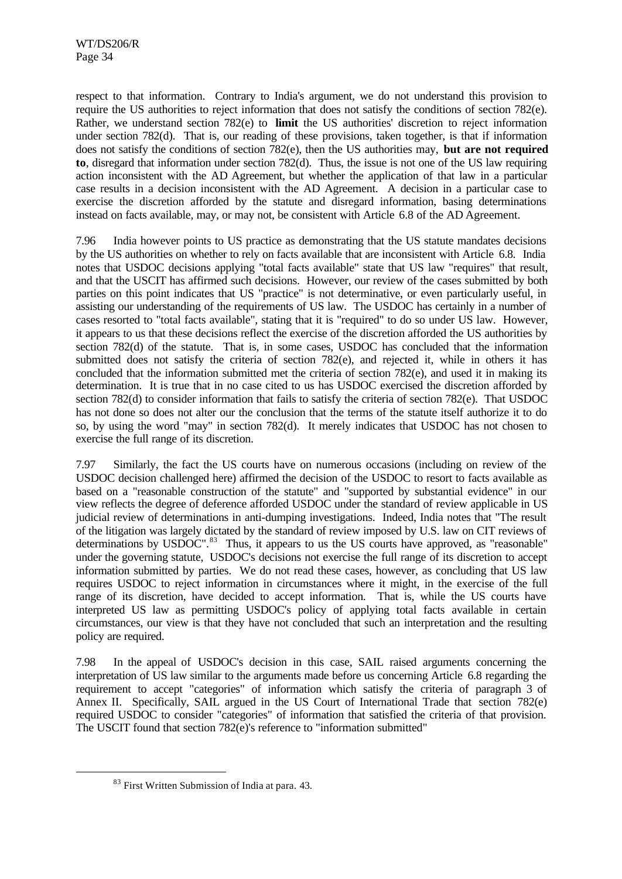respect to that information. Contrary to India's argument, we do not understand this provision to require the US authorities to reject information that does not satisfy the conditions of section 782(e). Rather, we understand section 782(e) to **limit** the US authorities' discretion to reject information under section 782(d). That is, our reading of these provisions, taken together, is that if information does not satisfy the conditions of section 782(e), then the US authorities may, **but are not required to**, disregard that information under section 782(d). Thus, the issue is not one of the US law requiring action inconsistent with the AD Agreement, but whether the application of that law in a particular case results in a decision inconsistent with the AD Agreement. A decision in a particular case to exercise the discretion afforded by the statute and disregard information, basing determinations instead on facts available, may, or may not, be consistent with Article 6.8 of the AD Agreement.

7.96 India however points to US practice as demonstrating that the US statute mandates decisions by the US authorities on whether to rely on facts available that are inconsistent with Article 6.8. India notes that USDOC decisions applying "total facts available" state that US law "requires" that result, and that the USCIT has affirmed such decisions. However, our review of the cases submitted by both parties on this point indicates that US "practice" is not determinative, or even particularly useful, in assisting our understanding of the requirements of US law. The USDOC has certainly in a number of cases resorted to "total facts available", stating that it is "required" to do so under US law. However, it appears to us that these decisions reflect the exercise of the discretion afforded the US authorities by section 782(d) of the statute. That is, in some cases, USDOC has concluded that the information submitted does not satisfy the criteria of section 782(e), and rejected it, while in others it has concluded that the information submitted met the criteria of section 782(e), and used it in making its determination. It is true that in no case cited to us has USDOC exercised the discretion afforded by section 782(d) to consider information that fails to satisfy the criteria of section 782(e). That USDOC has not done so does not alter our the conclusion that the terms of the statute itself authorize it to do so, by using the word "may" in section 782(d). It merely indicates that USDOC has not chosen to exercise the full range of its discretion.

7.97 Similarly, the fact the US courts have on numerous occasions (including on review of the USDOC decision challenged here) affirmed the decision of the USDOC to resort to facts available as based on a "reasonable construction of the statute" and "supported by substantial evidence" in our view reflects the degree of deference afforded USDOC under the standard of review applicable in US judicial review of determinations in anti-dumping investigations. Indeed, India notes that "The result of the litigation was largely dictated by the standard of review imposed by U.S. law on CIT reviews of determinations by USDOC".[83] Thus, it appears to us the US courts have approved, as "reasonable" under the governing statute, USDOC's decisions not exercise the full range of its discretion to accept information submitted by parties. We do not read these cases, however, as concluding that US law requires USDOC to reject information in circumstances where it might, in the exercise of the full range of its discretion, have decided to accept information. That is, while the US courts have interpreted US law as permitting USDOC's policy of applying total facts available in certain circumstances, our view is that they have not concluded that such an interpretation and the resulting policy are required.

7.98 In the appeal of USDOC's decision in this case, SAIL raised arguments concerning the interpretation of US law similar to the arguments made before us concerning Article 6.8 regarding the requirement to accept "categories" of information which satisfy the criteria of paragraph 3 of Annex II. Specifically, SAIL argued in the US Court of International Trade that section 782(e) required USDOC to consider "categories" of information that satisfied the criteria of that provision. The USCIT found that section 782(e)'s reference to "information submitted"

[83] First Written Submission of India at para. 43.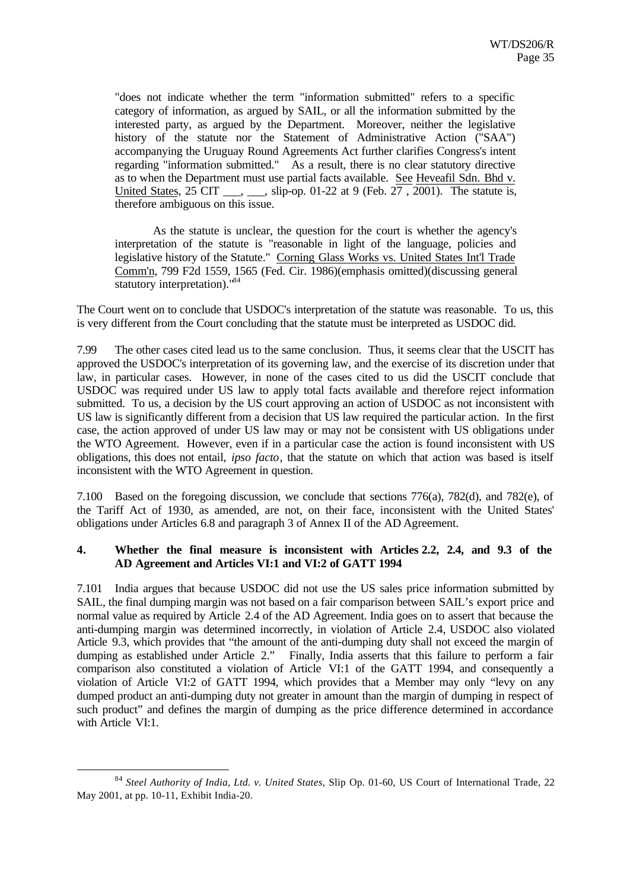> "does not indicate whether the term "information submitted" refers to a specific category of information, as argued by SAIL, or all the information submitted by the interested party, as argued by the Department. Moreover, neither the legislative history of the statute nor the Statement of Administrative Action ("SAA") accompanying the Uruguay Round Agreements Act further clarifies Congress's intent regarding "information submitted." As a result, there is no clear statutory directive as to when the Department must use partial facts available. See Heveafil Sdn. Bhd v. United States, 25 CIT ___, ___, slip-op. 01-22 at 9 (Feb. 27 , 2001). The statute is, therefore ambiguous on this issue.
>
> As the statute is unclear, the question for the court is whether the agency's interpretation of the statute is "reasonable in light of the language, policies and legislative history of the Statute." Corning Glass Works vs. United States Int'l Trade Comm'n, 799 F2d 1559, 1565 (Fed. Cir. 1986)(emphasis omitted)(discussing general statutory interpretation)."[84]

The Court went on to conclude that USDOC's interpretation of the statute was reasonable. To us, this is very different from the Court concluding that the statute must be interpreted as USDOC did.

7.99 The other cases cited lead us to the same conclusion. Thus, it seems clear that the USCIT has approved the USDOC's interpretation of its governing law, and the exercise of its discretion under that law, in particular cases. However, in none of the cases cited to us did the USCIT conclude that USDOC was required under US law to apply total facts available and therefore reject information submitted. To us, a decision by the US court approving an action of USDOC as not inconsistent with US law is significantly different from a decision that US law required the particular action. In the first case, the action approved of under US law may or may not be consistent with US obligations under the WTO Agreement. However, even if in a particular case the action is found inconsistent with US obligations, this does not entail, *ipso facto*, that the statute on which that action was based is itself inconsistent with the WTO Agreement in question.

7.100 Based on the foregoing discussion, we conclude that sections 776(a), 782(d), and 782(e), of the Tariff Act of 1930, as amended, are not, on their face, inconsistent with the United States' obligations under Articles 6.8 and paragraph 3 of Annex II of the AD Agreement.

#### 4. Whether the final measure is inconsistent with Articles 2.2, 2.4, and 9.3 of the AD Agreement and Articles VI:1 and VI:2 of GATT 1994

7.101 India argues that because USDOC did not use the US sales price information submitted by SAIL, the final dumping margin was not based on a fair comparison between SAIL's export price and normal value as required by Article 2.4 of the AD Agreement. India goes on to assert that because the anti-dumping margin was determined incorrectly, in violation of Article 2.4, USDOC also violated Article 9.3, which provides that "the amount of the anti-dumping duty shall not exceed the margin of dumping as established under Article 2." Finally, India asserts that this failure to perform a fair comparison also constituted a violation of Article VI:1 of the GATT 1994, and consequently a violation of Article VI:2 of GATT 1994, which provides that a Member may only "levy on any dumped product an anti-dumping duty not greater in amount than the margin of dumping in respect of such product" and defines the margin of dumping as the price difference determined in accordance with Article VI:1.

---

[84] *Steel Authority of India, Ltd. v. United States*, Slip Op. 01-60, US Court of International Trade, 22 May 2001, at pp. 10-11, Exhibit India-20.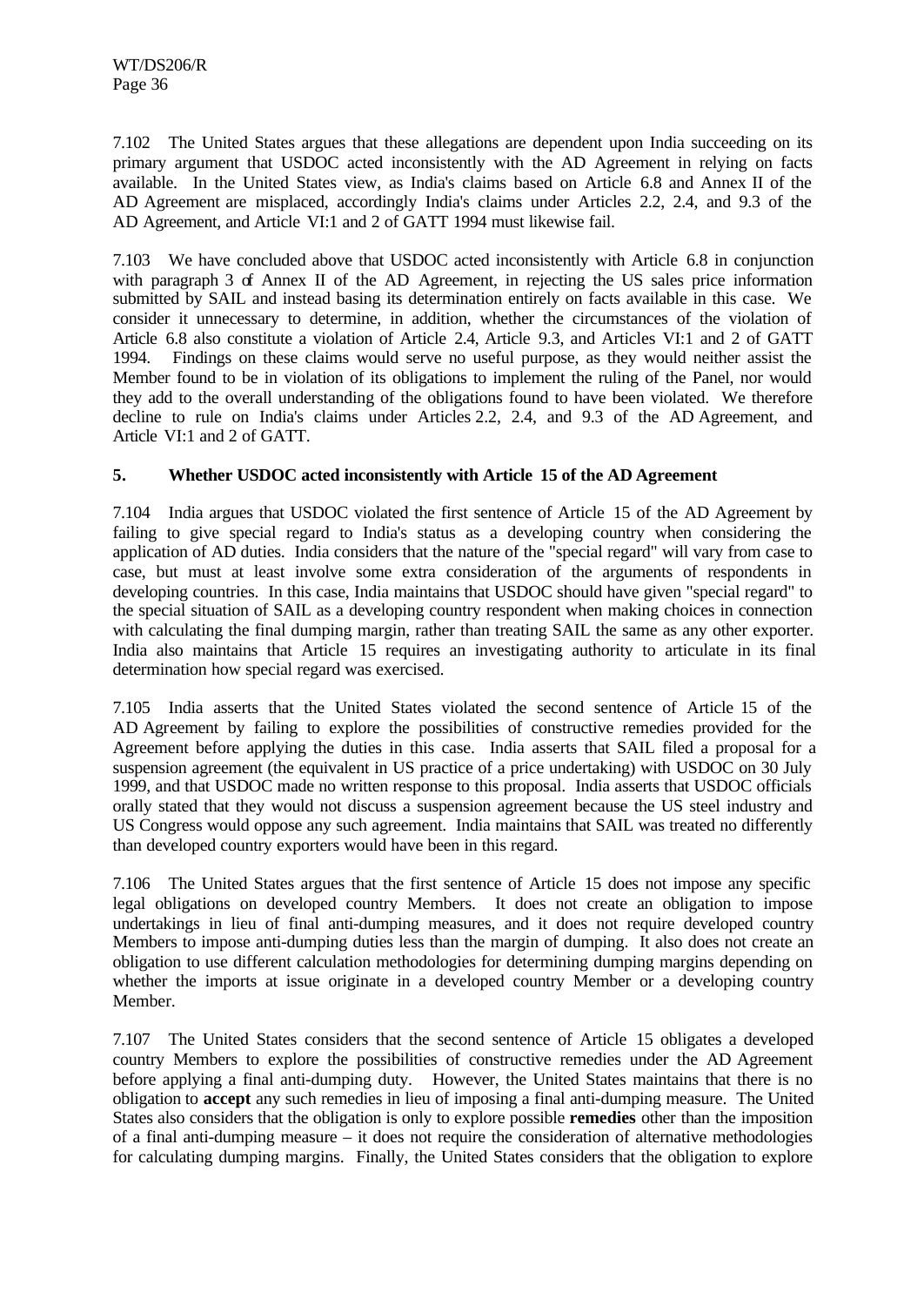7.102 The United States argues that these allegations are dependent upon India succeeding on its primary argument that USDOC acted inconsistently with the AD Agreement in relying on facts available. In the United States view, as India's claims based on Article 6.8 and Annex II of the AD Agreement are misplaced, accordingly India's claims under Articles 2.2, 2.4, and 9.3 of the AD Agreement, and Article VI:1 and 2 of GATT 1994 must likewise fail.

7.103 We have concluded above that USDOC acted inconsistently with Article 6.8 in conjunction with paragraph 3 of Annex II of the AD Agreement, in rejecting the US sales price information submitted by SAIL and instead basing its determination entirely on facts available in this case. We consider it unnecessary to determine, in addition, whether the circumstances of the violation of Article 6.8 also constitute a violation of Article 2.4, Article 9.3, and Articles VI:1 and 2 of GATT 1994. Findings on these claims would serve no useful purpose, as they would neither assist the Member found to be in violation of its obligations to implement the ruling of the Panel, nor would they add to the overall understanding of the obligations found to have been violated. We therefore decline to rule on India's claims under Articles 2.2, 2.4, and 9.3 of the AD Agreement, and Article VI:1 and 2 of GATT.

### 5. Whether USDOC acted inconsistently with Article 15 of the AD Agreement

7.104 India argues that USDOC violated the first sentence of Article 15 of the AD Agreement by failing to give special regard to India's status as a developing country when considering the application of AD duties. India considers that the nature of the "special regard" will vary from case to case, but must at least involve some extra consideration of the arguments of respondents in developing countries. In this case, India maintains that USDOC should have given "special regard" to the special situation of SAIL as a developing country respondent when making choices in connection with calculating the final dumping margin, rather than treating SAIL the same as any other exporter. India also maintains that Article 15 requires an investigating authority to articulate in its final determination how special regard was exercised.

7.105 India asserts that the United States violated the second sentence of Article 15 of the AD Agreement by failing to explore the possibilities of constructive remedies provided for the Agreement before applying the duties in this case. India asserts that SAIL filed a proposal for a suspension agreement (the equivalent in US practice of a price undertaking) with USDOC on 30 July 1999, and that USDOC made no written response to this proposal. India asserts that USDOC officials orally stated that they would not discuss a suspension agreement because the US steel industry and US Congress would oppose any such agreement. India maintains that SAIL was treated no differently than developed country exporters would have been in this regard.

7.106 The United States argues that the first sentence of Article 15 does not impose any specific legal obligations on developed country Members. It does not create an obligation to impose undertakings in lieu of final anti-dumping measures, and it does not require developed country Members to impose anti-dumping duties less than the margin of dumping. It also does not create an obligation to use different calculation methodologies for determining dumping margins depending on whether the imports at issue originate in a developed country Member or a developing country Member.

7.107 The United States considers that the second sentence of Article 15 obligates a developed country Members to explore the possibilities of constructive remedies under the AD Agreement before applying a final anti-dumping duty. However, the United States maintains that there is no obligation to **accept** any such remedies in lieu of imposing a final anti-dumping measure. The United States also considers that the obligation is only to explore possible **remedies** other than the imposition of a final anti-dumping measure – it does not require the consideration of alternative methodologies for calculating dumping margins. Finally, the United States considers that the obligation to explore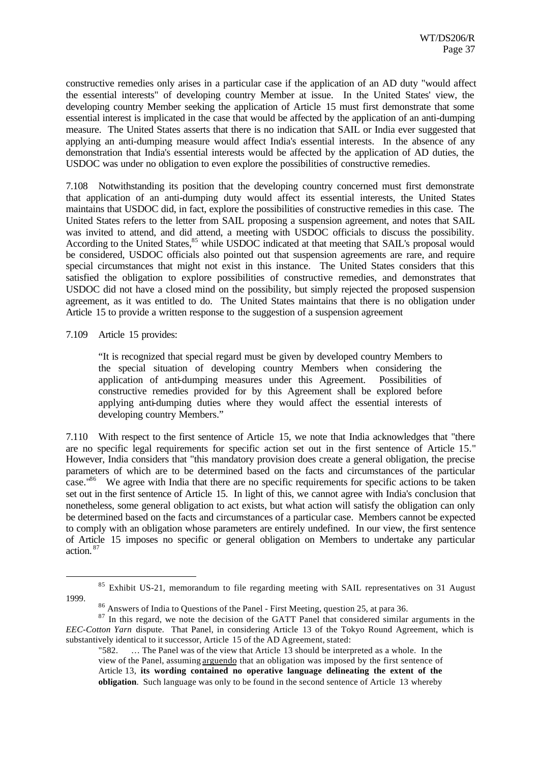constructive remedies only arises in a particular case if the application of an AD duty "would affect the essential interests" of developing country Member at issue. In the United States' view, the developing country Member seeking the application of Article 15 must first demonstrate that some essential interest is implicated in the case that would be affected by the application of an anti-dumping measure. The United States asserts that there is no indication that SAIL or India ever suggested that applying an anti-dumping measure would affect India's essential interests. In the absence of any demonstration that India's essential interests would be affected by the application of AD duties, the USDOC was under no obligation to even explore the possibilities of constructive remedies.

7.108 Notwithstanding its position that the developing country concerned must first demonstrate that application of an anti-dumping duty would affect its essential interests, the United States maintains that USDOC did, in fact, explore the possibilities of constructive remedies in this case. The United States refers to the letter from SAIL proposing a suspension agreement, and notes that SAIL was invited to attend, and did attend, a meeting with USDOC officials to discuss the possibility. According to the United States,[85] while USDOC indicated at that meeting that SAIL's proposal would be considered, USDOC officials also pointed out that suspension agreements are rare, and require special circumstances that might not exist in this instance. The United States considers that this satisfied the obligation to explore possibilities of constructive remedies, and demonstrates that USDOC did not have a closed mind on the possibility, but simply rejected the proposed suspension agreement, as it was entitled to do. The United States maintains that there is no obligation under Article 15 to provide a written response to the suggestion of a suspension agreement

7.109 Article 15 provides:

> "It is recognized that special regard must be given by developed country Members to the special situation of developing country Members when considering the application of anti-dumping measures under this Agreement. Possibilities of constructive remedies provided for by this Agreement shall be explored before applying anti-dumping duties where they would affect the essential interests of developing country Members."

7.110 With respect to the first sentence of Article 15, we note that India acknowledges that "there are no specific legal requirements for specific action set out in the first sentence of Article 15." However, India considers that "this mandatory provision does create a general obligation, the precise parameters of which are to be determined based on the facts and circumstances of the particular case."[86] We agree with India that there are no specific requirements for specific actions to be taken set out in the first sentence of Article 15. In light of this, we cannot agree with India's conclusion that nonetheless, some general obligation to act exists, but what action will satisfy the obligation can only be determined based on the facts and circumstances of a particular case. Members cannot be expected to comply with an obligation whose parameters are entirely undefined. In our view, the first sentence of Article 15 imposes no specific or general obligation on Members to undertake any particular action.[87]

---

[85] Exhibit US-21, memorandum to file regarding meeting with SAIL representatives on 31 August 1999.

[86] Answers of India to Questions of the Panel - First Meeting, question 25, at para 36.

[87] In this regard, we note the decision of the GATT Panel that considered similar arguments in the *EEC-Cotton Yarn* dispute. That Panel, in considering Article 13 of the Tokyo Round Agreement, which is substantively identical to it successor, Article 15 of the AD Agreement, stated:

> "582. … The Panel was of the view that Article 13 should be interpreted as a whole. In the view of the Panel, assuming arguendo that an obligation was imposed by the first sentence of Article 13, **its wording contained no operative language delineating the extent of the obligation**. Such language was only to be found in the second sentence of Article 13 whereby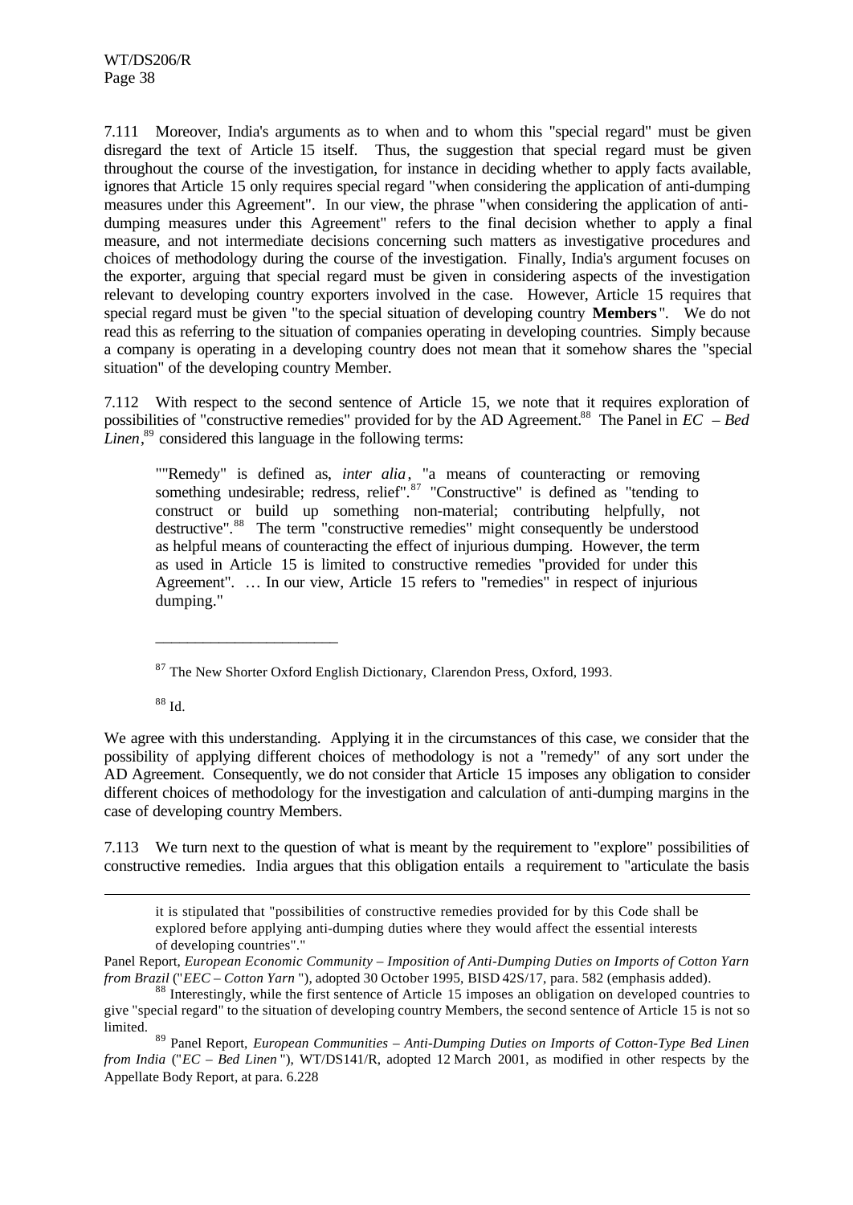7.111 Moreover, India's arguments as to when and to whom this "special regard" must be given disregard the text of Article 15 itself. Thus, the suggestion that special regard must be given throughout the course of the investigation, for instance in deciding whether to apply facts available, ignores that Article 15 only requires special regard "when considering the application of anti-dumping measures under this Agreement". In our view, the phrase "when considering the application of anti-dumping measures under this Agreement" refers to the final decision whether to apply a final measure, and not intermediate decisions concerning such matters as investigative procedures and choices of methodology during the course of the investigation. Finally, India's argument focuses on the exporter, arguing that special regard must be given in considering aspects of the investigation relevant to developing country exporters involved in the case. However, Article 15 requires that special regard must be given "to the special situation of developing country **Members**". We do not read this as referring to the situation of companies operating in developing countries. Simply because a company is operating in a developing country does not mean that it somehow shares the "special situation" of the developing country Member.

7.112 With respect to the second sentence of Article 15, we note that it requires exploration of possibilities of "constructive remedies" provided for by the AD Agreement.[88] The Panel in *EC – Bed Linen*,[89] considered this language in the following terms:

> ""Remedy" is defined as, *inter alia*, "a means of counteracting or removing something undesirable; redress, relief".[87] "Constructive" is defined as "tending to construct or build up something non-material; contributing helpfully, not destructive".[88] The term "constructive remedies" might consequently be understood as helpful means of counteracting the effect of injurious dumping. However, the term as used in Article 15 is limited to constructive remedies "provided for under this Agreement". … In our view, Article 15 refers to "remedies" in respect of injurious dumping."
>
> ---
>
> [87] The New Shorter Oxford English Dictionary, Clarendon Press, Oxford, 1993.
>
> [88] Id.

We agree with this understanding. Applying it in the circumstances of this case, we consider that the possibility of applying different choices of methodology is not a "remedy" of any sort under the AD Agreement. Consequently, we do not consider that Article 15 imposes any obligation to consider different choices of methodology for the investigation and calculation of anti-dumping margins in the case of developing country Members.

7.113 We turn next to the question of what is meant by the requirement to "explore" possibilities of constructive remedies. India argues that this obligation entails a requirement to "articulate the basis

---

> it is stipulated that "possibilities of constructive remedies provided for by this Code shall be explored before applying anti-dumping duties where they would affect the essential interests of developing countries"."

Panel Report, *European Economic Community – Imposition of Anti-Dumping Duties on Imports of Cotton Yarn from Brazil* ("*EEC – Cotton Yarn*"), adopted 30 October 1995, BISD 42S/17, para. 582 (emphasis added).

[88] Interestingly, while the first sentence of Article 15 imposes an obligation on developed countries to give "special regard" to the situation of developing country Members, the second sentence of Article 15 is not so limited.

[89] Panel Report, *European Communities – Anti-Dumping Duties on Imports of Cotton-Type Bed Linen from India* ("*EC – Bed Linen*"), WT/DS141/R, adopted 12 March 2001, as modified in other respects by the Appellate Body Report, at para. 6.228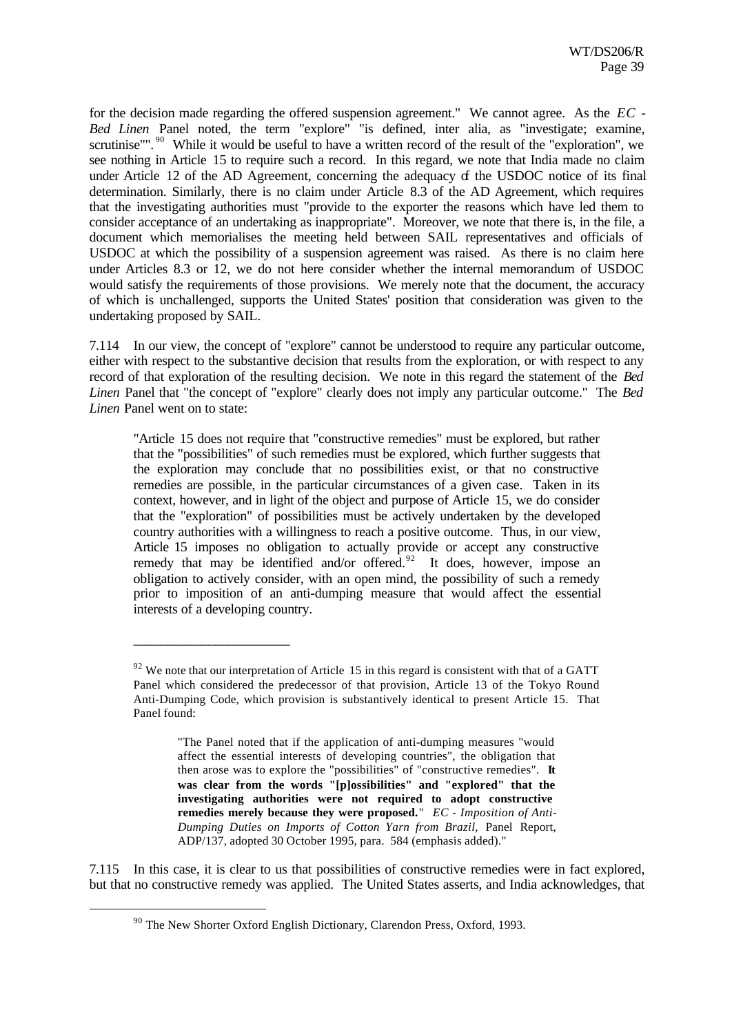for the decision made regarding the offered suspension agreement." We cannot agree. As the *EC - Bed Linen* Panel noted, the term "explore" "is defined, inter alia, as "investigate; examine, scrutinise"".[90] While it would be useful to have a written record of the result of the "exploration", we see nothing in Article 15 to require such a record. In this regard, we note that India made no claim under Article 12 of the AD Agreement, concerning the adequacy of the USDOC notice of its final determination. Similarly, there is no claim under Article 8.3 of the AD Agreement, which requires that the investigating authorities must "provide to the exporter the reasons which have led them to consider acceptance of an undertaking as inappropriate". Moreover, we note that there is, in the file, a document which memorialises the meeting held between SAIL representatives and officials of USDOC at which the possibility of a suspension agreement was raised. As there is no claim here under Articles 8.3 or 12, we do not here consider whether the internal memorandum of USDOC would satisfy the requirements of those provisions. We merely note that the document, the accuracy of which is unchallenged, supports the United States' position that consideration was given to the undertaking proposed by SAIL.

7.114 In our view, the concept of "explore" cannot be understood to require any particular outcome, either with respect to the substantive decision that results from the exploration, or with respect to any record of that exploration of the resulting decision. We note in this regard the statement of the *Bed Linen* Panel that "the concept of "explore" clearly does not imply any particular outcome." The *Bed Linen* Panel went on to state:

> "Article 15 does not require that "constructive remedies" must be explored, but rather that the "possibilities" of such remedies must be explored, which further suggests that the exploration may conclude that no possibilities exist, or that no constructive remedies are possible, in the particular circumstances of a given case. Taken in its context, however, and in light of the object and purpose of Article 15, we do consider that the "exploration" of possibilities must be actively undertaken by the developed country authorities with a willingness to reach a positive outcome. Thus, in our view, Article 15 imposes no obligation to actually provide or accept any constructive remedy that may be identified and/or offered.[92] It does, however, impose an obligation to actively consider, with an open mind, the possibility of such a remedy prior to imposition of an anti-dumping measure that would affect the essential interests of a developing country.
>
> ---
>
> [92] We note that our interpretation of Article 15 in this regard is consistent with that of a GATT Panel which considered the predecessor of that provision, Article 13 of the Tokyo Round Anti-Dumping Code, which provision is substantively identical to present Article 15. That Panel found:
>
> > "The Panel noted that if the application of anti-dumping measures "would affect the essential interests of developing countries", the obligation that then arose was to explore the "possibilities" of "constructive remedies". **It was clear from the words "[p]ossibilities" and "explored" that the investigating authorities were not required to adopt constructive remedies merely because they were proposed.**" *EC - Imposition of Anti-Dumping Duties on Imports of Cotton Yarn from Brazil*, Panel Report, ADP/137, adopted 30 October 1995, para. 584 (emphasis added)."

7.115 In this case, it is clear to us that possibilities of constructive remedies were in fact explored, but that no constructive remedy was applied. The United States asserts, and India acknowledges, that

---

[90] The New Shorter Oxford English Dictionary, Clarendon Press, Oxford, 1993.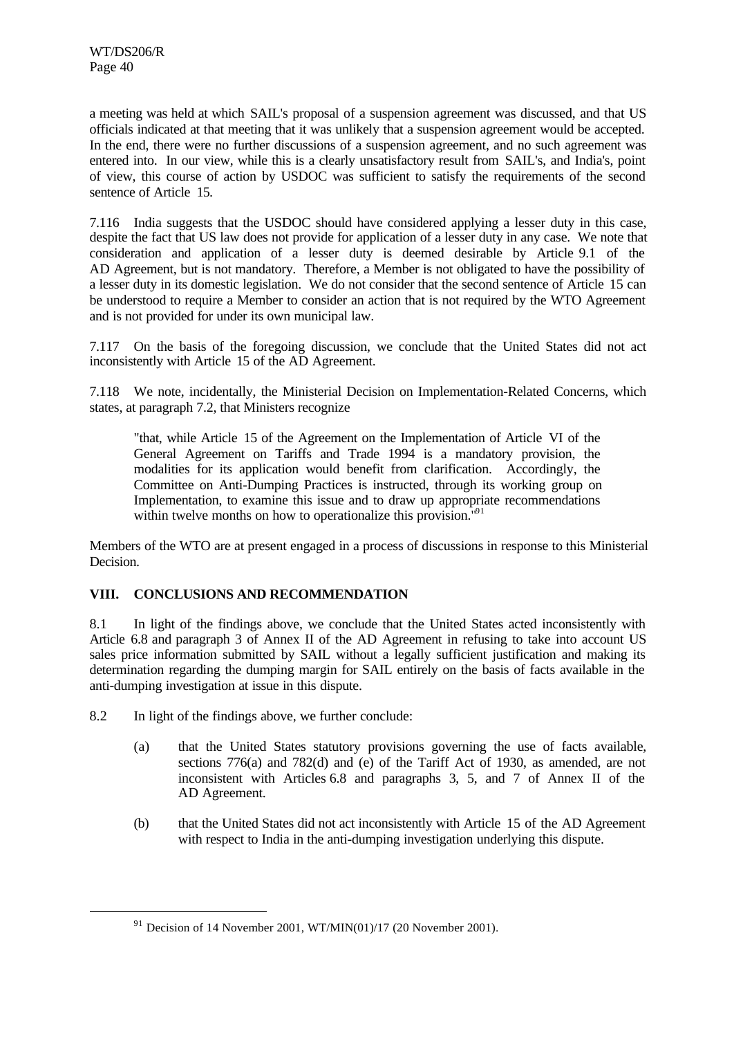a meeting was held at which SAIL's proposal of a suspension agreement was discussed, and that US officials indicated at that meeting that it was unlikely that a suspension agreement would be accepted. In the end, there were no further discussions of a suspension agreement, and no such agreement was entered into. In our view, while this is a clearly unsatisfactory result from SAIL's, and India's, point of view, this course of action by USDOC was sufficient to satisfy the requirements of the second sentence of Article 15.

7.116 India suggests that the USDOC should have considered applying a lesser duty in this case, despite the fact that US law does not provide for application of a lesser duty in any case. We note that consideration and application of a lesser duty is deemed desirable by Article 9.1 of the AD Agreement, but is not mandatory. Therefore, a Member is not obligated to have the possibility of a lesser duty in its domestic legislation. We do not consider that the second sentence of Article 15 can be understood to require a Member to consider an action that is not required by the WTO Agreement and is not provided for under its own municipal law.

7.117 On the basis of the foregoing discussion, we conclude that the United States did not act inconsistently with Article 15 of the AD Agreement.

7.118 We note, incidentally, the Ministerial Decision on Implementation-Related Concerns, which states, at paragraph 7.2, that Ministers recognize

> "that, while Article 15 of the Agreement on the Implementation of Article VI of the General Agreement on Tariffs and Trade 1994 is a mandatory provision, the modalities for its application would benefit from clarification. Accordingly, the Committee on Anti-Dumping Practices is instructed, through its working group on Implementation, to examine this issue and to draw up appropriate recommendations within twelve months on how to operationalize this provision."[91]

Members of the WTO are at present engaged in a process of discussions in response to this Ministerial Decision.

## VIII. CONCLUSIONS AND RECOMMENDATION

8.1 In light of the findings above, we conclude that the United States acted inconsistently with Article 6.8 and paragraph 3 of Annex II of the AD Agreement in refusing to take into account US sales price information submitted by SAIL without a legally sufficient justification and making its determination regarding the dumping margin for SAIL entirely on the basis of facts available in the anti-dumping investigation at issue in this dispute.

8.2 In light of the findings above, we further conclude:

(a) that the United States statutory provisions governing the use of facts available, sections 776(a) and 782(d) and (e) of the Tariff Act of 1930, as amended, are not inconsistent with Articles 6.8 and paragraphs 3, 5, and 7 of Annex II of the AD Agreement.

(b) that the United States did not act inconsistently with Article 15 of the AD Agreement with respect to India in the anti-dumping investigation underlying this dispute.

---

[91] Decision of 14 November 2001, WT/MIN(01)/17 (20 November 2001).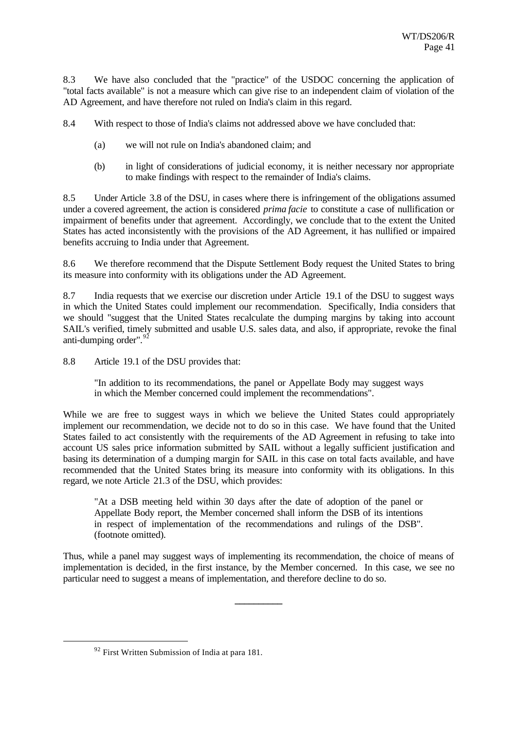8.3 We have also concluded that the "practice" of the USDOC concerning the application of "total facts available" is not a measure which can give rise to an independent claim of violation of the AD Agreement, and have therefore not ruled on India's claim in this regard.

8.4 With respect to those of India's claims not addressed above we have concluded that:

(a) we will not rule on India's abandoned claim; and

(b) in light of considerations of judicial economy, it is neither necessary nor appropriate to make findings with respect to the remainder of India's claims.

8.5 Under Article 3.8 of the DSU, in cases where there is infringement of the obligations assumed under a covered agreement, the action is considered *prima facie* to constitute a case of nullification or impairment of benefits under that agreement. Accordingly, we conclude that to the extent the United States has acted inconsistently with the provisions of the AD Agreement, it has nullified or impaired benefits accruing to India under that Agreement.

8.6 We therefore recommend that the Dispute Settlement Body request the United States to bring its measure into conformity with its obligations under the AD Agreement.

8.7 India requests that we exercise our discretion under Article 19.1 of the DSU to suggest ways in which the United States could implement our recommendation. Specifically, India considers that we should "suggest that the United States recalculate the dumping margins by taking into account SAIL's verified, timely submitted and usable U.S. sales data, and also, if appropriate, revoke the final anti-dumping order".[92]

8.8 Article 19.1 of the DSU provides that:

> "In addition to its recommendations, the panel or Appellate Body may suggest ways in which the Member concerned could implement the recommendations".

While we are free to suggest ways in which we believe the United States could appropriately implement our recommendation, we decide not to do so in this case. We have found that the United States failed to act consistently with the requirements of the AD Agreement in refusing to take into account US sales price information submitted by SAIL without a legally sufficient justification and basing its determination of a dumping margin for SAIL in this case on total facts available, and have recommended that the United States bring its measure into conformity with its obligations. In this regard, we note Article 21.3 of the DSU, which provides:

> "At a DSB meeting held within 30 days after the date of adoption of the panel or Appellate Body report, the Member concerned shall inform the DSB of its intentions in respect of implementation of the recommendations and rulings of the DSB". (footnote omitted).

Thus, while a panel may suggest ways of implementing its recommendation, the choice of means of implementation is decided, in the first instance, by the Member concerned. In this case, we see no particular need to suggest a means of implementation, and therefore decline to do so.

---

[92] First Written Submission of India at para 181.